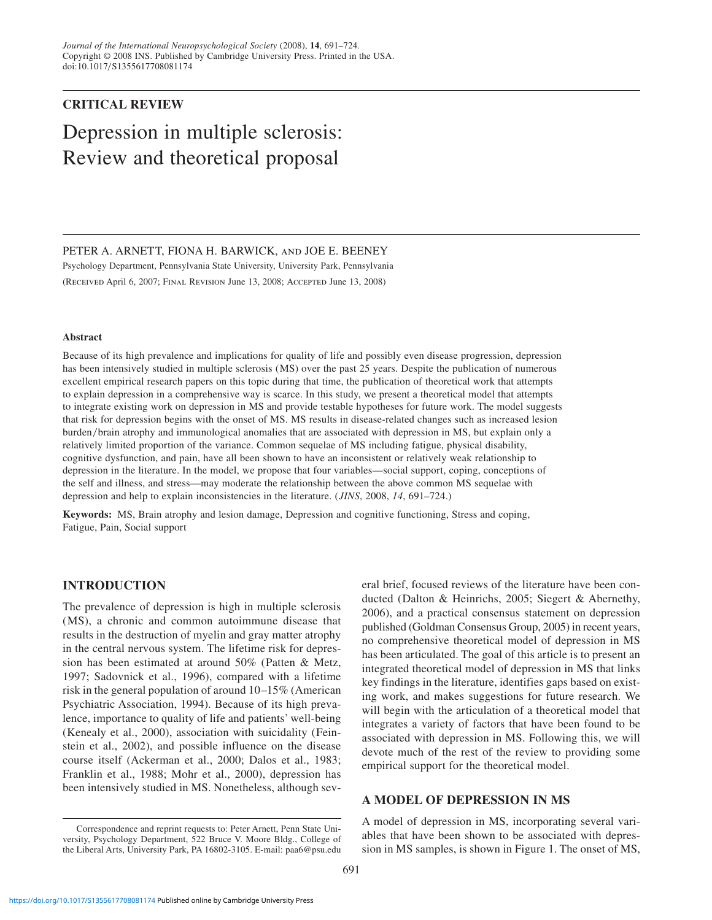Journal of the International Neuropsychological Society (2008), **14**, 691–724.
Copyright © 2008 INS. Published by Cambridge University Press. Printed in the USA.
doi:10.1017/S1355617708081174

**CRITICAL REVIEW**

# Depression in multiple sclerosis: Review and theoretical proposal

PETER A. ARNETT, FIONA H. BARWICK, AND JOE E. BEENEY

Psychology Department, Pennsylvania State University, University Park, Pennsylvania

(Received April 6, 2007; Final Revision June 13, 2008; Accepted June 13, 2008)

#### Abstract

Because of its high prevalence and implications for quality of life and possibly even disease progression, depression has been intensively studied in multiple sclerosis (MS) over the past 25 years. Despite the publication of numerous excellent empirical research papers on this topic during that time, the publication of theoretical work that attempts to explain depression in a comprehensive way is scarce. In this study, we present a theoretical model that attempts to integrate existing work on depression in MS and provide testable hypotheses for future work. The model suggests that risk for depression begins with the onset of MS. MS results in disease-related changes such as increased lesion burden/brain atrophy and immunological anomalies that are associated with depression in MS, but explain only a relatively limited proportion of the variance. Common sequelae of MS including fatigue, physical disability, cognitive dysfunction, and pain, have all been shown to have an inconsistent or relatively weak relationship to depression in the literature. In the model, we propose that four variables—social support, coping, conceptions of the self and illness, and stress—may moderate the relationship between the above common MS sequelae with depression and help to explain inconsistencies in the literature. (*JINS*, 2008, *14*, 691–724.)

**Keywords:** MS, Brain atrophy and lesion damage, Depression and cognitive functioning, Stress and coping, Fatigue, Pain, Social support

## INTRODUCTION

The prevalence of depression is high in multiple sclerosis (MS), a chronic and common autoimmune disease that results in the destruction of myelin and gray matter atrophy in the central nervous system. The lifetime risk for depression has been estimated at around 50% (Patten & Metz, 1997; Sadovnick et al., 1996), compared with a lifetime risk in the general population of around 10–15% (American Psychiatric Association, 1994). Because of its high prevalence, importance to quality of life and patients' well-being (Kenealy et al., 2000), association with suicidality (Feinstein et al., 2002), and possible influence on the disease course itself (Ackerman et al., 2000; Dalos et al., 1983; Franklin et al., 1988; Mohr et al., 2000), depression has been intensively studied in MS. Nonetheless, although several brief, focused reviews of the literature have been conducted (Dalton & Heinrichs, 2005; Siegert & Abernethy, 2006), and a practical consensus statement on depression published (Goldman Consensus Group, 2005) in recent years, no comprehensive theoretical model of depression in MS has been articulated. The goal of this article is to present an integrated theoretical model of depression in MS that links key findings in the literature, identifies gaps based on existing work, and makes suggestions for future research. We will begin with the articulation of a theoretical model that integrates a variety of factors that have been found to be associated with depression in MS. Following this, we will devote much of the rest of the review to providing some empirical support for the theoretical model.

## A MODEL OF DEPRESSION IN MS

A model of depression in MS, incorporating several variables that have been shown to be associated with depression in MS samples, is shown in Figure 1. The onset of MS,

Correspondence and reprint requests to: Peter Arnett, Penn State University, Psychology Department, 522 Bruce V. Moore Bldg., College of the Liberal Arts, University Park, PA 16802-3105. E-mail: paa6@psu.edu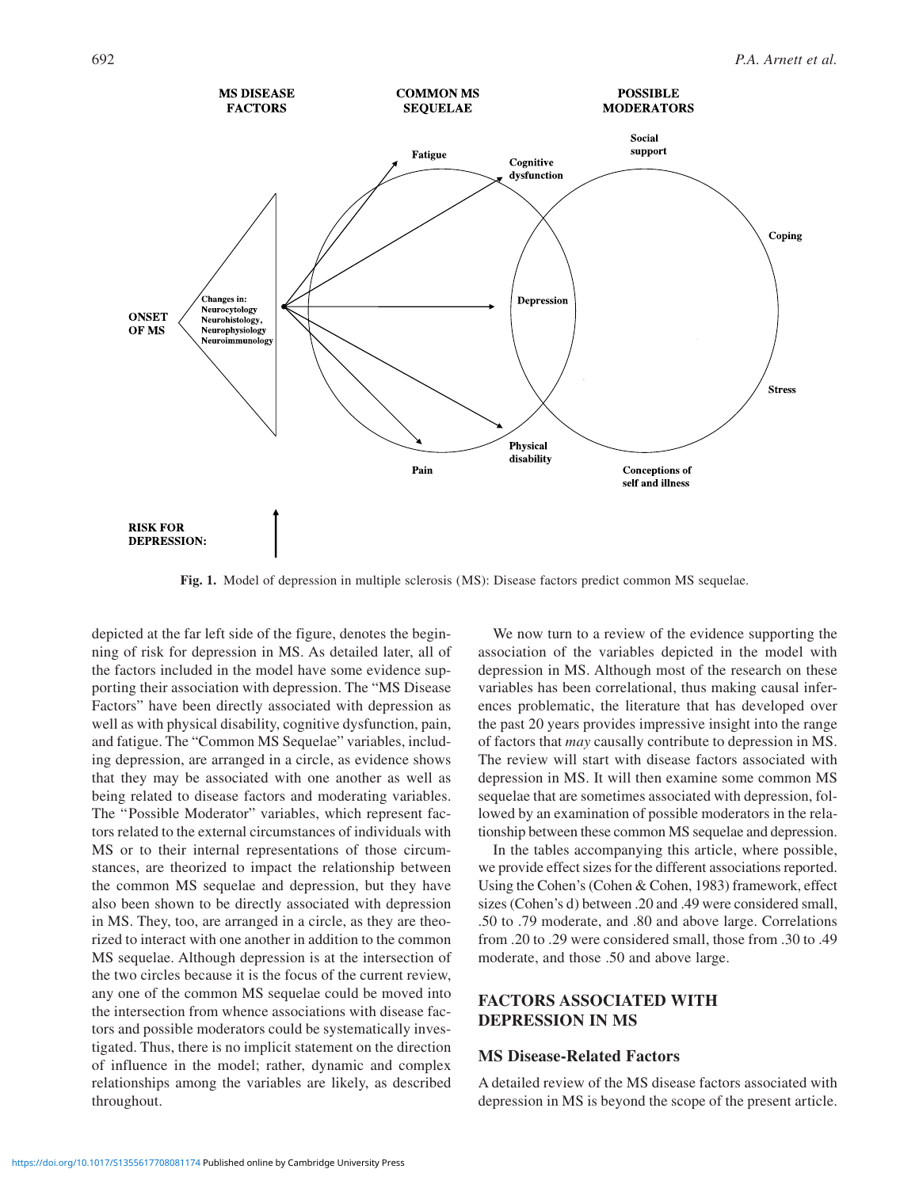MS DISEASE FACTORS

COMMON MS SEQUELAE

POSSIBLE MODERATORS

Fatigue

Cognitive dysfunction

Social support

Coping

ONSET OF MS

Changes in: Neurocytology Neurohistology, Neurophysiology Neuroimmunology

Depression

Stress

Physical disability

Pain

Conceptions of self and illness

RISK FOR DEPRESSION:

**Fig. 1.** Model of depression in multiple sclerosis (MS): Disease factors predict common MS sequelae.

depicted at the far left side of the figure, denotes the beginning of risk for depression in MS. As detailed later, all of the factors included in the model have some evidence supporting their association with depression. The "MS Disease Factors" have been directly associated with depression as well as with physical disability, cognitive dysfunction, pain, and fatigue. The "Common MS Sequelae" variables, including depression, are arranged in a circle, as evidence shows that they may be associated with one another as well as being related to disease factors and moderating variables. The "Possible Moderator" variables, which represent factors related to the external circumstances of individuals with MS or to their internal representations of those circumstances, are theorized to impact the relationship between the common MS sequelae and depression, but they have also been shown to be directly associated with depression in MS. They, too, are arranged in a circle, as they are theorized to interact with one another in addition to the common MS sequelae. Although depression is at the intersection of the two circles because it is the focus of the current review, any one of the common MS sequelae could be moved into the intersection from whence associations with disease factors and possible moderators could be systematically investigated. Thus, there is no implicit statement on the direction of influence in the model; rather, dynamic and complex relationships among the variables are likely, as described throughout.

We now turn to a review of the evidence supporting the association of the variables depicted in the model with depression in MS. Although most of the research on these variables has been correlational, thus making causal inferences problematic, the literature that has developed over the past 20 years provides impressive insight into the range of factors that *may* causally contribute to depression in MS. The review will start with disease factors associated with depression in MS. It will then examine some common MS sequelae that are sometimes associated with depression, followed by an examination of possible moderators in the relationship between these common MS sequelae and depression.

In the tables accompanying this article, where possible, we provide effect sizes for the different associations reported. Using the Cohen's (Cohen & Cohen, 1983) framework, effect sizes (Cohen's d) between .20 and .49 were considered small, .50 to .79 moderate, and .80 and above large. Correlations from .20 to .29 were considered small, those from .30 to .49 moderate, and those .50 and above large.

## FACTORS ASSOCIATED WITH DEPRESSION IN MS

### MS Disease-Related Factors

A detailed review of the MS disease factors associated with depression in MS is beyond the scope of the present article.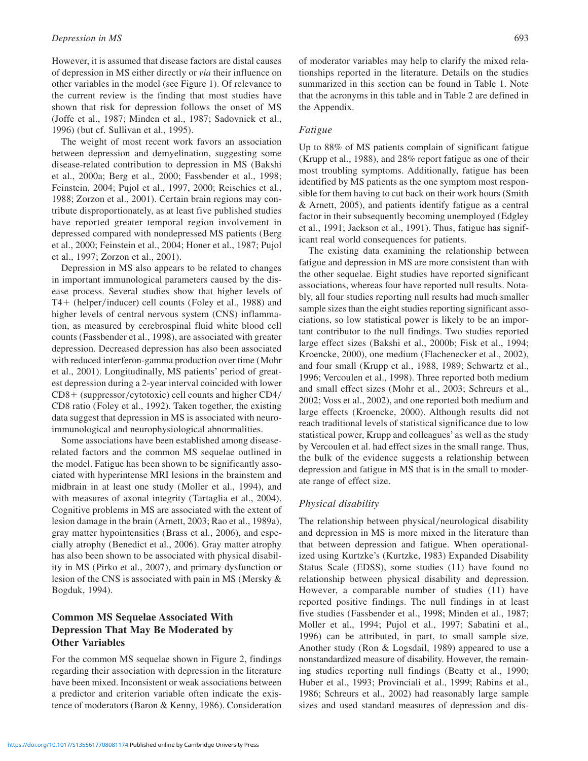However, it is assumed that disease factors are distal causes of depression in MS either directly or *via* their influence on other variables in the model (see Figure 1). Of relevance to the current review is the finding that most studies have shown that risk for depression follows the onset of MS (Joffe et al., 1987; Minden et al., 1987; Sadovnick et al., 1996) (but cf. Sullivan et al., 1995).

The weight of most recent work favors an association between depression and demyelination, suggesting some disease-related contribution to depression in MS (Bakshi et al., 2000a; Berg et al., 2000; Fassbender et al., 1998; Feinstein, 2004; Pujol et al., 1997, 2000; Reischies et al., 1988; Zorzon et al., 2001). Certain brain regions may contribute disproportionately, as at least five published studies have reported greater temporal region involvement in depressed compared with nondepressed MS patients (Berg et al., 2000; Feinstein et al., 2004; Honer et al., 1987; Pujol et al., 1997; Zorzon et al., 2001).

Depression in MS also appears to be related to changes in important immunological parameters caused by the disease process. Several studies show that higher levels of T4+ (helper/inducer) cell counts (Foley et al., 1988) and higher levels of central nervous system (CNS) inflammation, as measured by cerebrospinal fluid white blood cell counts (Fassbender et al., 1998), are associated with greater depression. Decreased depression has also been associated with reduced interferon-gamma production over time (Mohr et al., 2001). Longitudinally, MS patients' period of greatest depression during a 2-year interval coincided with lower CD8+ (suppressor/cytotoxic) cell counts and higher CD4/CD8 ratio (Foley et al., 1992). Taken together, the existing data suggest that depression in MS is associated with neuroimmunological and neurophysiological abnormalities.

Some associations have been established among disease-related factors and the common MS sequelae outlined in the model. Fatigue has been shown to be significantly associated with hyperintense MRI lesions in the brainstem and midbrain in at least one study (Moller et al., 1994), and with measures of axonal integrity (Tartaglia et al., 2004). Cognitive problems in MS are associated with the extent of lesion damage in the brain (Arnett, 2003; Rao et al., 1989a), gray matter hypointensities (Brass et al., 2006), and especially atrophy (Benedict et al., 2006). Gray matter atrophy has also been shown to be associated with physical disability in MS (Pirko et al., 2007), and primary dysfunction or lesion of the CNS is associated with pain in MS (Mersky & Bogduk, 1994).

## Common MS Sequelae Associated With Depression That May Be Moderated by Other Variables

For the common MS sequelae shown in Figure 2, findings regarding their association with depression in the literature have been mixed. Inconsistent or weak associations between a predictor and criterion variable often indicate the existence of moderators (Baron & Kenny, 1986). Consideration of moderator variables may help to clarify the mixed relationships reported in the literature. Details on the studies summarized in this section can be found in Table 1. Note that the acronyms in this table and in Table 2 are defined in the Appendix.

### *Fatigue*

Up to 88% of MS patients complain of significant fatigue (Krupp et al., 1988), and 28% report fatigue as one of their most troubling symptoms. Additionally, fatigue has been identified by MS patients as the one symptom most responsible for them having to cut back on their work hours (Smith & Arnett, 2005), and patients identify fatigue as a central factor in their subsequently becoming unemployed (Edgley et al., 1991; Jackson et al., 1991). Thus, fatigue has significant real world consequences for patients.

The existing data examining the relationship between fatigue and depression in MS are more consistent than with the other sequelae. Eight studies have reported significant associations, whereas four have reported null results. Notably, all four studies reporting null results had much smaller sample sizes than the eight studies reporting significant associations, so low statistical power is likely to be an important contributor to the null findings. Two studies reported large effect sizes (Bakshi et al., 2000b; Fisk et al., 1994; Kroencke, 2000), one medium (Flachenecker et al., 2002), and four small (Krupp et al., 1988, 1989; Schwartz et al., 1996; Vercoulen et al., 1998). Three reported both medium and small effect sizes (Mohr et al., 2003; Schreurs et al., 2002; Voss et al., 2002), and one reported both medium and large effects (Kroencke, 2000). Although results did not reach traditional levels of statistical significance due to low statistical power, Krupp and colleagues' as well as the study by Vercoulen et al. had effect sizes in the small range. Thus, the bulk of the evidence suggests a relationship between depression and fatigue in MS that is in the small to moderate range of effect size.

### *Physical disability*

The relationship between physical/neurological disability and depression in MS is more mixed in the literature than that between depression and fatigue. When operationalized using Kurtzke's (Kurtzke, 1983) Expanded Disability Status Scale (EDSS), some studies (11) have found no relationship between physical disability and depression. However, a comparable number of studies (11) have reported positive findings. The null findings in at least five studies (Fassbender et al., 1998; Minden et al., 1987; Moller et al., 1994; Pujol et al., 1997; Sabatini et al., 1996) can be attributed, in part, to small sample size. Another study (Ron & Logsdail, 1989) appeared to use a nonstandardized measure of disability. However, the remaining studies reporting null findings (Beatty et al., 1990; Huber et al., 1993; Provinciali et al., 1999; Rabins et al., 1986; Schreurs et al., 2002) had reasonably large sample sizes and used standard measures of depression and dis-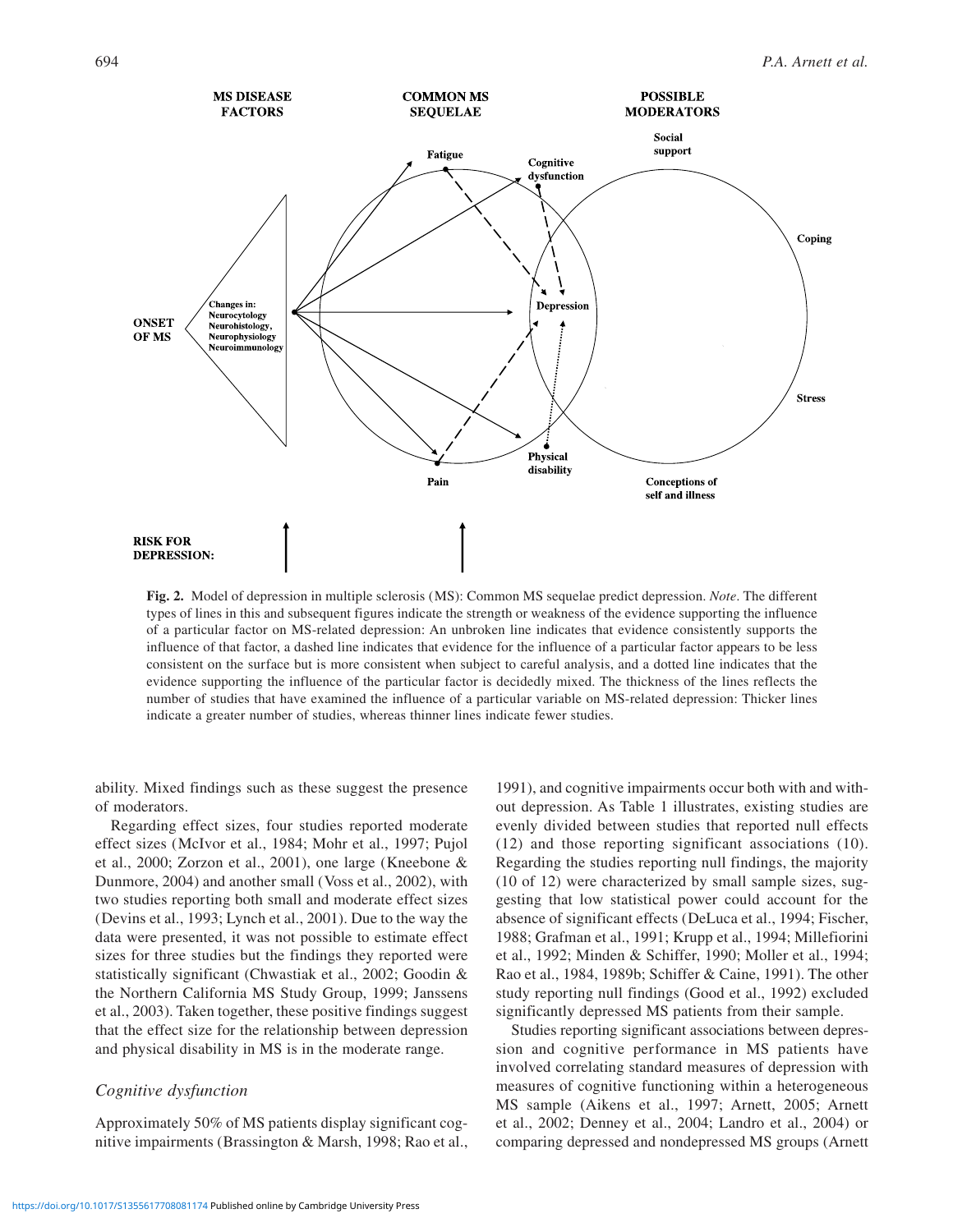**Fig. 2.** Model of depression in multiple sclerosis (MS): Common MS sequelae predict depression. *Note*. The different types of lines in this and subsequent figures indicate the strength or weakness of the evidence supporting the influence of a particular factor on MS-related depression: An unbroken line indicates that evidence consistently supports the influence of that factor, a dashed line indicates that evidence for the influence of a particular factor appears to be less consistent on the surface but is more consistent when subject to careful analysis, and a dotted line indicates that the evidence supporting the influence of the particular factor is decidedly mixed. The thickness of the lines reflects the number of studies that have examined the influence of a particular variable on MS-related depression: Thicker lines indicate a greater number of studies, whereas thinner lines indicate fewer studies.

ability. Mixed findings such as these suggest the presence of moderators.

Regarding effect sizes, four studies reported moderate effect sizes (McIvor et al., 1984; Mohr et al., 1997; Pujol et al., 2000; Zorzon et al., 2001), one large (Kneebone & Dunmore, 2004) and another small (Voss et al., 2002), with two studies reporting both small and moderate effect sizes (Devins et al., 1993; Lynch et al., 2001). Due to the way the data were presented, it was not possible to estimate effect sizes for three studies but the findings they reported were statistically significant (Chwastiak et al., 2002; Goodin & the Northern California MS Study Group, 1999; Janssens et al., 2003). Taken together, these positive findings suggest that the effect size for the relationship between depression and physical disability in MS is in the moderate range.

### *Cognitive dysfunction*

Approximately 50% of MS patients display significant cognitive impairments (Brassington & Marsh, 1998; Rao et al., 1991), and cognitive impairments occur both with and without depression. As Table 1 illustrates, existing studies are evenly divided between studies that reported null effects (12) and those reporting significant associations (10). Regarding the studies reporting null findings, the majority (10 of 12) were characterized by small sample sizes, suggesting that low statistical power could account for the absence of significant effects (DeLuca et al., 1994; Fischer, 1988; Grafman et al., 1991; Krupp et al., 1994; Millefiorini et al., 1992; Minden & Schiffer, 1990; Moller et al., 1994; Rao et al., 1984, 1989b; Schiffer & Caine, 1991). The other study reporting null findings (Good et al., 1992) excluded significantly depressed MS patients from their sample.

Studies reporting significant associations between depression and cognitive performance in MS patients have involved correlating standard measures of depression with measures of cognitive functioning within a heterogeneous MS sample (Aikens et al., 1997; Arnett, 2005; Arnett et al., 2002; Denney et al., 2004; Landro et al., 2004) or comparing depressed and nondepressed MS groups (Arnett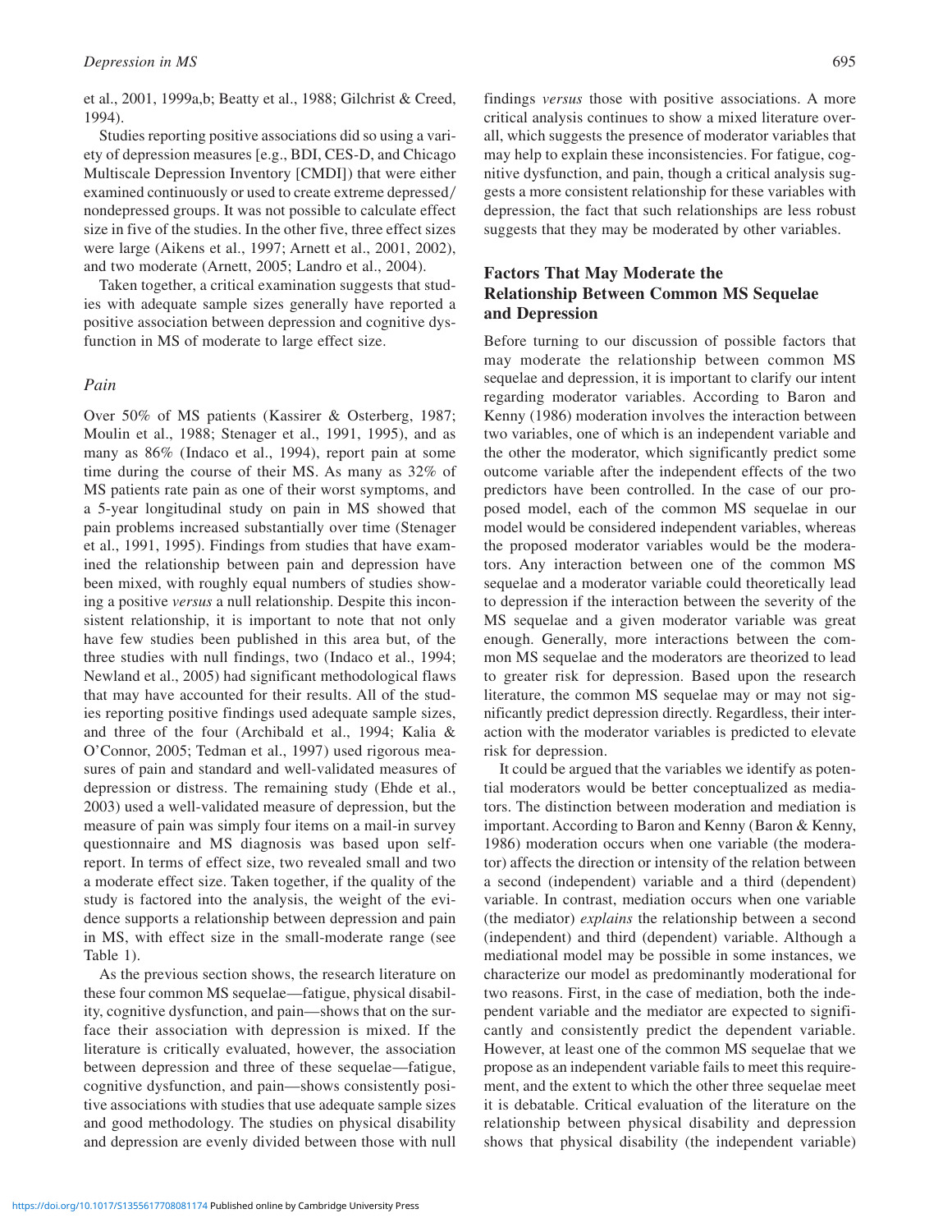et al., 2001, 1999a,b; Beatty et al., 1988; Gilchrist & Creed, 1994).

Studies reporting positive associations did so using a variety of depression measures [e.g., BDI, CES-D, and Chicago Multiscale Depression Inventory [CMDI]) that were either examined continuously or used to create extreme depressed/nondepressed groups. It was not possible to calculate effect size in five of the studies. In the other five, three effect sizes were large (Aikens et al., 1997; Arnett et al., 2001, 2002), and two moderate (Arnett, 2005; Landro et al., 2004).

Taken together, a critical examination suggests that studies with adequate sample sizes generally have reported a positive association between depression and cognitive dysfunction in MS of moderate to large effect size.

### *Pain*

Over 50% of MS patients (Kassirer & Osterberg, 1987; Moulin et al., 1988; Stenager et al., 1991, 1995), and as many as 86% (Indaco et al., 1994), report pain at some time during the course of their MS. As many as 32% of MS patients rate pain as one of their worst symptoms, and a 5-year longitudinal study on pain in MS showed that pain problems increased substantially over time (Stenager et al., 1991, 1995). Findings from studies that have examined the relationship between pain and depression have been mixed, with roughly equal numbers of studies showing a positive *versus* a null relationship. Despite this inconsistent relationship, it is important to note that not only have few studies been published in this area but, of the three studies with null findings, two (Indaco et al., 1994; Newland et al., 2005) had significant methodological flaws that may have accounted for their results. All of the studies reporting positive findings used adequate sample sizes, and three of the four (Archibald et al., 1994; Kalia & O'Connor, 2005; Tedman et al., 1997) used rigorous measures of pain and standard and well-validated measures of depression or distress. The remaining study (Ehde et al., 2003) used a well-validated measure of depression, but the measure of pain was simply four items on a mail-in survey questionnaire and MS diagnosis was based upon self-report. In terms of effect size, two revealed small and two a moderate effect size. Taken together, if the quality of the study is factored into the analysis, the weight of the evidence supports a relationship between depression and pain in MS, with effect size in the small-moderate range (see Table 1).

As the previous section shows, the research literature on these four common MS sequelae—fatigue, physical disability, cognitive dysfunction, and pain—shows that on the surface their association with depression is mixed. If the literature is critically evaluated, however, the association between depression and three of these sequelae—fatigue, cognitive dysfunction, and pain—shows consistently positive associations with studies that use adequate sample sizes and good methodology. The studies on physical disability and depression are evenly divided between those with null findings *versus* those with positive associations. A more critical analysis continues to show a mixed literature overall, which suggests the presence of moderator variables that may help to explain these inconsistencies. For fatigue, cognitive dysfunction, and pain, though a critical analysis suggests a more consistent relationship for these variables with depression, the fact that such relationships are less robust suggests that they may be moderated by other variables.

## Factors That May Moderate the Relationship Between Common MS Sequelae and Depression

Before turning to our discussion of possible factors that may moderate the relationship between common MS sequelae and depression, it is important to clarify our intent regarding moderator variables. According to Baron and Kenny (1986) moderation involves the interaction between two variables, one of which is an independent variable and the other the moderator, which significantly predict some outcome variable after the independent effects of the two predictors have been controlled. In the case of our proposed model, each of the common MS sequelae in our model would be considered independent variables, whereas the proposed moderator variables would be the moderators. Any interaction between one of the common MS sequelae and a moderator variable could theoretically lead to depression if the interaction between the severity of the MS sequelae and a given moderator variable was great enough. Generally, more interactions between the common MS sequelae and the moderators are theorized to lead to greater risk for depression. Based upon the research literature, the common MS sequelae may or may not significantly predict depression directly. Regardless, their interaction with the moderator variables is predicted to elevate risk for depression.

It could be argued that the variables we identify as potential moderators would be better conceptualized as mediators. The distinction between moderation and mediation is important. According to Baron and Kenny (Baron & Kenny, 1986) moderation occurs when one variable (the moderator) affects the direction or intensity of the relation between a second (independent) variable and a third (dependent) variable. In contrast, mediation occurs when one variable (the mediator) *explains* the relationship between a second (independent) and third (dependent) variable. Although a mediational model may be possible in some instances, we characterize our model as predominantly moderational for two reasons. First, in the case of mediation, both the independent variable and the mediator are expected to significantly and consistently predict the dependent variable. However, at least one of the common MS sequelae that we propose as an independent variable fails to meet this requirement, and the extent to which the other three sequelae meet it is debatable. Critical evaluation of the literature on the relationship between physical disability and depression shows that physical disability (the independent variable)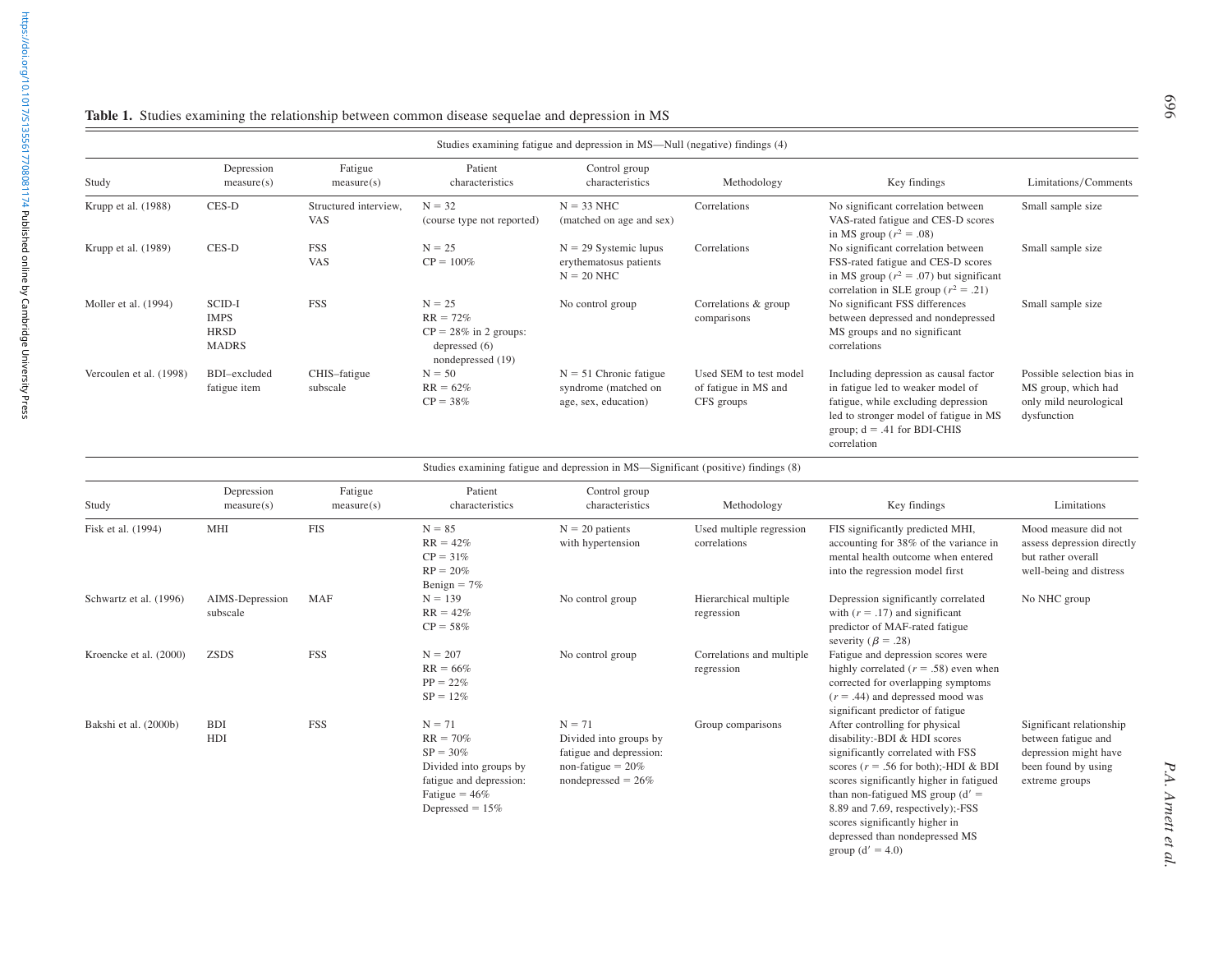**Table 1.** Studies examining the relationship between common disease sequelae and depression in MS

Studies examining fatigue and depression in MS—Null (negative) findings (4)

| Study | Depression measure(s) | Fatigue measure(s) | Patient characteristics | Control group characteristics | Methodology | Key findings | Limitations/Comments |
|---|---|---|---|---|---|---|---|
| Krupp et al. (1988) | CES-D | Structured interview, VAS | N = 32 (course type not reported) | N = 33 NHC (matched on age and sex) | Correlations | No significant correlation between VAS-rated fatigue and CES-D scores in MS group ($r^2 = .08$) | Small sample size |
| Krupp et al. (1989) | CES-D | FSS VAS | N = 25 CP = 100% | N = 29 Systemic lupus erythematosus patients N = 20 NHC | Correlations | No significant correlation between FSS-rated fatigue and CES-D scores in MS group ($r^2 = .07$) but significant correlation in SLE group ($r^2 = .21$) | Small sample size |
| Moller et al. (1994) | SCID-I IMPS HRSD MADRS | FSS | N = 25 RR = 72% CP = 28% in 2 groups: depressed (6) nondepressed (19) | No control group | Correlations & group comparisons | No significant FSS differences between depressed and nondepressed MS groups and no significant correlations | Small sample size |
| Vercoulen et al. (1998) | BDI–excluded fatigue item | CHIS–fatigue subscale | N = 50 RR = 62% CP = 38% | N = 51 Chronic fatigue syndrome (matched on age, sex, education) | Used SEM to test model of fatigue in MS and CFS groups | Including depression as causal factor in fatigue led to weaker model of fatigue, while excluding depression led to stronger model of fatigue in MS group; d = .41 for BDI-CHIS correlation | Possible selection bias in MS group, which had only mild neurological dysfunction |

Studies examining fatigue and depression in MS—Significant (positive) findings (8)

| Study | Depression measure(s) | Fatigue measure(s) | Patient characteristics | Control group characteristics | Methodology | Key findings | Limitations |
|---|---|---|---|---|---|---|---|
| Fisk et al. (1994) | MHI | FIS | N = 85 RR = 42% CP = 31% RP = 20% Benign = 7% | N = 20 patients with hypertension | Used multiple regression correlations | FIS significantly predicted MHI, accounting for 38% of the variance in mental health outcome when entered into the regression model first | Mood measure did not assess depression directly but rather overall well-being and distress |
| Schwartz et al. (1996) | AIMS-Depression subscale | MAF | N = 139 RR = 42% CP = 58% | No control group | Hierarchical multiple regression | Depression significantly correlated with ($r = .17$) and significant predictor of MAF-rated fatigue severity ($\beta = .28$) | No NHC group |
| Kroencke et al. (2000) | ZSDS | FSS | N = 207 RR = 66% PP = 22% SP = 12% | No control group | Correlations and multiple regression | Fatigue and depression scores were highly correlated ($r = .58$) even when corrected for overlapping symptoms ($r = .44$) and depressed mood was significant predictor of fatigue | |
| Bakshi et al. (2000b) | BDI HDI | FSS | N = 71 RR = 70% SP = 30% Divided into groups by fatigue and depression: Fatigue = 46% Depressed = 15% | N = 71 Divided into groups by fatigue and depression: non-fatigue = 20% nondepressed = 26% | Group comparisons | After controlling for physical disability:-BDI & HDI scores significantly correlated with FSS scores ($r = .56$ for both);-HDI & BDI scores significantly higher in fatigued than non-fatigued MS group ($d' = 8.89$ and 7.69, respectively);-FSS scores significantly higher in depressed than nondepressed MS group ($d' = 4.0$) | Significant relationship between fatigue and depression might have been found by using extreme groups |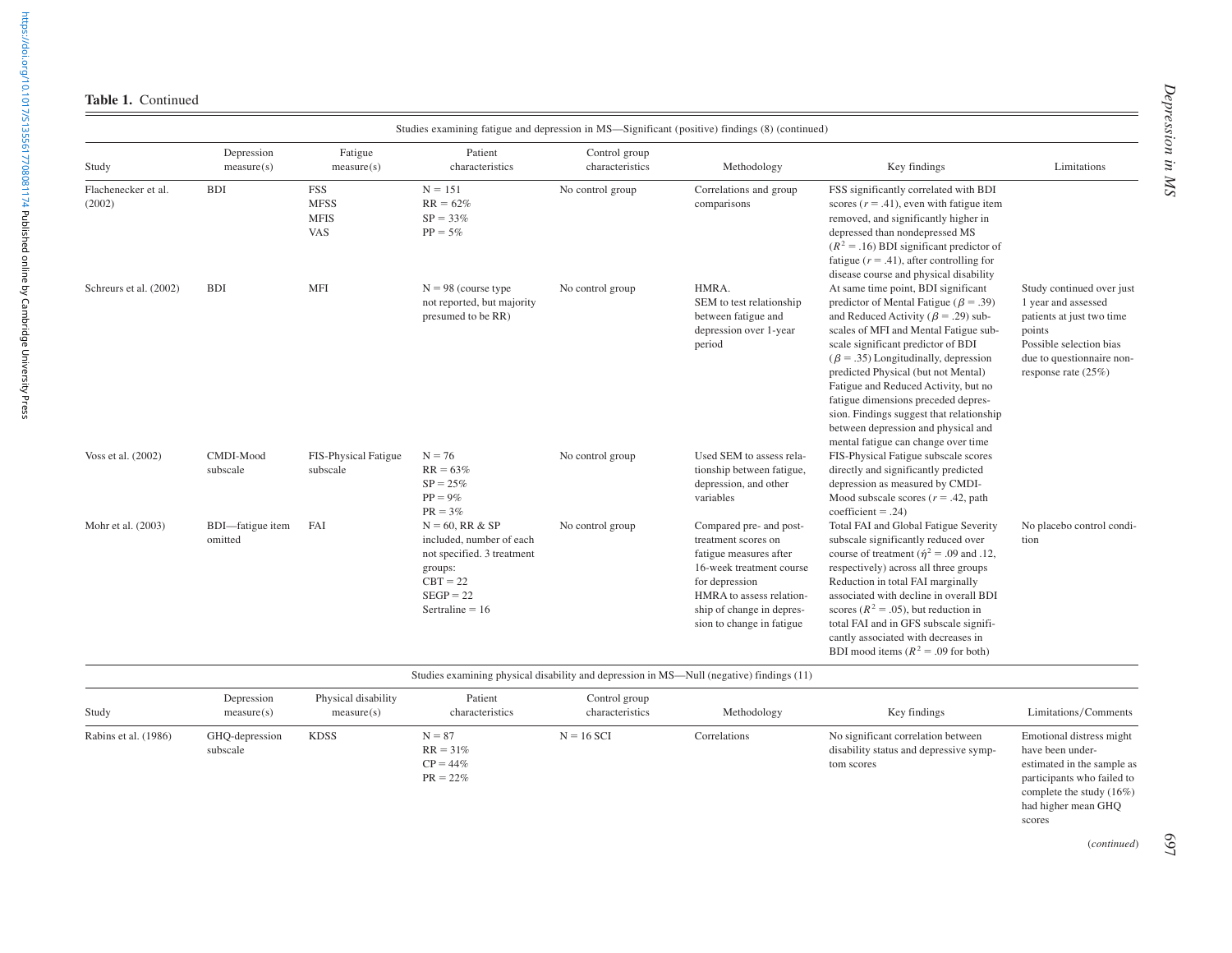**Table 1.** Continued

| Studies examining fatigue and depression in MS—Significant (positive) findings (8) (continued) | | | | | | | |
|---|---|---|---|---|---|---|---|
| Study | Depression measure(s) | Fatigue measure(s) | Patient characteristics | Control group characteristics | Methodology | Key findings | Limitations |
| Flachenecker et al. (2002) | BDI | FSS<br>MFSS<br>MFIS<br>VAS | N = 151<br>RR = 62%<br>SP = 33%<br>PP = 5% | No control group | Correlations and group comparisons | FSS significantly correlated with BDI scores ($r = .41$), even with fatigue item removed, and significantly higher in depressed than nondepressed MS ($R^2 = .16$) BDI significant predictor of fatigue ($r = .41$), after controlling for disease course and physical disability | |
| Schreurs et al. (2002) | BDI | MFI | N = 98 (course type not reported, but majority presumed to be RR) | No control group | HMRA.<br>SEM to test relationship between fatigue and depression over 1-year period | At same time point, BDI significant predictor of Mental Fatigue ($\beta = .39$) and Reduced Activity ($\beta = .29$) subscales of MFI and Mental Fatigue subscale significant predictor of BDI ($\beta = .35$) Longitudinally, depression predicted Physical (but not Mental) Fatigue and Reduced Activity, but no fatigue dimensions preceded depression. Findings suggest that relationship between depression and physical and mental fatigue can change over time | Study continued over just 1 year and assessed patients at just two time points<br>Possible selection bias due to questionnaire non-response rate (25%) |
| Voss et al. (2002) | CMDI-Mood subscale | FIS-Physical Fatigue subscale | N = 76<br>RR = 63%<br>SP = 25%<br>PP = 9%<br>PR = 3% | No control group | Used SEM to assess relationship between fatigue, depression, and other variables | FIS-Physical Fatigue subscale scores directly and significantly predicted depression as measured by CMDI-Mood subscale scores ($r = .42$, path coefficient = .24) | |
| Mohr et al. (2003) | BDI—fatigue item omitted | FAI | N = 60, RR & SP included, number of each not specified. 3 treatment groups:<br>CBT = 22<br>SEGP = 22<br>Sertraline = 16 | No control group | Compared pre- and post-treatment scores on fatigue measures after 16-week treatment course for depression<br>HMRA to assess relationship of change in depression to change in fatigue | Total FAI and Global Fatigue Severity subscale significantly reduced over course of treatment ($\hat{\eta}^2 = .09$ and .12, respectively) across all three groups Reduction in total FAI marginally associated with decline in overall BDI scores ($R^2 = .05$), but reduction in total FAI and in GFS subscale significantly associated with decreases in BDI mood items ($R^2 = .09$ for both) | No placebo control condition |
| **Studies examining physical disability and depression in MS—Null (negative) findings (11)** | | | | | | | |
| Study | Depression measure(s) | Physical disability measure(s) | Patient characteristics | Control group characteristics | Methodology | Key findings | Limitations/Comments |
| Rabins et al. (1986) | GHQ-depression subscale | KDSS | N = 87<br>RR = 31%<br>CP = 44%<br>PR = 22% | N = 16 SCI | Correlations | No significant correlation between disability status and depressive symptom scores | Emotional distress might have been under-estimated in the sample as participants who failed to complete the study (16%) had higher mean GHQ scores |

(*continued*)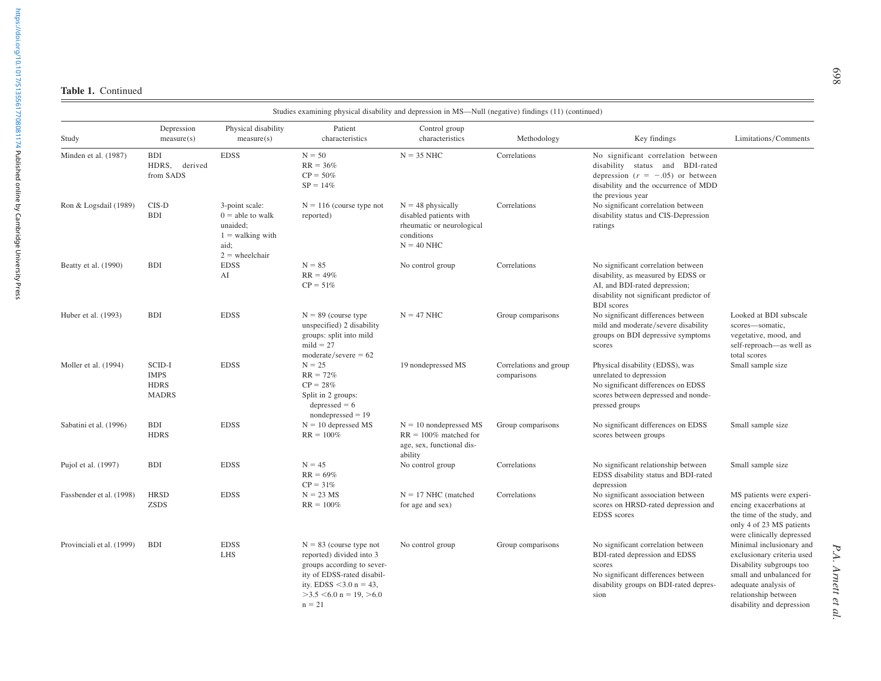**Table 1.** Continued

| Study | Depression measure(s) | Physical disability measure(s) | Patient characteristics | Control group characteristics | Methodology | Key findings | Limitations/Comments |
|---|---|---|---|---|---|---|---|
| Studies examining physical disability and depression in MS—Null (negative) findings (11) (continued) | | | | | | | |
| Minden et al. (1987) | BDI<br>HDRS, derived from SADS | EDSS | N = 50<br>RR = 36%<br>CP = 50%<br>SP = 14% | N = 35 NHC | Correlations | No significant correlation between disability status and BDI-rated depression ($r = -.05$) or between disability and the occurrence of MDD the previous year | |
| Ron & Logsdail (1989) | CIS-D<br>BDI | 3-point scale:<br>0 = able to walk unaided;<br>1 = walking with aid;<br>2 = wheelchair | N = 116 (course type not reported) | N = 48 physically disabled patients with rheumatic or neurological conditions<br>N = 40 NHC | Correlations | No significant correlation between disability status and CIS-Depression ratings | |
| Beatty et al. (1990) | BDI | EDSS<br>AI | N = 85<br>RR = 49%<br>CP = 51% | No control group | Correlations | No significant correlation between disability, as measured by EDSS or AI, and BDI-rated depression; disability not significant predictor of BDI scores | |
| Huber et al. (1993) | BDI | EDSS | N = 89 (course type unspecified) 2 disability groups: split into mild and moderate/severe<br>mild = 27<br>moderate/severe = 62 | N = 47 NHC | Group comparisons | No significant differences between mild and moderate/severe disability groups on BDI depressive symptoms scores | Looked at BDI subscale scores—somatic, vegetative, mood, and self-reproach—as well as total scores |
| Moller et al. (1994) | SCID-I<br>IMPS<br>HDRS<br>MADRS | EDSS | N = 25<br>RR = 72%<br>CP = 28%<br>Split in 2 groups:<br>depressed = 6<br>nondepressed = 19 | 19 nondepressed MS | Correlations and group comparisons | Physical disability (EDSS), was unrelated to depression<br>No significant differences on EDSS scores between depressed and nondepressed groups | Small sample size |
| Sabatini et al. (1996) | BDI<br>HDRS | EDSS | N = 10 depressed MS<br>RR = 100% | N = 10 nondepressed MS RR = 100% matched for age, sex, functional disability | Group comparisons | No significant differences on EDSS scores between groups | Small sample size |
| Pujol et al. (1997) | BDI | EDSS | N = 45<br>RR = 69%<br>CP = 31% | No control group | Correlations | No significant relationship between EDSS disability status and BDI-rated depression | Small sample size |
| Fassbender et al. (1998) | HRSD<br>ZSDS | EDSS | N = 23 MS<br>RR = 100% | N = 17 NHC (matched for age and sex) | Correlations | No significant association between scores on HRSD-rated depression and EDSS scores | MS patients were experiencing exacerbations at the time of the study, and only 4 of 23 MS patients were clinically depressed |
| Provinciali et al. (1999) | BDI | EDSS<br>LHS | N = 83 (course type not reported) divided into 3 groups according to severity of EDSS-rated disability. EDSS <3.0 n = 43, >3.5 <6.0 n = 19, >6.0 n = 21 | No control group | Group comparisons | No significant correlation between BDI-rated depression and EDSS scores<br>No significant differences between disability groups on BDI-rated depression | Minimal inclusionary and exclusionary criteria used Disability subgroups too small and unbalanced for adequate analysis of relationship between disability and depression |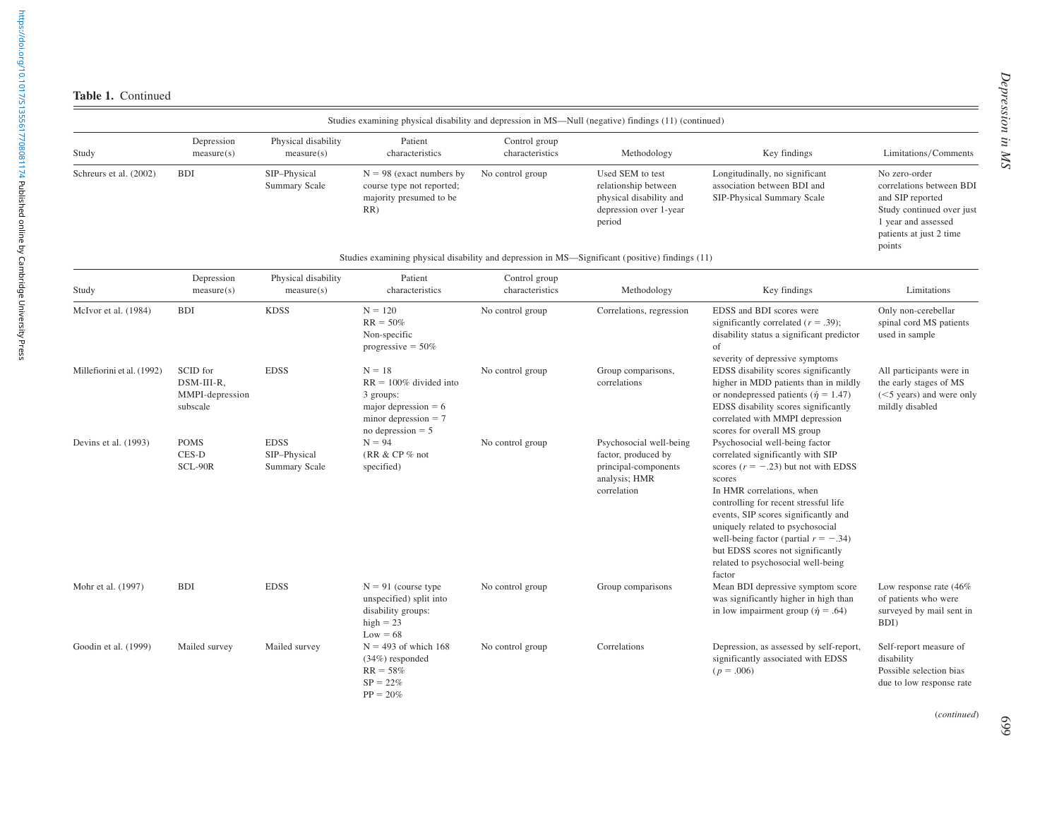**Table 1.** Continued

| Studies examining physical disability and depression in MS—Null (negative) findings (11) (continued) | | | | | | | |
|---|---|---|---|---|---|---|---|
| Study | Depression measure(s) | Physical disability measure(s) | Patient characteristics | Control group characteristics | Methodology | Key findings | Limitations/Comments |
| Schreurs et al. (2002) | BDI | SIP–Physical Summary Scale | N = 98 (exact numbers by course type not reported; majority presumed to be RR) | No control group | Used SEM to test relationship between physical disability and depression over 1-year period | Longitudinally, no significant association between BDI and SIP-Physical Summary Scale | No zero-order correlations between BDI and SIP reported<br>Study continued over just 1 year and assessed patients at just 2 time points |

| Studies examining physical disability and depression in MS—Significant (positive) findings (11) | | | | | | | |
|---|---|---|---|---|---|---|---|
| Study | Depression measure(s) | Physical disability measure(s) | Patient characteristics | Control group characteristics | Methodology | Key findings | Limitations |
| McIvor et al. (1984) | BDI | KDSS | N = 120<br>RR = 50%<br>Non-specific progressive = 50% | No control group | Correlations, regression | EDSS and BDI scores were significantly correlated ($r = .39$); disability status a significant predictor of severity of depressive symptoms | Only non-cerebellar spinal cord MS patients used in sample |
| Millefiorini et al. (1992) | SCID for DSM-III-R, MMPI-depression subscale | EDSS | N = 18<br>RR = 100% divided into 3 groups:<br>major depression = 6<br>minor depression = 7<br>no depression = 5 | No control group | Group comparisons, correlations | EDSS disability scores significantly higher in MDD patients than in mildly or nondepressed patients ($\hat{\eta} = 1.47$)<br>EDSS disability scores significantly correlated with MMPI depression scores for overall MS group | All participants were in the early stages of MS (<5 years) and were only mildly disabled |
| Devins et al. (1993) | POMS<br>CES-D<br>SCL-90R | EDSS<br>SIP–Physical Summary Scale | N = 94<br>(RR & CP % not specified) | No control group | Psychosocial well-being factor, produced by principal-components analysis; HMR correlation | Psychosocial well-being factor correlated significantly with SIP scores ($r = -.23$) but not with EDSS scores<br>In HMR correlations, when controlling for recent stressful life events, SIP scores significantly and uniquely related to psychosocial well-being factor (partial $r = -.34$) but EDSS scores not significantly related to psychosocial well-being factor | |
| Mohr et al. (1997) | BDI | EDSS | N = 91 (course type unspecified) split into disability groups:<br>high = 23<br>Low = 68 | No control group | Group comparisons | Mean BDI depressive symptom score was significantly higher in high than in low impairment group ($\hat{\eta} = .64$) | Low response rate (46% of patients who were surveyed by mail sent in BDI) |
| Goodin et al. (1999) | Mailed survey | Mailed survey | N = 493 of which 168 (34%) responded<br>RR = 58%<br>SP = 22%<br>PP = 20% | No control group | Correlations | Depression, as assessed by self-report, significantly associated with EDSS ($p = .006$) | Self-report measure of disability<br>Possible selection bias due to low response rate |

(*continued*)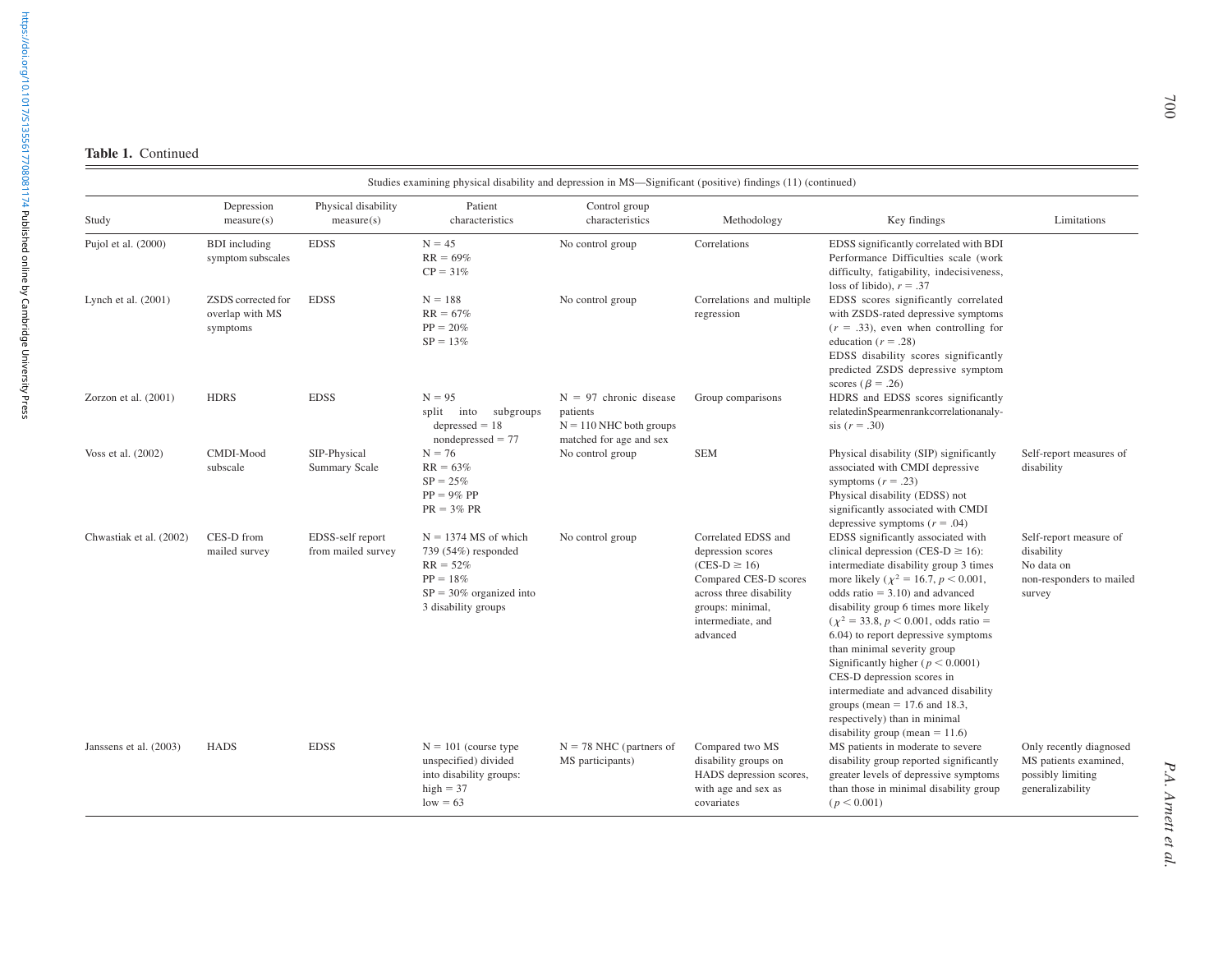**Table 1.** Continued

| Study | Depression measure(s) | Physical disability measure(s) | Patient characteristics | Control group characteristics | Methodology | Key findings | Limitations |
|---|---|---|---|---|---|---|---|
| Studies examining physical disability and depression in MS—Significant (positive) findings (11) (continued) | | | | | | | |
| Pujol et al. (2000) | BDI including symptom subscales | EDSS | N = 45<br>RR = 69%<br>CP = 31% | No control group | Correlations | EDSS significantly correlated with BDI Performance Difficulties scale (work difficulty, fatigability, indecisiveness, loss of libido), $r = .37$ | |
| Lynch et al. (2001) | ZSDS corrected for overlap with MS symptoms | EDSS | N = 188<br>RR = 67%<br>PP = 20%<br>SP = 13% | No control group | Correlations and multiple regression | EDSS scores significantly correlated with ZSDS-rated depressive symptoms ($r = .33$), even when controlling for education ($r = .28$)<br>EDSS disability scores significantly predicted ZSDS depressive symptom scores ($\beta = .26$) | |
| Zorzon et al. (2001) | HDRS | EDSS | N = 95<br>split into subgroups<br>depressed = 18<br>nondepressed = 77 | N = 97 chronic disease patients<br>N = 110 NHC both groups matched for age and sex | Group comparisons | HDRS and EDSS scores significantly relatedinSpearmenrankcorrelationanalysis ($r = .30$) | |
| Voss et al. (2002) | CMDI-Mood subscale | SIP-Physical Summary Scale | N = 76<br>RR = 63%<br>SP = 25%<br>PP = 9% PP<br>PR = 3% PR | No control group | SEM | Physical disability (SIP) significantly associated with CMDI depressive symptoms ($r = .23$)<br>Physical disability (EDSS) not significantly associated with CMDI depressive symptoms ($r = .04$) | Self-report measures of disability |
| Chwastiak et al. (2002) | CES-D from mailed survey | EDSS-self report from mailed survey | N = 1374 MS of which 739 (54%) responded<br>RR = 52%<br>PP = 18%<br>SP = 30% organized into 3 disability groups | No control group | Correlated EDSS and depression scores (CES-D ≥ 16)<br>Compared CES-D scores across three disability groups: minimal, intermediate, and advanced | EDSS significantly associated with clinical depression (CES-D ≥ 16): intermediate disability group 3 times more likely ($\chi^2 = 16.7$, $p < 0.001$, odds ratio = 3.10) and advanced disability group 6 times more likely ($\chi^2 = 33.8$, $p < 0.001$, odds ratio = 6.04) to report depressive symptoms than minimal severity group<br>Significantly higher ($p < 0.0001$) CES-D depression scores in intermediate and advanced disability groups (mean = 17.6 and 18.3, respectively) than in minimal disability group (mean = 11.6) | Self-report measure of disability<br>No data on non-responders to mailed survey |
| Janssens et al. (2003) | HADS | EDSS | N = 101 (course type unspecified) divided into disability groups:<br>high = 37<br>low = 63 | N = 78 NHC (partners of MS participants) | Compared two MS disability groups on HADS depression scores, with age and sex as covariates | MS patients in moderate to severe disability group reported significantly greater levels of depressive symptoms than those in minimal disability group ($p < 0.001$) | Only recently diagnosed MS patients examined, possibly limiting generalizability |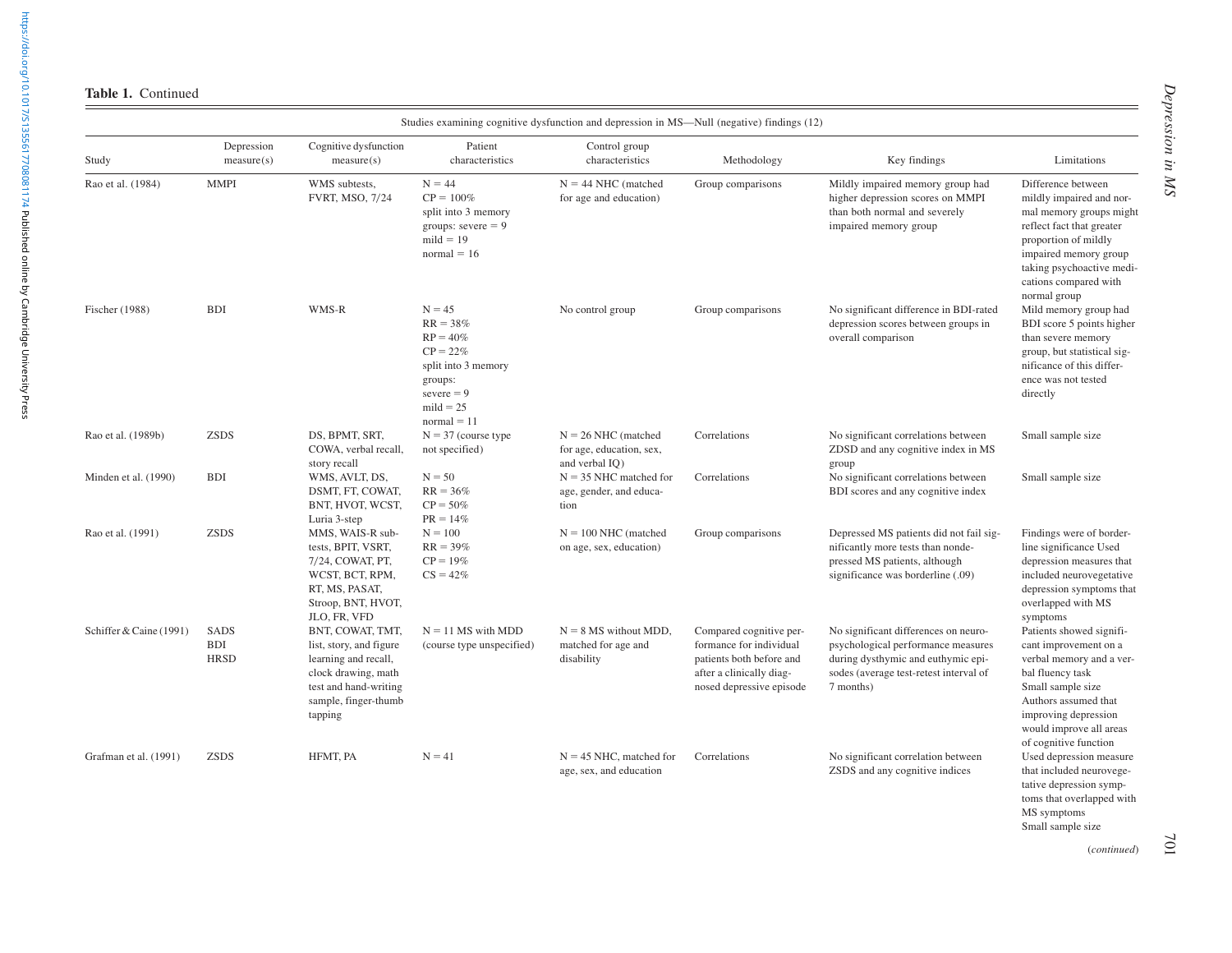**Table 1.** Continued

| Studies examining cognitive dysfunction and depression in MS—Null (negative) findings (12) | | | | | | | |
|---|---|---|---|---|---|---|---|
| Study | Depression measure(s) | Cognitive dysfunction measure(s) | Patient characteristics | Control group characteristics | Methodology | Key findings | Limitations |
| Rao et al. (1984) | MMPI | WMS subtests, FVRT, MSO, 7/24 | N = 44<br>CP = 100%<br>split into 3 memory groups: severe = 9<br>mild = 19<br>normal = 16 | N = 44 NHC (matched for age and education) | Group comparisons | Mildly impaired memory group had higher depression scores on MMPI than both normal and severely impaired memory group | Difference between mildly impaired and normal memory groups might reflect fact that greater proportion of mildly impaired memory group taking psychoactive medications compared with normal group |
| Fischer (1988) | BDI | WMS-R | N = 45<br>RR = 38%<br>RP = 40%<br>CP = 22%<br>split into 3 memory groups:<br>severe = 9<br>mild = 25<br>normal = 11 | No control group | Group comparisons | No significant difference in BDI-rated depression scores between groups in overall comparison | Mild memory group had BDI score 5 points higher than severe memory group, but statistical significance of this difference was not tested directly |
| Rao et al. (1989b) | ZSDS | DS, BPMT, SRT, COWA, verbal recall, story recall | N = 37 (course type not specified) | N = 26 NHC (matched for age, education, sex, and verbal IQ) | Correlations | No significant correlations between ZDSD and any cognitive index in MS group | Small sample size |
| Minden et al. (1990) | BDI | WMS, AVLT, DS, DSMT, FT, COWAT, BNT, HVOT, WCST, Luria 3-step | N = 50<br>RR = 36%<br>CP = 50%<br>PR = 14% | N = 35 NHC matched for age, gender, and education | Correlations | No significant correlations between BDI scores and any cognitive index | Small sample size |
| Rao et al. (1991) | ZSDS | MMS, WAIS-R subtests, BPIT, VSRT, 7/24, COWAT, PT, WCST, BCT, RPM, RT, MS, PASAT, Stroop, BNT, HVOT, JLO, FR, VFD | N = 100<br>RR = 39%<br>CP = 19%<br>CS = 42% | N = 100 NHC (matched on age, sex, education) | Group comparisons | Depressed MS patients did not fail significantly more tests than nondepressed MS patients, although significance was borderline (.09) | Findings were of borderline significance Used depression measures that included neurovegetative depression symptoms that overlapped with MS symptoms |
| Schiffer & Caine (1991) | SADS<br>BDI<br>HRSD | BNT, COWAT, TMT, list, story, and figure learning and recall, clock drawing, math test and hand-writing sample, finger-thumb tapping | N = 11 MS with MDD (course type unspecified) | N = 8 MS without MDD, matched for age and disability | Compared cognitive performance for individual patients both before and after a clinically diagnosed depressive episode | No significant differences on neuropsychological performance measures during dysthymic and euthymic episodes (average test-retest interval of 7 months) | Patients showed significant improvement on a verbal memory and a verbal fluency task<br>Small sample size<br>Authors assumed that improving depression would improve all areas of cognitive function |
| Grafman et al. (1991) | ZSDS | HFMT, PA | N = 41 | N = 45 NHC, matched for age, sex, and education | Correlations | No significant correlation between ZSDS and any cognitive indices | Used depression measure that included neurovegetative depression symptoms that overlapped with MS symptoms<br>Small sample size |

(*continued*)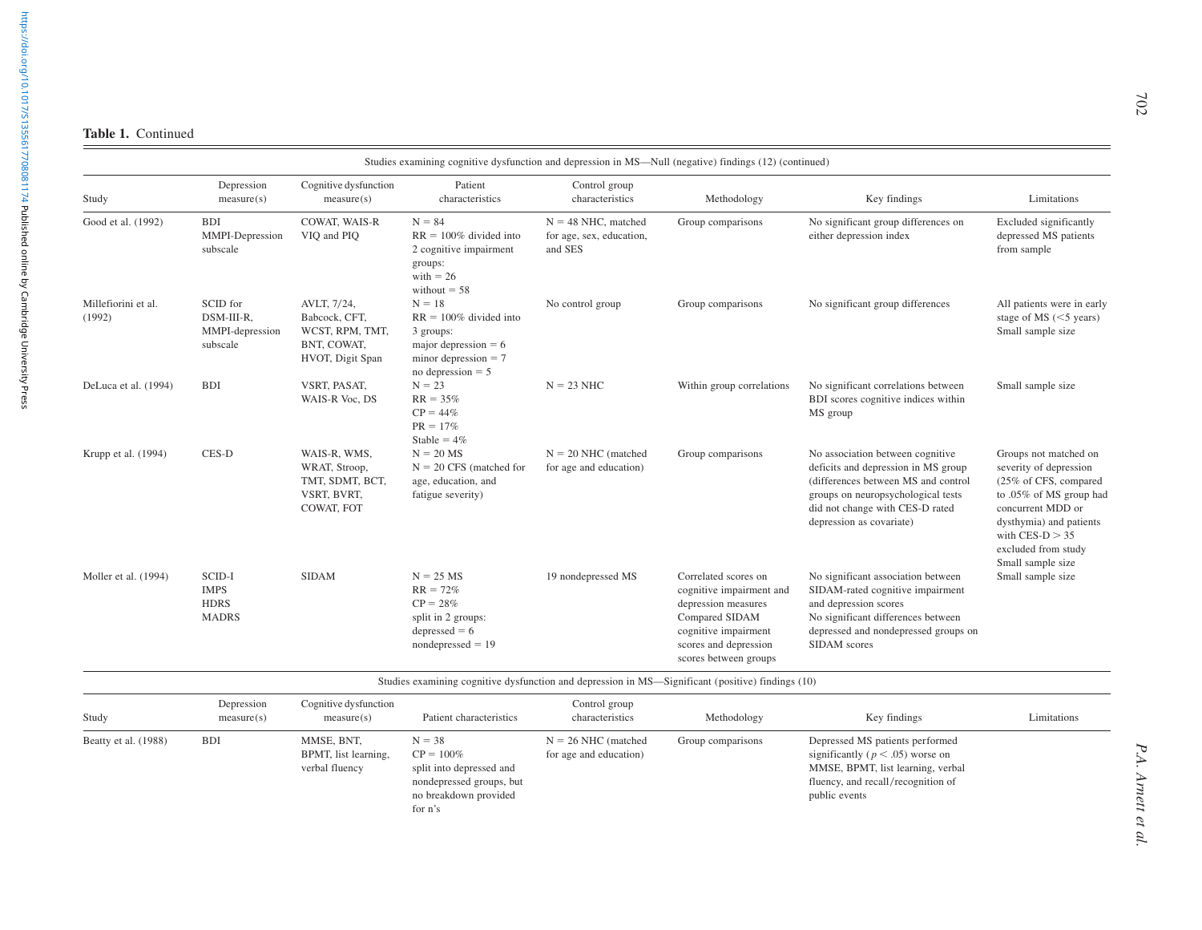**Table 1.** Continued

| Study | Depression measure(s) | Cognitive dysfunction measure(s) | Patient characteristics | Control group characteristics | Methodology | Key findings | Limitations |
|---|---|---|---|---|---|---|---|
| **Studies examining cognitive dysfunction and depression in MS—Null (negative) findings (12) (continued)** | | | | | | | |
| Good et al. (1992) | BDI<br>MMPI-Depression subscale | COWAT, WAIS-R VIQ and PIQ | N = 84<br>RR = 100% divided into 2 cognitive impairment groups:<br>with = 26<br>without = 58 | N = 48 NHC, matched for age, sex, education, and SES | Group comparisons | No significant group differences on either depression index | Excluded significantly depressed MS patients from sample |
| Millefiorini et al. (1992) | SCID for DSM-III-R, MMPI-depression subscale | AVLT, 7/24, Babcock, CFT, WCST, RPM, TMT, BNT, COWAT, HVOT, Digit Span | N = 18<br>RR = 100% divided into 3 groups:<br>major depression = 6<br>minor depression = 7<br>no depression = 5 | No control group | Group comparisons | No significant group differences | All patients were in early stage of MS (<5 years)<br>Small sample size |
| DeLuca et al. (1994) | BDI | VSRT, PASAT, WAIS-R Voc, DS | N = 23<br>RR = 35%<br>CP = 44%<br>PR = 17%<br>Stable = 4% | N = 23 NHC | Within group correlations | No significant correlations between BDI scores cognitive indices within MS group | Small sample size |
| Krupp et al. (1994) | CES-D | WAIS-R, WMS, WRAT, Stroop, TMT, SDMT, BCT, VSRT, BVRT, COWAT, FOT | N = 20 MS<br>N = 20 CFS (matched for age, education, and fatigue severity) | N = 20 NHC (matched for age and education) | Group comparisons | No association between cognitive deficits and depression in MS group (differences between MS and control groups on neuropsychological tests did not change with CES-D rated depression as covariate) | Groups not matched on severity of depression (25% of CFS, compared to .05% of MS group had concurrent MDD or dysthymia) and patients with CES-D > 35 excluded from study<br>Small sample size |
| Moller et al. (1994) | SCID-I<br>IMPS<br>HDRS<br>MADRS | SIDAM | N = 25 MS<br>RR = 72%<br>CP = 28%<br>split in 2 groups:<br>depressed = 6<br>nondepressed = 19 | 19 nondepressed MS | Correlated scores on cognitive impairment and depression measures<br>Compared SIDAM cognitive impairment scores and depression scores between groups | No significant association between SIDAM-rated cognitive impairment and depression scores<br>No significant differences between depressed and nondepressed groups on SIDAM scores | Small sample size |
| **Studies examining cognitive dysfunction and depression in MS—Significant (positive) findings (10)** | | | | | | | |
| Beatty et al. (1988) | BDI | MMSE, BNT, BPMT, list learning, verbal fluency | N = 38<br>CP = 100%<br>split into depressed and nondepressed groups, but no breakdown provided for n's | N = 26 NHC (matched for age and education) | Group comparisons | Depressed MS patients performed significantly ($p < .05$) worse on MMSE, BPMT, list learning, verbal fluency, and recall/recognition of public events | |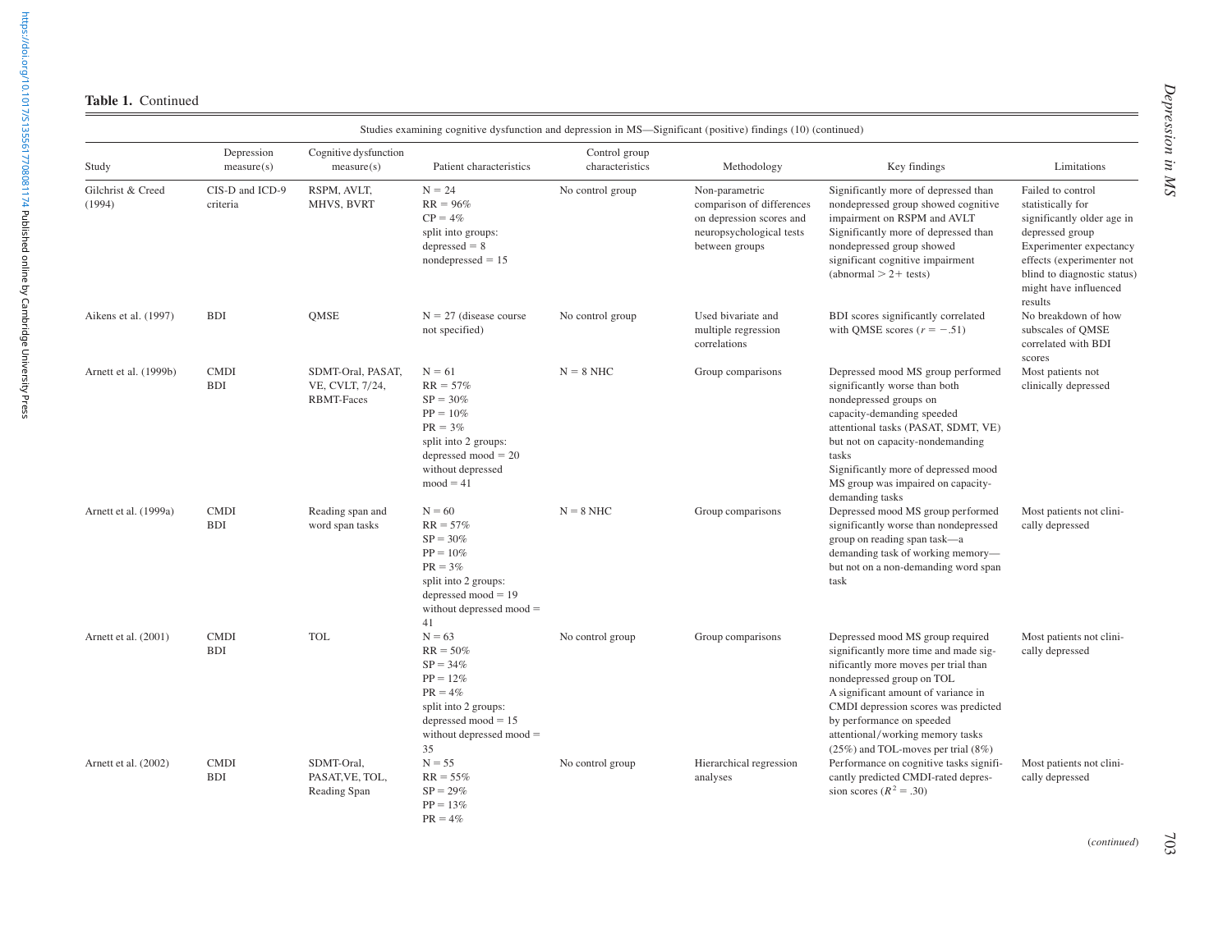**Table 1.** Continued

| Study | Depression measure(s) | Cognitive dysfunction measure(s) | Patient characteristics | Control group characteristics | Methodology | Key findings | Limitations |
|---|---|---|---|---|---|---|---|
| Studies examining cognitive dysfunction and depression in MS—Significant (positive) findings (10) (continued) | | | | | | | |
| Gilchrist & Creed (1994) | CIS-D and ICD-9 criteria | RSPM, AVLT, MHVS, BVRT | N = 24<br>RR = 96%<br>CP = 4%<br>split into groups:<br>depressed = 8<br>nondepressed = 15 | No control group | Non-parametric comparison of differences on depression scores and neuropsychological tests between groups | Significantly more of depressed than nondepressed group showed cognitive impairment on RSPM and AVLT<br>Significantly more of depressed than nondepressed group showed significant cognitive impairment (abnormal > 2+ tests) | Failed to control statistically for significantly older age in depressed group<br>Experimenter expectancy effects (experimenter not blind to diagnostic status) might have influenced results |
| Aikens et al. (1997) | BDI | QMSE | N = 27 (disease course not specified) | No control group | Used bivariate and multiple regression correlations | BDI scores significantly correlated with QMSE scores ($r = -.51$) | No breakdown of how subscales of QMSE correlated with BDI scores |
| Arnett et al. (1999b) | CMDI<br>BDI | SDMT-Oral, PASAT, VE, CVLT, 7/24, RBMT-Faces | N = 61<br>RR = 57%<br>SP = 30%<br>PP = 10%<br>PR = 3%<br>split into 2 groups:<br>depressed mood = 20<br>without depressed mood = 41 | N = 8 NHC | Group comparisons | Depressed mood MS group performed significantly worse than both nondepressed groups on capacity-demanding speeded attentional tasks (PASAT, SDMT, VE) but not on capacity-nondemanding tasks<br>Significantly more of depressed mood MS group was impaired on capacity-demanding tasks | Most patients not clinically depressed |
| Arnett et al. (1999a) | CMDI<br>BDI | Reading span and word span tasks | N = 60<br>RR = 57%<br>SP = 30%<br>PP = 10%<br>PR = 3%<br>split into 2 groups:<br>depressed mood = 19<br>without depressed mood = 41 | N = 8 NHC | Group comparisons | Depressed mood MS group performed significantly worse than nondepressed group on reading span task—a demanding task of working memory—but not on a non-demanding word span task | Most patients not clinically depressed |
| Arnett et al. (2001) | CMDI<br>BDI | TOL | N = 63<br>RR = 50%<br>SP = 34%<br>PP = 12%<br>PR = 4%<br>split into 2 groups:<br>depressed mood = 15<br>without depressed mood = 35 | No control group | Group comparisons | Depressed mood MS group required significantly more time and made significantly more moves per trial than nondepressed group on TOL<br>A significant amount of variance in CMDI depression scores was predicted by performance on speeded attentional/working memory tasks (25%) and TOL-moves per trial (8%) | Most patients not clinically depressed |
| Arnett et al. (2002) | CMDI<br>BDI | SDMT-Oral, PASAT,VE, TOL, Reading Span | N = 55<br>RR = 55%<br>SP = 29%<br>PP = 13%<br>PR = 4% | No control group | Hierarchical regression analyses | Performance on cognitive tasks significantly predicted CMDI-rated depression scores ($R^2 = .30$) | Most patients not clinically depressed |

(continued)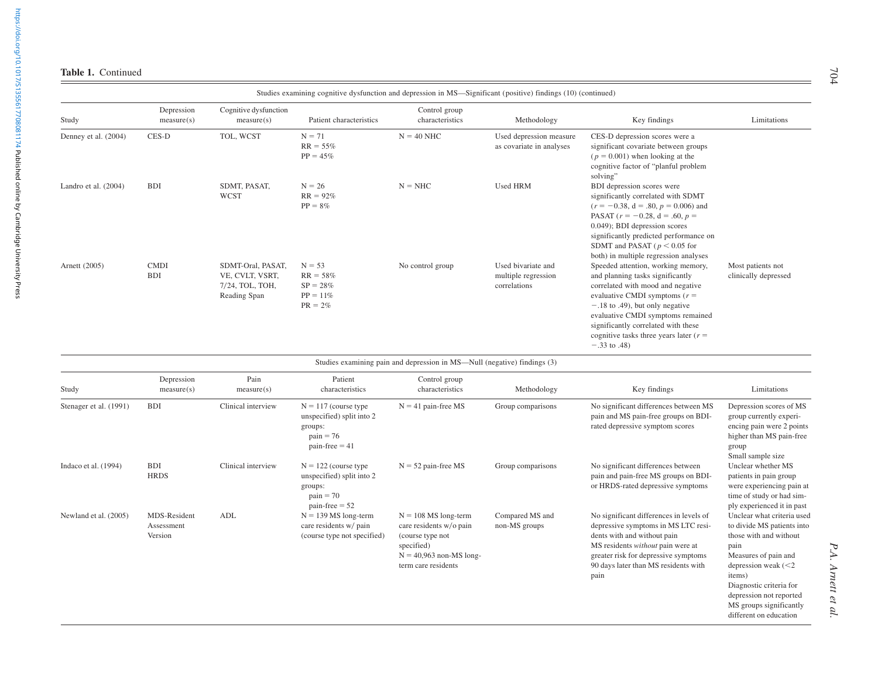**Table 1.** Continued

| Study | Depression measure(s) | Cognitive dysfunction measure(s) | Patient characteristics | Control group characteristics | Methodology | Key findings | Limitations |
|---|---|---|---|---|---|---|---|
| *Studies examining cognitive dysfunction and depression in MS—Significant (positive) findings (10) (continued)* | | | | | | | |
| Denney et al. (2004) | CES-D | TOL, WCST | N = 71<br>RR = 55%<br>PP = 45% | N = 40 NHC | Used depression measure as covariate in analyses | CES-D depression scores were a significant covariate between groups ($p = 0.001$) when looking at the cognitive factor of "planful problem solving" | |
| Landro et al. (2004) | BDI | SDMT, PASAT, WCST | N = 26<br>RR = 92%<br>PP = 8% | N = NHC | Used HRM | BDI depression scores were significantly correlated with SDMT ($r = -0.38$, d = .80, $p = 0.006$) and PASAT ($r = -0.28$, d = .60, $p = 0.049$); BDI depression scores significantly predicted performance on SDMT and PASAT ($p < 0.05$ for both) in multiple regression analyses | |
| Arnett (2005) | CMDI<br>BDI | SDMT-Oral, PASAT, VE, CVLT, VSRT, 7/24, TOL, TOH, Reading Span | N = 53<br>RR = 58%<br>SP = 28%<br>PP = 11%<br>PR = 2% | No control group | Used bivariate and multiple regression correlations | Speeded attention, working memory, and planning tasks significantly correlated with mood and negative evaluative CMDI symptoms ($r = -.18$ to .49), but only negative evaluative CMDI symptoms remained significantly correlated with these cognitive tasks three years later ($r = -.33$ to .48) | Most patients not clinically depressed |

| Study | Depression measure(s) | Pain measure(s) | Patient characteristics | Control group characteristics | Methodology | Key findings | Limitations |
|---|---|---|---|---|---|---|---|
| *Studies examining pain and depression in MS—Null (negative) findings (3)* | | | | | | | |
| Stenager et al. (1991) | BDI | Clinical interview | N = 117 (course type unspecified) split into 2 groups:<br>pain = 76<br>pain-free = 41 | N = 41 pain-free MS | Group comparisons | No significant differences between MS pain and MS pain-free groups on BDI-rated depressive symptom scores | Depression scores of MS group currently experiencing pain were 2 points higher than MS pain-free group<br>Small sample size |
| Indaco et al. (1994) | BDI<br>HRDS | Clinical interview | N = 122 (course type unspecified) split into 2 groups:<br>pain = 70<br>pain-free = 52 | N = 52 pain-free MS | Group comparisons | No significant differences between pain and pain-free MS groups on BDI- or HRDS-rated depressive symptoms | Unclear whether MS patients in pain group were experiencing pain at time of study or had simply experienced it in past |
| Newland et al. (2005) | MDS-Resident Assessment Version | ADL | N = 139 MS long-term care residents w/ pain (course type not specified) | N = 108 MS long-term care residents w/o pain (course type not specified)<br>N = 40,963 non-MS long-term care residents | Compared MS and non-MS groups | No significant differences in levels of depressive symptoms in MS LTC residents with and without pain<br>MS residents *without* pain were at greater risk for depressive symptoms 90 days later than MS residents with pain | Unclear what criteria used to divide MS patients into those with and without pain<br>Measures of pain and depression weak (<2 items)<br>Diagnostic criteria for depression not reported<br>MS groups significantly different on education |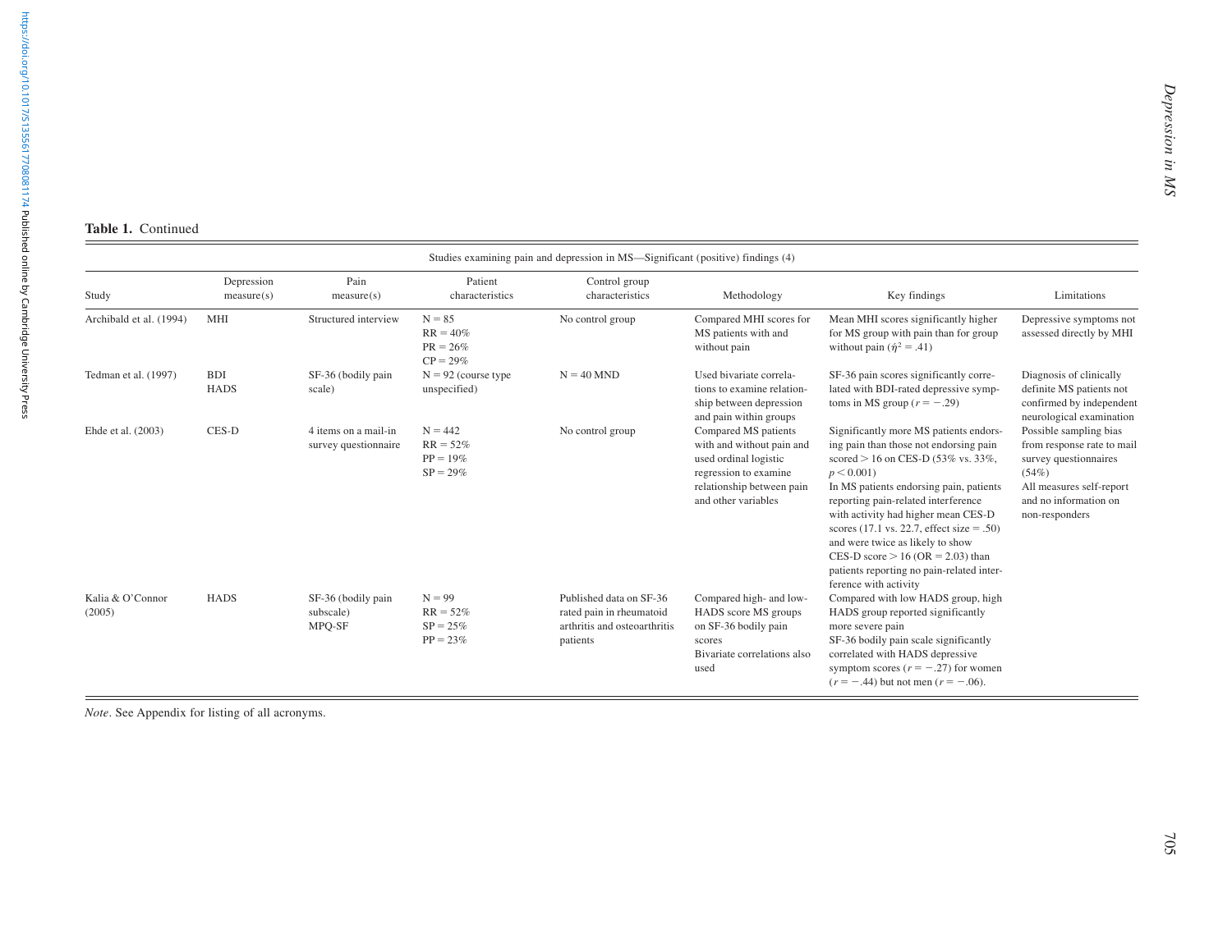**Table 1.** Continued

| Studies examining pain and depression in MS—Significant (positive) findings (4) | | | | | | | |
|---|---|---|---|---|---|---|---|
| Study | Depression measure(s) | Pain measure(s) | Patient characteristics | Control group characteristics | Methodology | Key findings | Limitations |
| Archibald et al. (1994) | MHI | Structured interview | N = 85<br>RR = 40%<br>PR = 26%<br>CP = 29% | No control group | Compared MHI scores for MS patients with and without pain | Mean MHI scores significantly higher for MS group with pain than for group without pain ($\hat{\eta}^2 = .41$) | Depressive symptoms not assessed directly by MHI |
| Tedman et al. (1997) | BDI<br>HADS | SF-36 (bodily pain scale) | N = 92 (course type unspecified) | N = 40 MND | Used bivariate correlations to examine relationship between depression and pain within groups | SF-36 pain scores significantly correlated with BDI-rated depressive symptoms in MS group ($r = -.29$) | Diagnosis of clinically definite MS patients not confirmed by independent neurological examination |
| Ehde et al. (2003) | CES-D | 4 items on a mail-in survey questionnaire | N = 442<br>RR = 52%<br>PP = 19%<br>SP = 29% | No control group | Compared MS patients with and without pain and used ordinal logistic regression to examine relationship between pain and other variables | Significantly more MS patients endorsing pain than those not endorsing pain scored > 16 on CES-D (53% vs. 33%, $p < 0.001$)<br>In MS patients endorsing pain, patients reporting pain-related interference with activity had higher mean CES-D scores (17.1 vs. 22.7, effect size = .50) and were twice as likely to show CES-D score > 16 (OR = 2.03) than patients reporting no pain-related interference with activity | Possible sampling bias from response rate to mail survey questionnaires (54%)<br>All measures self-report and no information on non-responders |
| Kalia & O'Connor (2005) | HADS | SF-36 (bodily pain subscale)<br>MPQ-SF | N = 99<br>RR = 52%<br>SP = 25%<br>PP = 23% | Published data on SF-36 rated pain in rheumatoid arthritis and osteoarthritis patients | Compared high- and low-HADS score MS groups on SF-36 bodily pain scores<br>Bivariate correlations also used | Compared with low HADS group, high HADS group reported significantly more severe pain<br>SF-36 bodily pain scale significantly correlated with HADS depressive symptom scores ($r = -.27$) for women ($r = -.44$) but not men ($r = -.06$). | |

*Note*. See Appendix for listing of all acronyms.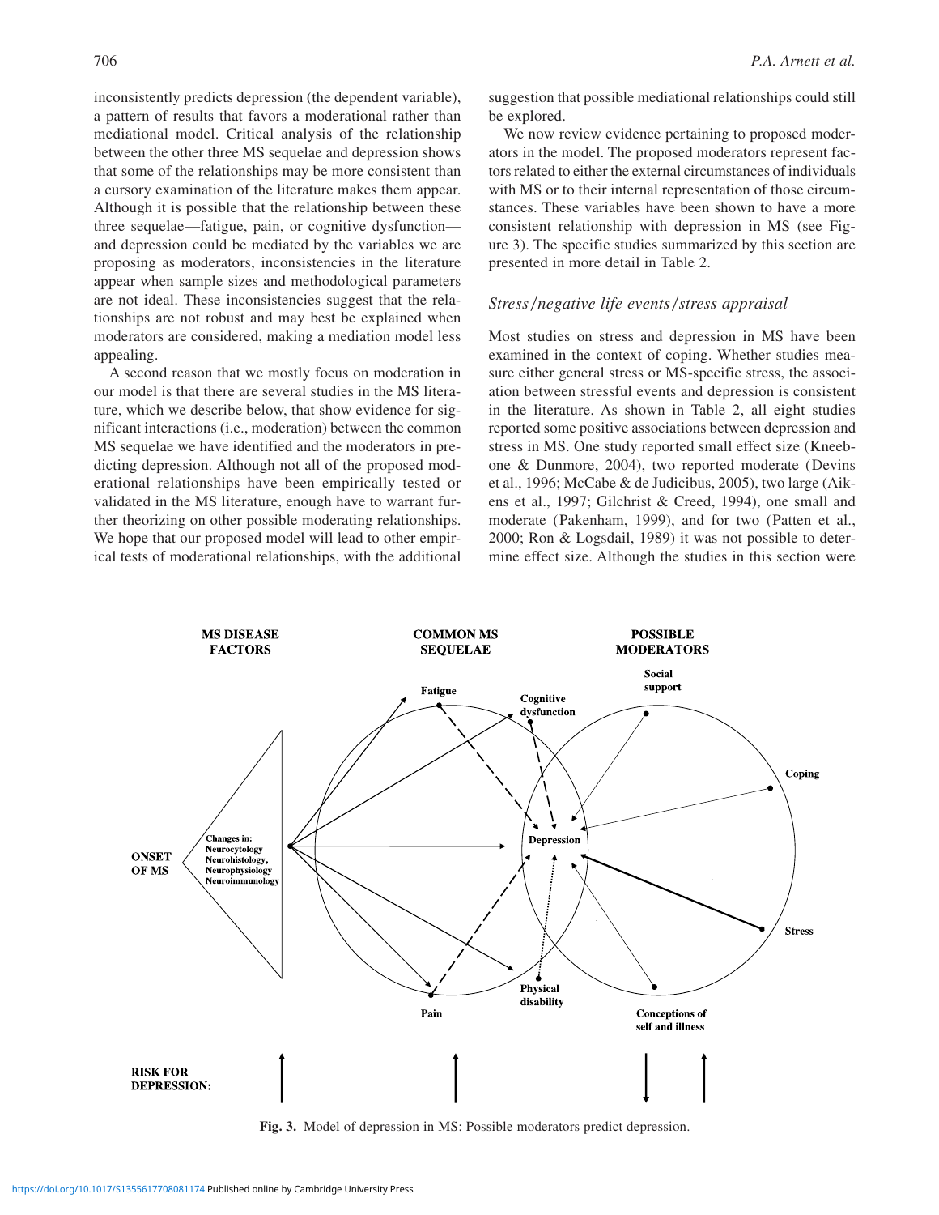inconsistently predicts depression (the dependent variable), a pattern of results that favors a moderational rather than mediational model. Critical analysis of the relationship between the other three MS sequelae and depression shows that some of the relationships may be more consistent than a cursory examination of the literature makes them appear. Although it is possible that the relationship between these three sequelae—fatigue, pain, or cognitive dysfunction—and depression could be mediated by the variables we are proposing as moderators, inconsistencies in the literature appear when sample sizes and methodological parameters are not ideal. These inconsistencies suggest that the relationships are not robust and may best be explained when moderators are considered, making a mediation model less appealing.

A second reason that we mostly focus on moderation in our model is that there are several studies in the MS literature, which we describe below, that show evidence for significant interactions (i.e., moderation) between the common MS sequelae we have identified and the moderators in predicting depression. Although not all of the proposed moderational relationships have been empirically tested or validated in the MS literature, enough have to warrant further theorizing on other possible moderating relationships. We hope that our proposed model will lead to other empirical tests of moderational relationships, with the additional suggestion that possible mediational relationships could still be explored.

We now review evidence pertaining to proposed moderators in the model. The proposed moderators represent factors related to either the external circumstances of individuals with MS or to their internal representation of those circumstances. These variables have been shown to have a more consistent relationship with depression in MS (see Figure 3). The specific studies summarized by this section are presented in more detail in Table 2.

### *Stress/negative life events/stress appraisal*

Most studies on stress and depression in MS have been examined in the context of coping. Whether studies measure either general stress or MS-specific stress, the association between stressful events and depression is consistent in the literature. As shown in Table 2, all eight studies reported some positive associations between depression and stress in MS. One study reported small effect size (Kneebone & Dunmore, 2004), two reported moderate (Devins et al., 1996; McCabe & de Judicibus, 2005), two large (Aikens et al., 1997; Gilchrist & Creed, 1994), one small and moderate (Pakenham, 1999), and for two (Patten et al., 2000; Ron & Logsdail, 1989) it was not possible to determine effect size. Although the studies in this section were

MS DISEASE FACTORS

COMMON MS SEQUELAE

POSSIBLE MODERATORS

ONSET OF MS

Changes in:
Neurocytology
Neurohistology,
Neurophysiology
Neuroimmunology

Fatigue

Cognitive dysfunction

Depression

Pain

Physical disability

Social support

Coping

Stress

Conceptions of self and illness

RISK FOR DEPRESSION:

**Fig. 3.** Model of depression in MS: Possible moderators predict depression.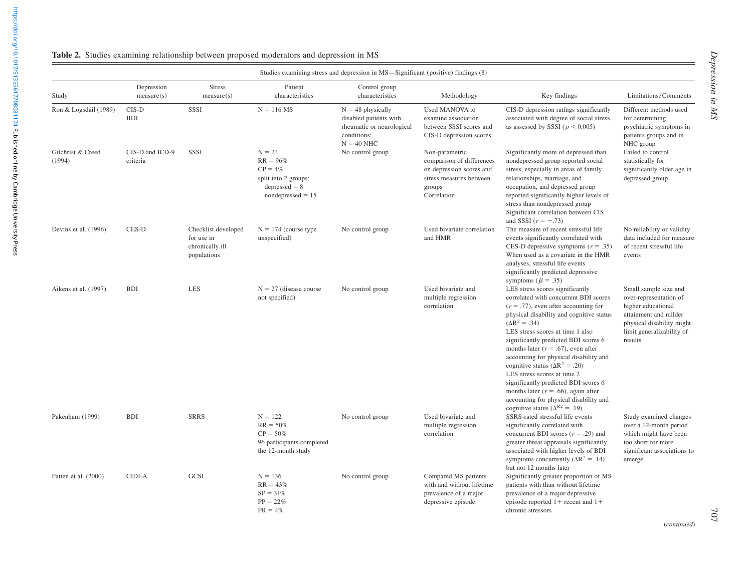**Table 2.** Studies examining relationship between proposed moderators and depression in MS

| Studies examining stress and depression in MS—Significant (positive) findings (8) | | | | | | | |
|---|---|---|---|---|---|---|---|
| Study | Depression measure(s) | Stress measure(s) | Patient characteristics | Control group characteristics | Methodology | Key findings | Limitations/Comments |
| Ron & Logsdail (1989) | CIS-D<br>BDI | SSSI | N = 116 MS | N = 48 physically disabled patients with rheumatic or neurological conditions;<br>N = 40 NHC | Used MANOVA to examine association between SSSI scores and CIS-D depression scores | CIS-D depression ratings significantly associated with degree of social stress as assessed by SSSI ($p < 0.005$) | Different methods used for determining psychiatric symptoms in patients groups and in NHC group |
| Gilchrist & Creed (1994) | CIS-D and ICD-9 criteria | SSSI | N = 24<br>RR = 96%<br>CP = 4%<br>split into 2 groups:<br>depressed = 8<br>nondepressed = 15 | No control group | Non-parametric comparison of differences on depression scores and stress measures between groups<br>Correlation | Significantly more of depressed than nondepressed group reported social stress, especially in areas of family relationships, marriage, and occupation, and depressed group reported significantly higher levels of stress than nondepressed group<br>Significant correlation between CIS and SSSI ($r = -.73$) | Failed to control statistically for significantly older age in depressed group |
| Devins et al. (1996) | CES-D | Checklist developed for use in chronically ill populations | N = 174 (course type unspecified) | No control group | Used bivariate correlation and HMR | The measure of recent stressful life events significantly correlated with CES-D depressive symptoms ($r = .35$)<br>When used as a covariate in the HMR analyses, stressful life events significantly predicted depressive symptoms ($\beta = .35$) | No reliability or validity data included for measure of recent stressful life events |
| Aikens et al. (1997) | BDI | LES | N = 27 (disease course not specified) | No control group | Used bivariate and multiple regression correlation | LES stress scores significantly correlated with concurrent BDI scores ($r = .77$), even after accounting for physical disability and cognitive status ($\Delta R^2 = .34$)<br>LES stress scores at time 1 also significantly predicted BDI scores 6 months later ($r = .67$), even after accounting for physical disability and cognitive status ($\Delta R^2 = .20$)<br>LES stress scores at time 2 significantly predicted BDI scores 6 months later ($r = .66$), again after accounting for physical disability and cognitive status ($\Delta R^2 = .19$) | Small sample size and over-representation of higher educational attainment and milder physical disability might limit generalizability of results |
| Pakenham (1999) | BDI | SRRS | N = 122<br>RR = 50%<br>CP = 50%<br>96 participants completed the 12-month study | No control group | Used bivariate and multiple regression correlation | SSRS-rated stressful life events significantly correlated with concurrent BDI scores ($r = .29$) and greater threat appraisals significantly associated with higher levels of BDI symptoms concurrently ($\Delta R^2 = .14$) but not 12 months later | Study examined changes over a 12-month period which might have been too short for more significant associations to emerge |
| Patten et al. (2000) | CIDI-A | GCSI | N = 136<br>RR = 43%<br>SP = 31%<br>PP = 22%<br>PR = 4% | No control group | Compared MS patients with and without lifetime prevalence of a major depressive episode | Significantly greater proportion of MS patients with than without lifetime prevalence of a major depressive episode reported 1+ recent and 1+ chronic stressors | |

(*continued*)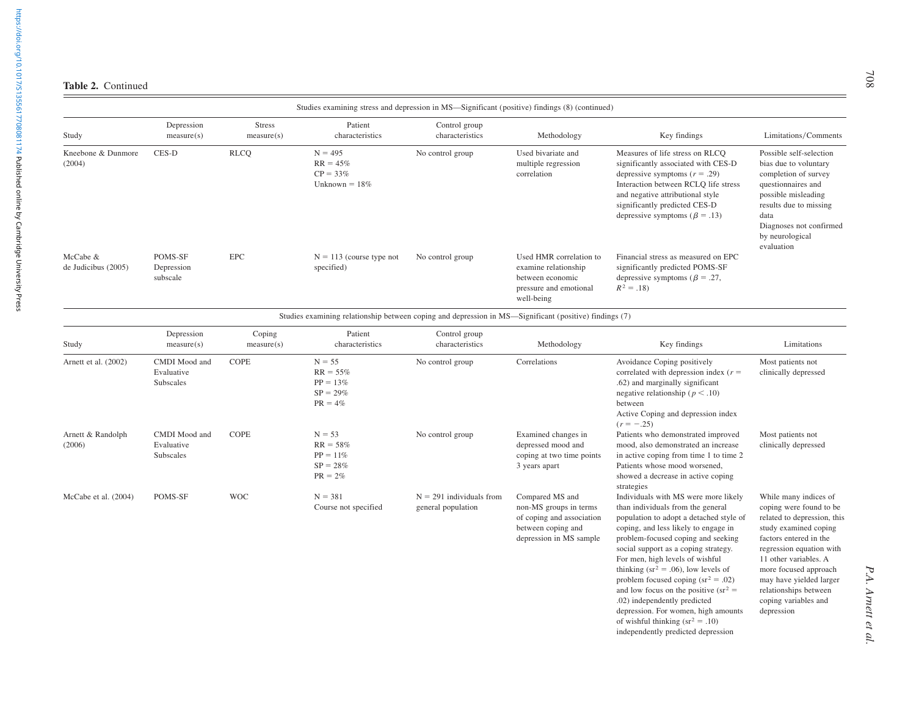**Table 2.** Continued

| Studies examining stress and depression in MS—Significant (positive) findings (8) (continued) | | | | | | | |
|---|---|---|---|---|---|---|---|
| Study | Depression measure(s) | Stress measure(s) | Patient characteristics | Control group characteristics | Methodology | Key findings | Limitations/Comments |
| Kneebone & Dunmore (2004) | CES-D | RLCQ | N = 495<br>RR = 45%<br>CP = 33%<br>Unknown = 18% | No control group | Used bivariate and multiple regression correlation | Measures of life stress on RLCQ significantly associated with CES-D depressive symptoms ($r = .29$)<br>Interaction between RCLQ life stress and negative attributional style significantly predicted CES-D depressive symptoms ($\beta = .13$) | Possible self-selection bias due to voluntary completion of survey questionnaires and possible misleading results due to missing data<br>Diagnoses not confirmed by neurological evaluation |
| McCabe & de Judicibus (2005) | POMS-SF Depression subscale | EPC | N = 113 (course type not specified) | No control group | Used HMR correlation to examine relationship between economic pressure and emotional well-being | Financial stress as measured on EPC significantly predicted POMS-SF depressive symptoms ($\beta = .27$, $R^2 = .18$) | |

| Studies examining relationship between coping and depression in MS—Significant (positive) findings (7) | | | | | | | |
|---|---|---|---|---|---|---|---|
| Study | Depression measure(s) | Coping measure(s) | Patient characteristics | Control group characteristics | Methodology | Key findings | Limitations |
| Arnett et al. (2002) | CMDI Mood and Evaluative Subscales | COPE | N = 55<br>RR = 55%<br>PP = 13%<br>SP = 29%<br>PR = 4% | No control group | Correlations | Avoidance Coping positively correlated with depression index ($r = .62$) and marginally significant negative relationship ($p < .10$) between Active Coping and depression index ($r = -.25$) | Most patients not clinically depressed |
| Arnett & Randolph (2006) | CMDI Mood and Evaluative Subscales | COPE | N = 53<br>RR = 58%<br>PP = 11%<br>SP = 28%<br>PR = 2% | No control group | Examined changes in depressed mood and coping at two time points 3 years apart | Patients who demonstrated improved mood, also demonstrated an increase in active coping from time 1 to time 2<br>Patients whose mood worsened, showed a decrease in active coping strategies | Most patients not clinically depressed |
| McCabe et al. (2004) | POMS-SF | WOC | N = 381<br>Course not specified | N = 291 individuals from general population | Compared MS and non-MS groups in terms of coping and association between coping and depression in MS sample | Individuals with MS were more likely than individuals from the general population to adopt a detached style of coping, and less likely to engage in problem-focused coping and seeking social support as a coping strategy. For men, high levels of wishful thinking ($sr^2 = .06$), low levels of problem focused coping ($sr^2 = .02$) and low focus on the positive ($sr^2 = .02$) independently predicted depression. For women, high amounts of wishful thinking ($sr^2 = .10$) independently predicted depression | While many indices of coping were found to be related to depression, this study examined coping factors entered in the regression equation with 11 other variables. A more focused approach may have yielded larger relationships between coping variables and depression |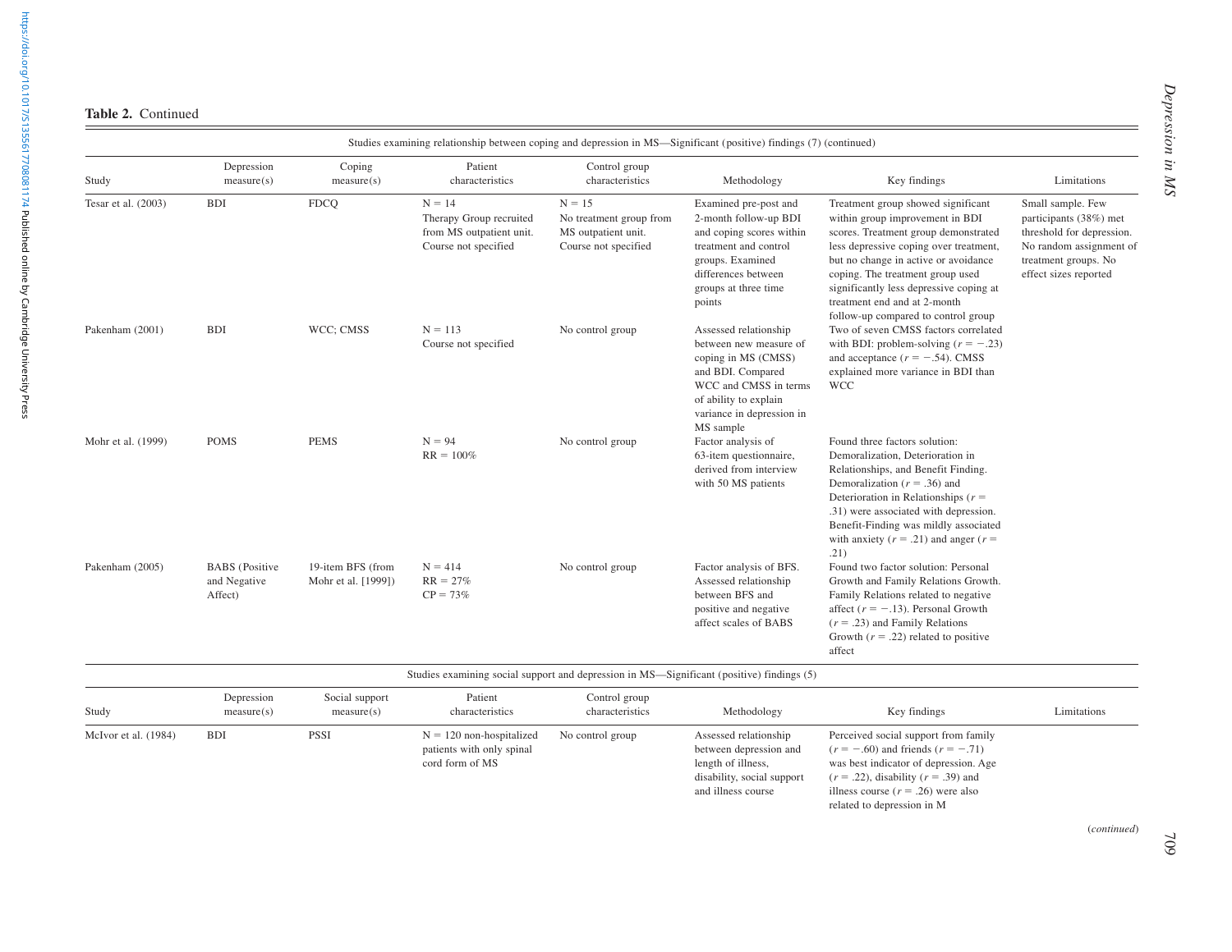**Table 2.** Continued

| Studies examining relationship between coping and depression in MS—Significant (positive) findings (7) (continued) | | | | | | | |
|---|---|---|---|---|---|---|---|
| Study | Depression measure(s) | Coping measure(s) | Patient characteristics | Control group characteristics | Methodology | Key findings | Limitations |
| Tesar et al. (2003) | BDI | FDCQ | N = 14 Therapy Group recruited from MS outpatient unit. Course not specified | N = 15 No treatment group from MS outpatient unit. Course not specified | Examined pre-post and 2-month follow-up BDI and coping scores within treatment and control groups. Examined differences between groups at three time points | Treatment group showed significant within group improvement in BDI scores. Treatment group demonstrated less depressive coping over treatment, but no change in active or avoidance coping. The treatment group used significantly less depressive coping at treatment end and at 2-month follow-up compared to control group | Small sample. Few participants (38%) met threshold for depression. No random assignment of treatment groups. No effect sizes reported |
| Pakenham (2001) | BDI | WCC; CMSS | N = 113 Course not specified | No control group | Assessed relationship between new measure of coping in MS (CMSS) and BDI. Compared WCC and CMSS in terms of ability to explain variance in depression in MS sample | Two of seven CMSS factors correlated with BDI: problem-solving ($r = -.23$) and acceptance ($r = -.54$). CMSS explained more variance in BDI than WCC | |
| Mohr et al. (1999) | POMS | PEMS | N = 94 RR = 100% | No control group | Factor analysis of 63-item questionnaire, derived from interview with 50 MS patients | Found three factors solution: Demoralization, Deterioration in Relationships, and Benefit Finding. Demoralization ($r = .36$) and Deterioration in Relationships ($r = .31$) were associated with depression. Benefit-Finding was mildly associated with anxiety ($r = .21$) and anger ($r = .21$) | |
| Pakenham (2005) | BABS (Positive and Negative Affect) | 19-item BFS (from Mohr et al. [1999]) | N = 414 RR = 27% CP = 73% | No control group | Factor analysis of BFS. Assessed relationship between BFS and positive and negative affect scales of BABS | Found two factor solution: Personal Growth and Family Relations Growth. Family Relations related to negative affect ($r = -.13$). Personal Growth ($r = .23$) and Family Relations Growth ($r = .22$) related to positive affect | |

| Studies examining social support and depression in MS—Significant (positive) findings (5) | | | | | | | |
|---|---|---|---|---|---|---|---|
| Study | Depression measure(s) | Social support measure(s) | Patient characteristics | Control group characteristics | Methodology | Key findings | Limitations |
| McIvor et al. (1984) | BDI | PSSI | N = 120 non-hospitalized patients with only spinal cord form of MS | No control group | Assessed relationship between depression and length of illness, disability, social support and illness course | Perceived social support from family ($r = -.60$) and friends ($r = -.71$) was best indicator of depression. Age ($r = .22$), disability ($r = .39$) and illness course ($r = .26$) were also related to depression in M | |

(*continued*)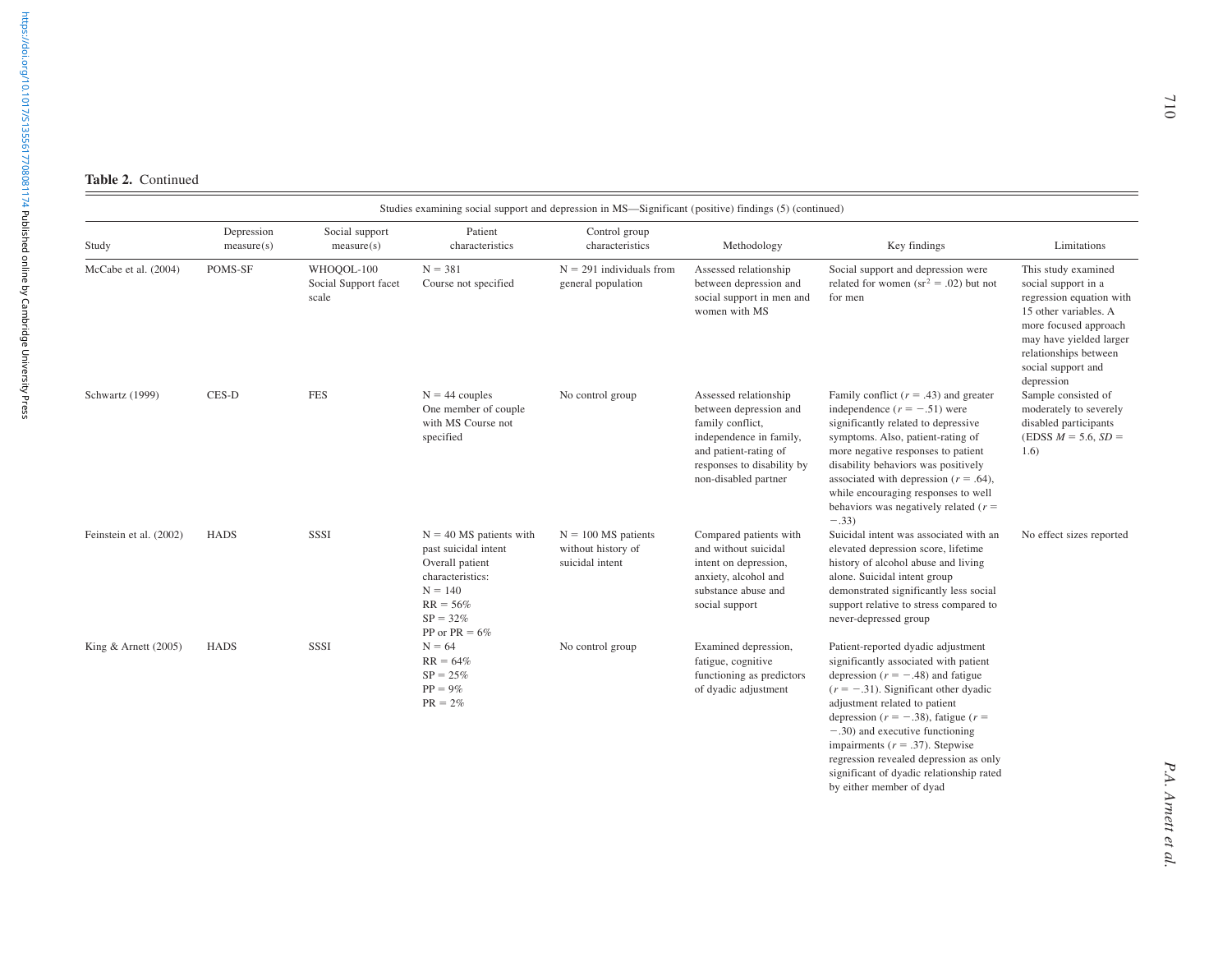**Table 2.** Continued

| Studies examining social support and depression in MS—Significant (positive) findings (5) (continued) | | | | | | | |
|---|---|---|---|---|---|---|---|
| Study | Depression measure(s) | Social support measure(s) | Patient characteristics | Control group characteristics | Methodology | Key findings | Limitations |
| McCabe et al. (2004) | POMS-SF | WHOQOL-100 Social Support facet scale | N = 381<br>Course not specified | N = 291 individuals from general population | Assessed relationship between depression and social support in men and women with MS | Social support and depression were related for women ($sr^2 = .02$) but not for men | This study examined social support in a regression equation with 15 other variables. A more focused approach may have yielded larger relationships between social support and depression |
| Schwartz (1999) | CES-D | FES | N = 44 couples<br>One member of couple with MS Course not specified | No control group | Assessed relationship between depression and family conflict, independence in family, and patient-rating of responses to disability by non-disabled partner | Family conflict ($r = .43$) and greater independence ($r = -.51$) were significantly related to depressive symptoms. Also, patient-rating of more negative responses to patient disability behaviors was positively associated with depression ($r = .64$), while encouraging responses to well behaviors was negatively related ($r = -.33$) | Sample consisted of moderately to severely disabled participants (EDSS $M = 5.6$, $SD = 1.6$) |
| Feinstein et al. (2002) | HADS | SSSI | N = 40 MS patients with past suicidal intent<br>Overall patient characteristics:<br>N = 140<br>RR = 56%<br>SP = 32%<br>PP or PR = 6% | N = 100 MS patients without history of suicidal intent | Compared patients with and without suicidal intent on depression, anxiety, alcohol and substance abuse and social support | Suicidal intent was associated with an elevated depression score, lifetime history of alcohol abuse and living alone. Suicidal intent group demonstrated significantly less social support relative to stress compared to never-depressed group | No effect sizes reported |
| King & Arnett (2005) | HADS | SSSI | N = 64<br>RR = 64%<br>SP = 25%<br>PP = 9%<br>PR = 2% | No control group | Examined depression, fatigue, cognitive functioning as predictors of dyadic adjustment | Patient-reported dyadic adjustment significantly associated with patient depression ($r = -.48$) and fatigue ($r = -.31$). Significant other dyadic adjustment related to patient depression ($r = -.38$), fatigue ($r = -.30$) and executive functioning impairments ($r = .37$). Stepwise regression revealed depression as only significant of dyadic relationship rated by either member of dyad | |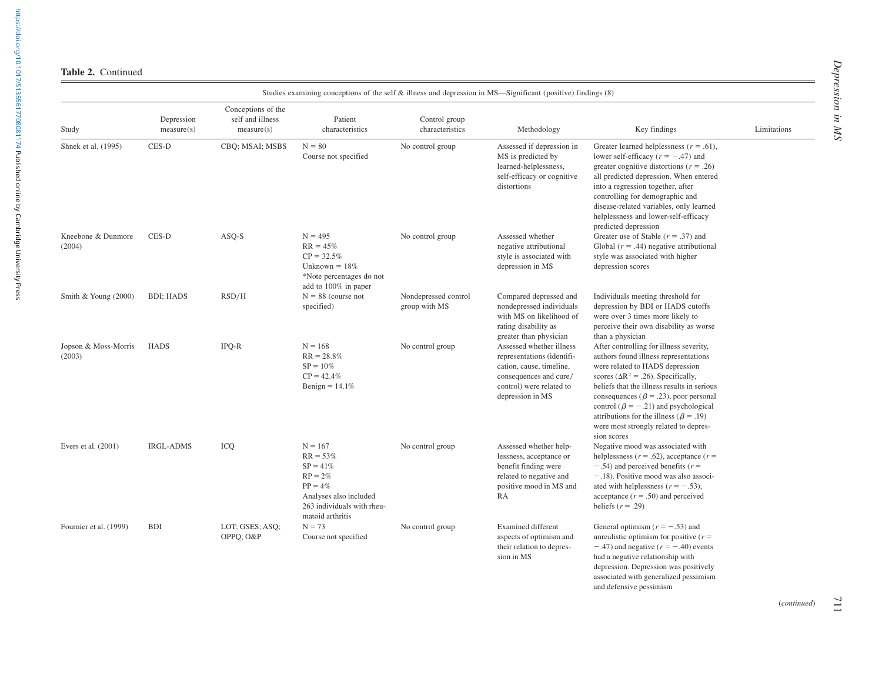**Table 2.** Continued

| Study | Depression measure(s) | Conceptions of the self and illness measure(s) | Patient characteristics | Control group characteristics | Methodology | Key findings | Limitations |
|---|---|---|---|---|---|---|---|
| Studies examining conceptions of the self & illness and depression in MS—Significant (positive) findings (8) | | | | | | | |
| Shnek et al. (1995) | CES-D | CBQ; MSAI; MSBS | N = 80<br>Course not specified | No control group | Assessed if depression in MS is predicted by learned-helplessness, self-efficacy or cognitive distortions | Greater learned helplessness ($r = .61$), lower self-efficacy ($r = -.47$) and greater cognitive distortions ($r = .26$) all predicted depression. When entered into a regression together, after controlling for demographic and disease-related variables, only learned helplessness and lower-self-efficacy predicted depression | |
| Kneebone & Dunmore (2004) | CES-D | ASQ-S | N = 495<br>RR = 45%<br>CP = 32.5%<br>Unknown = 18%<br>*Note percentages do not add to 100% in paper | No control group | Assessed whether negative attributional style is associated with depression in MS | Greater use of Stable ($r = .37$) and Global ($r = .44$) negative attributional style was associated with higher depression scores | |
| Smith & Young (2000) | BDI; HADS | RSD/H | N = 88 (course not specified) | Nondepressed control group with MS | Compared depressed and nondepressed individuals with MS on likelihood of rating disability as greater than physician | Individuals meeting threshold for depression by BDI or HADS cutoffs were over 3 times more likely to perceive their own disability as worse than a physician | |
| Jopson & Moss-Morris (2003) | HADS | IPQ-R | N = 168<br>RR = 28.8%<br>SP = 10%<br>CP = 42.4%<br>Benign = 14.1% | No control group | Assessed whether illness representations (identification, cause, timeline, consequences and cure/control) were related to depression in MS | After controlling for illness severity, authors found illness representations were related to HADS depression scores ($\Delta R^2 = .26$). Specifically, beliefs that the illness results in serious consequences ($\beta = .23$), poor personal control ($\beta = -.21$) and psychological attributions for the illness ($\beta = .19$) were most strongly related to depression scores | |
| Evers et al. (2001) | IRGL-ADMS | ICQ | N = 167<br>RR = 53%<br>SP = 41%<br>RP = 2%<br>PP = 4%<br>Analyses also included 263 individuals with rheumatoid arthritis | No control group | Assessed whether helplessness, acceptance or benefit finding were related to negative and positive mood in MS and RA | Negative mood was associated with helplessness ($r = .62$), acceptance ($r = -.54$) and perceived benefits ($r = -.18$). Positive mood was also associated with helplessness ($r = -.53$), acceptance ($r = .50$) and perceived beliefs ($r = .29$) | |
| Fournier et al. (1999) | BDI | LOT; GSES; ASQ; OPPQ; O&P | N = 73<br>Course not specified | No control group | Examined different aspects of optimism and their relation to depression in MS | General optimism ($r = -.53$) and unrealistic optimism for positive ($r = -.47$) and negative ($r = -.40$) events had a negative relationship with depression. Depression was positively associated with generalized pessimism and defensive pessimism | |

(*continued*)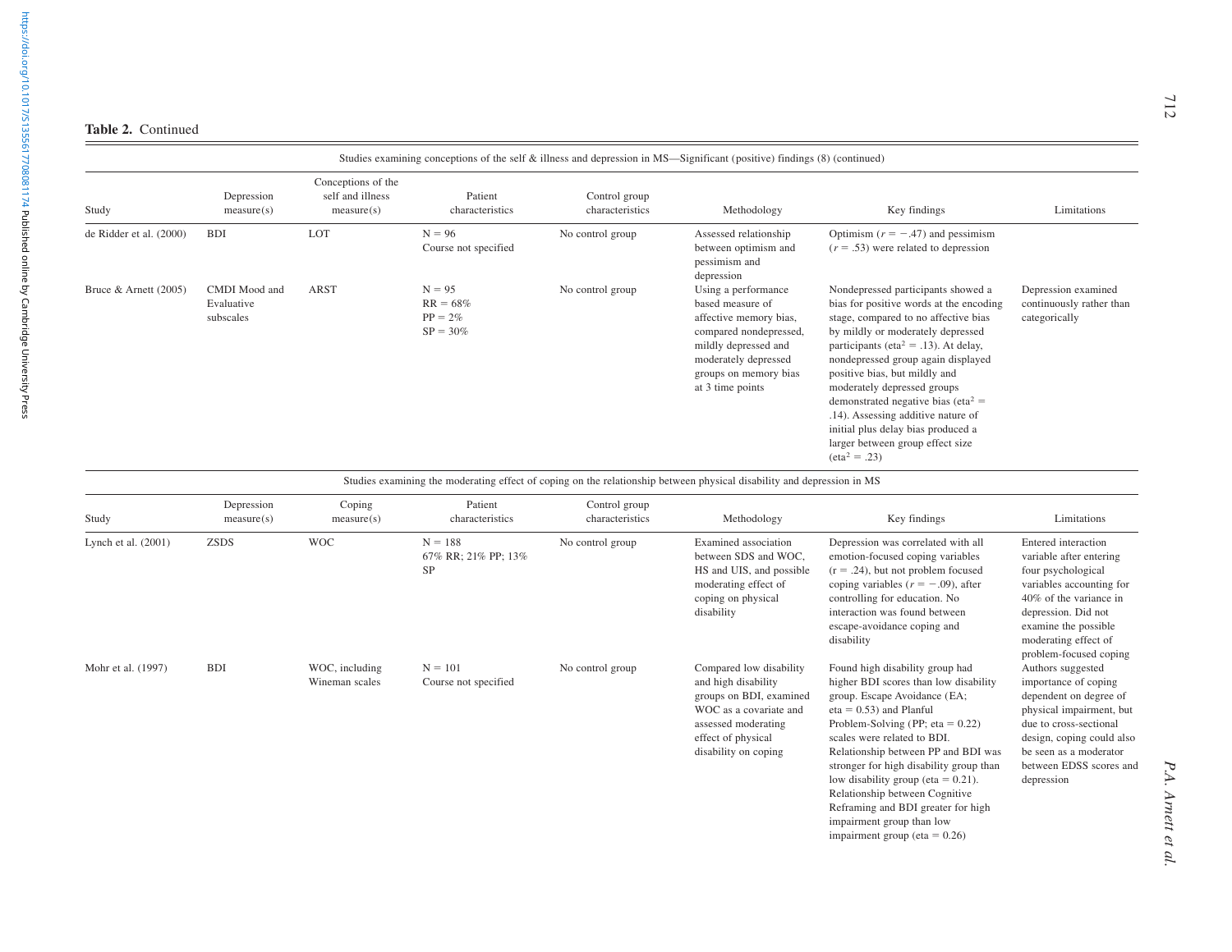**Table 2.** Continued

| Study | Depression measure(s) | Conceptions of the self and illness measure(s) | Patient characteristics | Control group characteristics | Methodology | Key findings | Limitations |
|---|---|---|---|---|---|---|---|
| **Studies examining conceptions of the self & illness and depression in MS—Significant (positive) findings (8) (continued)** | | | | | | | |
| de Ridder et al. (2000) | BDI | LOT | N = 96<br>Course not specified | No control group | Assessed relationship between optimism and pessimism and depression | Optimism ($r = -.47$) and pessimism ($r = .53$) were related to depression | |
| Bruce & Arnett (2005) | CMDI Mood and Evaluative subscales | ARST | N = 95<br>RR = 68%<br>PP = 2%<br>SP = 30% | No control group | Using a performance based measure of affective memory bias, compared nondepressed, mildly depressed and moderately depressed groups on memory bias at 3 time points | Nondepressed participants showed a bias for positive words at the encoding stage, compared to no affective bias by mildly or moderately depressed participants ($\text{eta}^2 = .13$). At delay, nondepressed group again displayed positive bias, but mildly and moderately depressed groups demonstrated negative bias ($\text{eta}^2 = .14$). Assessing additive nature of initial plus delay bias produced a larger between group effect size ($\text{eta}^2 = .23$) | Depression examined continuously rather than categorically |
| **Studies examining the moderating effect of coping on the relationship between physical disability and depression in MS** | | | | | | | |
| **Study** | **Depression measure(s)** | **Coping measure(s)** | **Patient characteristics** | **Control group characteristics** | **Methodology** | **Key findings** | **Limitations** |
| Lynch et al. (2001) | ZSDS | WOC | N = 188<br>67% RR; 21% PP; 13% SP | No control group | Examined association between SDS and WOC, HS and UIS, and possible moderating effect of coping on physical disability | Depression was correlated with all emotion-focused coping variables ($r = .24$), but not problem focused coping variables ($r = -.09$), after controlling for education. No interaction was found between escape-avoidance coping and disability | Entered interaction variable after entering four psychological variables accounting for 40% of the variance in depression. Did not examine the possible moderating effect of problem-focused coping |
| Mohr et al. (1997) | BDI | WOC, including Wineman scales | N = 101<br>Course not specified | No control group | Compared low disability and high disability groups on BDI, examined WOC as a covariate and assessed moderating effect of physical disability on coping | Found high disability group had higher BDI scores than low disability group. Escape Avoidance (EA; eta = 0.53) and Planful Problem-Solving (PP; eta = 0.22) scales were related to BDI. Relationship between PP and BDI was stronger for high disability group than low disability group (eta = 0.21). Relationship between Cognitive Reframing and BDI greater for high impairment group than low impairment group (eta = 0.26) | Authors suggested importance of coping dependent on degree of physical impairment, but due to cross-sectional design, coping could also be seen as a moderator between EDSS scores and depression |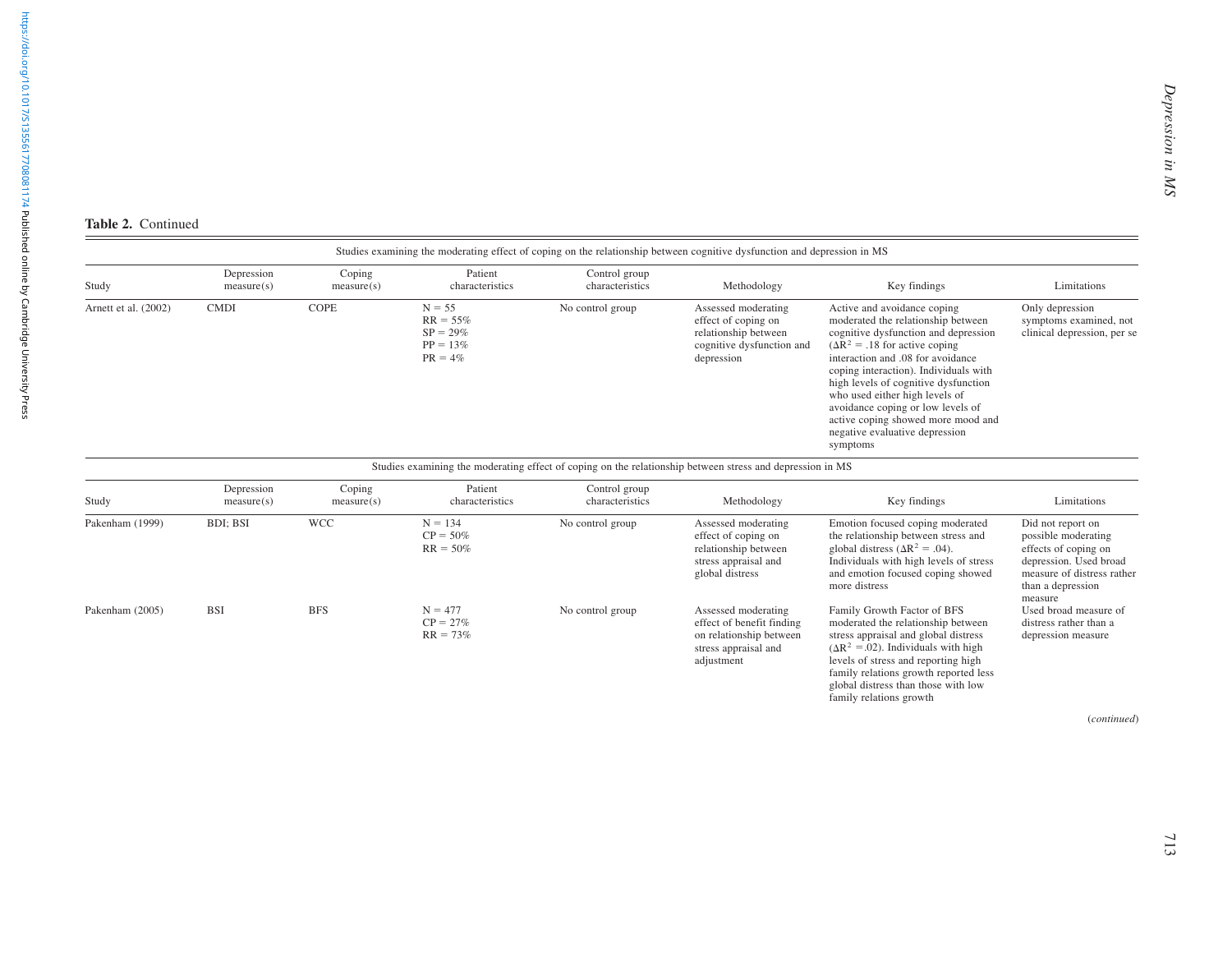**Table 2.** Continued

| Study | Depression measure(s) | Coping measure(s) | Patient characteristics | Control group characteristics | Methodology | Key findings | Limitations |
|---|---|---|---|---|---|---|---|
| *Studies examining the moderating effect of coping on the relationship between cognitive dysfunction and depression in MS* | | | | | | | |
| Arnett et al. (2002) | CMDI | COPE | N = 55<br>RR = 55%<br>SP = 29%<br>PP = 13%<br>PR = 4% | No control group | Assessed moderating effect of coping on relationship between cognitive dysfunction and depression | Active and avoidance coping moderated the relationship between cognitive dysfunction and depression ($\Delta R^2$ = .18 for active coping interaction and .08 for avoidance coping interaction). Individuals with high levels of cognitive dysfunction who used either high levels of avoidance coping or low levels of active coping showed more mood and negative evaluative depression symptoms | Only depression symptoms examined, not clinical depression, per se |
| *Studies examining the moderating effect of coping on the relationship between stress and depression in MS* | | | | | | | |
| Pakenham (1999) | BDI; BSI | WCC | N = 134<br>CP = 50%<br>RR = 50% | No control group | Assessed moderating effect of coping on relationship between stress appraisal and global distress | Emotion focused coping moderated the relationship between stress and global distress ($\Delta R^2$ = .04). Individuals with high levels of stress and emotion focused coping showed more distress | Did not report on possible moderating effects of coping on depression. Used broad measure of distress rather than a depression measure |
| Pakenham (2005) | BSI | BFS | N = 477<br>CP = 27%<br>RR = 73% | No control group | Assessed moderating effect of benefit finding on relationship between stress appraisal and adjustment | Family Growth Factor of BFS moderated the relationship between stress appraisal and global distress ($\Delta R^2$ =.02). Individuals with high levels of stress and reporting high family relations growth reported less global distress than those with low family relations growth | Used broad measure of distress rather than a depression measure |

(*continued*)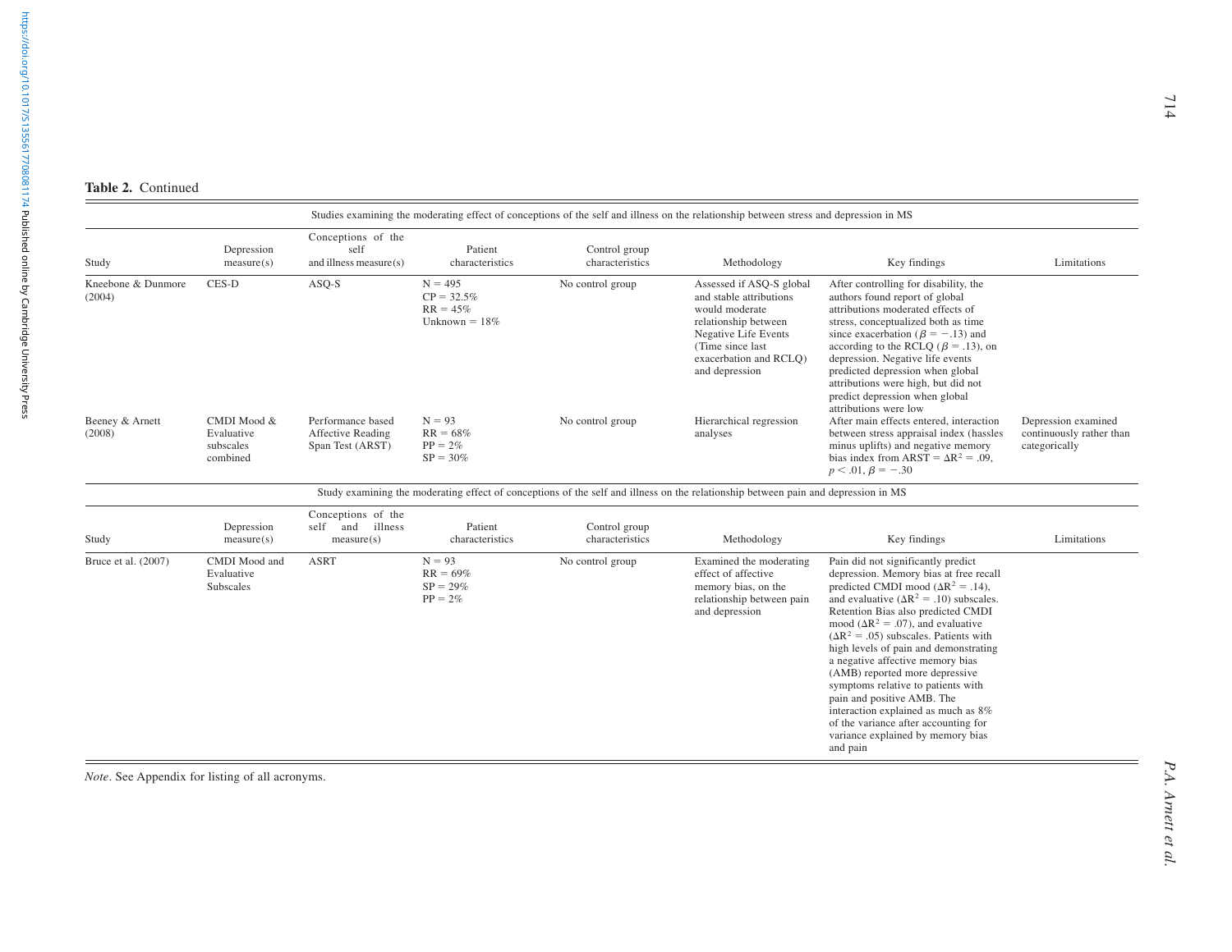**Table 2.** Continued

| Studies examining the moderating effect of conceptions of the self and illness on the relationship between stress and depression in MS | | | | | | | |
|---|---|---|---|---|---|---|---|
| Study | Depression measure(s) | Conceptions of the self and illness measure(s) | Patient characteristics | Control group characteristics | Methodology | Key findings | Limitations |
| Kneebone & Dunmore (2004) | CES-D | ASQ-S | N = 495<br>CP = 32.5%<br>RR = 45%<br>Unknown = 18% | No control group | Assessed if ASQ-S global and stable attributions would moderate relationship between Negative Life Events (Time since last exacerbation and RCLQ) and depression | After controlling for disability, the authors found report of global attributions moderated effects of stress, conceptualized both as time since exacerbation ($\beta = -.13$) and according to the RCLQ ($\beta = .13$), on depression. Negative life events predicted depression when global attributions were high, but did not predict depression when global attributions were low | |
| Beeney & Arnett (2008) | CMDI Mood & Evaluative subscales combined | Performance based Affective Reading Span Test (ARST) | N = 93<br>RR = 68%<br>PP = 2%<br>SP = 30% | No control group | Hierarchical regression analyses | After main effects entered, interaction between stress appraisal index (hassles minus uplifts) and negative memory bias index from ARST = $\Delta R^2 = .09$, $p < .01$, $\beta = -.30$ | Depression examined continuously rather than categorically |

| Study examining the moderating effect of conceptions of the self and illness on the relationship between pain and depression in MS | | | | | | | |
|---|---|---|---|---|---|---|---|
| Study | Depression measure(s) | Conceptions of the self and illness measure(s) | Patient characteristics | Control group characteristics | Methodology | Key findings | Limitations |
| Bruce et al. (2007) | CMDI Mood and Evaluative Subscales | ASRT | N = 93<br>RR = 69%<br>SP = 29%<br>PP = 2% | No control group | Examined the moderating effect of affective memory bias, on the relationship between pain and depression | Pain did not significantly predict depression. Memory bias at free recall predicted CMDI mood ($\Delta R^2 = .14$), and evaluative ($\Delta R^2 = .10$) subscales. Retention Bias also predicted CMDI mood ($\Delta R^2 = .07$), and evaluative ($\Delta R^2 = .05$) subscales. Patients with high levels of pain and demonstrating a negative affective memory bias (AMB) reported more depressive symptoms relative to patients with pain and positive AMB. The interaction explained as much as 8% of the variance after accounting for variance explained by memory bias and pain | |

*Note*. See Appendix for listing of all acronyms.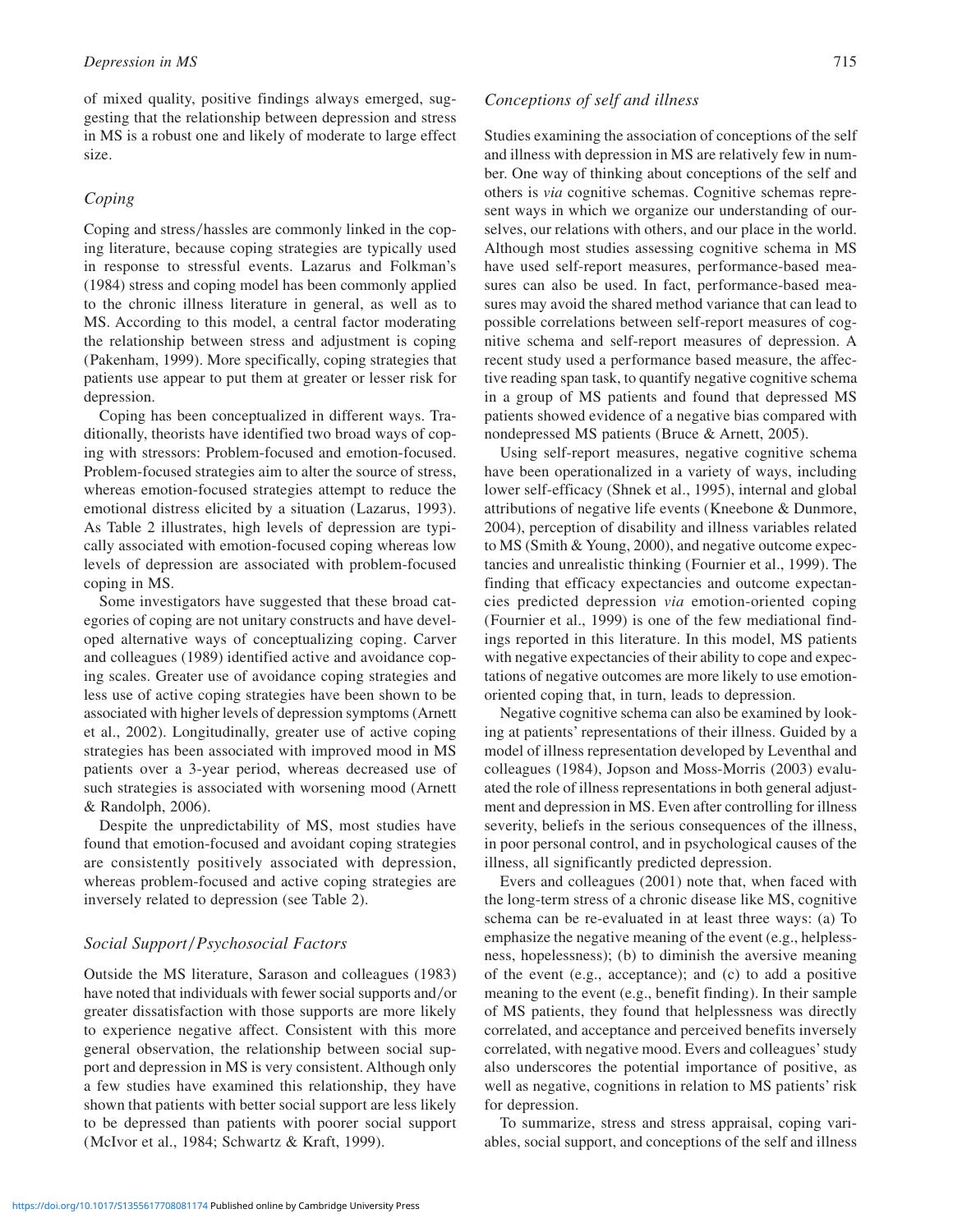of mixed quality, positive findings always emerged, suggesting that the relationship between depression and stress in MS is a robust one and likely of moderate to large effect size.

### *Coping*

Coping and stress/hassles are commonly linked in the coping literature, because coping strategies are typically used in response to stressful events. Lazarus and Folkman's (1984) stress and coping model has been commonly applied to the chronic illness literature in general, as well as to MS. According to this model, a central factor moderating the relationship between stress and adjustment is coping (Pakenham, 1999). More specifically, coping strategies that patients use appear to put them at greater or lesser risk for depression.

Coping has been conceptualized in different ways. Traditionally, theorists have identified two broad ways of coping with stressors: Problem-focused and emotion-focused. Problem-focused strategies aim to alter the source of stress, whereas emotion-focused strategies attempt to reduce the emotional distress elicited by a situation (Lazarus, 1993). As Table 2 illustrates, high levels of depression are typically associated with emotion-focused coping whereas low levels of depression are associated with problem-focused coping in MS.

Some investigators have suggested that these broad categories of coping are not unitary constructs and have developed alternative ways of conceptualizing coping. Carver and colleagues (1989) identified active and avoidance coping scales. Greater use of avoidance coping strategies and less use of active coping strategies have been shown to be associated with higher levels of depression symptoms (Arnett et al., 2002). Longitudinally, greater use of active coping strategies has been associated with improved mood in MS patients over a 3-year period, whereas decreased use of such strategies is associated with worsening mood (Arnett & Randolph, 2006).

Despite the unpredictability of MS, most studies have found that emotion-focused and avoidant coping strategies are consistently positively associated with depression, whereas problem-focused and active coping strategies are inversely related to depression (see Table 2).

### *Social Support/Psychosocial Factors*

Outside the MS literature, Sarason and colleagues (1983) have noted that individuals with fewer social supports and/or greater dissatisfaction with those supports are more likely to experience negative affect. Consistent with this more general observation, the relationship between social support and depression in MS is very consistent. Although only a few studies have examined this relationship, they have shown that patients with better social support are less likely to be depressed than patients with poorer social support (McIvor et al., 1984; Schwartz & Kraft, 1999).

### *Conceptions of self and illness*

Studies examining the association of conceptions of the self and illness with depression in MS are relatively few in number. One way of thinking about conceptions of the self and others is *via* cognitive schemas. Cognitive schemas represent ways in which we organize our understanding of ourselves, our relations with others, and our place in the world. Although most studies assessing cognitive schema in MS have used self-report measures, performance-based measures can also be used. In fact, performance-based measures may avoid the shared method variance that can lead to possible correlations between self-report measures of cognitive schema and self-report measures of depression. A recent study used a performance based measure, the affective reading span task, to quantify negative cognitive schema in a group of MS patients and found that depressed MS patients showed evidence of a negative bias compared with nondepressed MS patients (Bruce & Arnett, 2005).

Using self-report measures, negative cognitive schema have been operationalized in a variety of ways, including lower self-efficacy (Shnek et al., 1995), internal and global attributions of negative life events (Kneebone & Dunmore, 2004), perception of disability and illness variables related to MS (Smith & Young, 2000), and negative outcome expectancies and unrealistic thinking (Fournier et al., 1999). The finding that efficacy expectancies and outcome expectancies predicted depression *via* emotion-oriented coping (Fournier et al., 1999) is one of the few mediational findings reported in this literature. In this model, MS patients with negative expectancies of their ability to cope and expectations of negative outcomes are more likely to use emotion-oriented coping that, in turn, leads to depression.

Negative cognitive schema can also be examined by looking at patients' representations of their illness. Guided by a model of illness representation developed by Leventhal and colleagues (1984), Jopson and Moss-Morris (2003) evaluated the role of illness representations in both general adjustment and depression in MS. Even after controlling for illness severity, beliefs in the serious consequences of the illness, in poor personal control, and in psychological causes of the illness, all significantly predicted depression.

Evers and colleagues (2001) note that, when faced with the long-term stress of a chronic disease like MS, cognitive schema can be re-evaluated in at least three ways: (a) To emphasize the negative meaning of the event (e.g., helplessness, hopelessness); (b) to diminish the aversive meaning of the event (e.g., acceptance); and (c) to add a positive meaning to the event (e.g., benefit finding). In their sample of MS patients, they found that helplessness was directly correlated, and acceptance and perceived benefits inversely correlated, with negative mood. Evers and colleagues' study also underscores the potential importance of positive, as well as negative, cognitions in relation to MS patients' risk for depression.

To summarize, stress and stress appraisal, coping variables, social support, and conceptions of the self and illness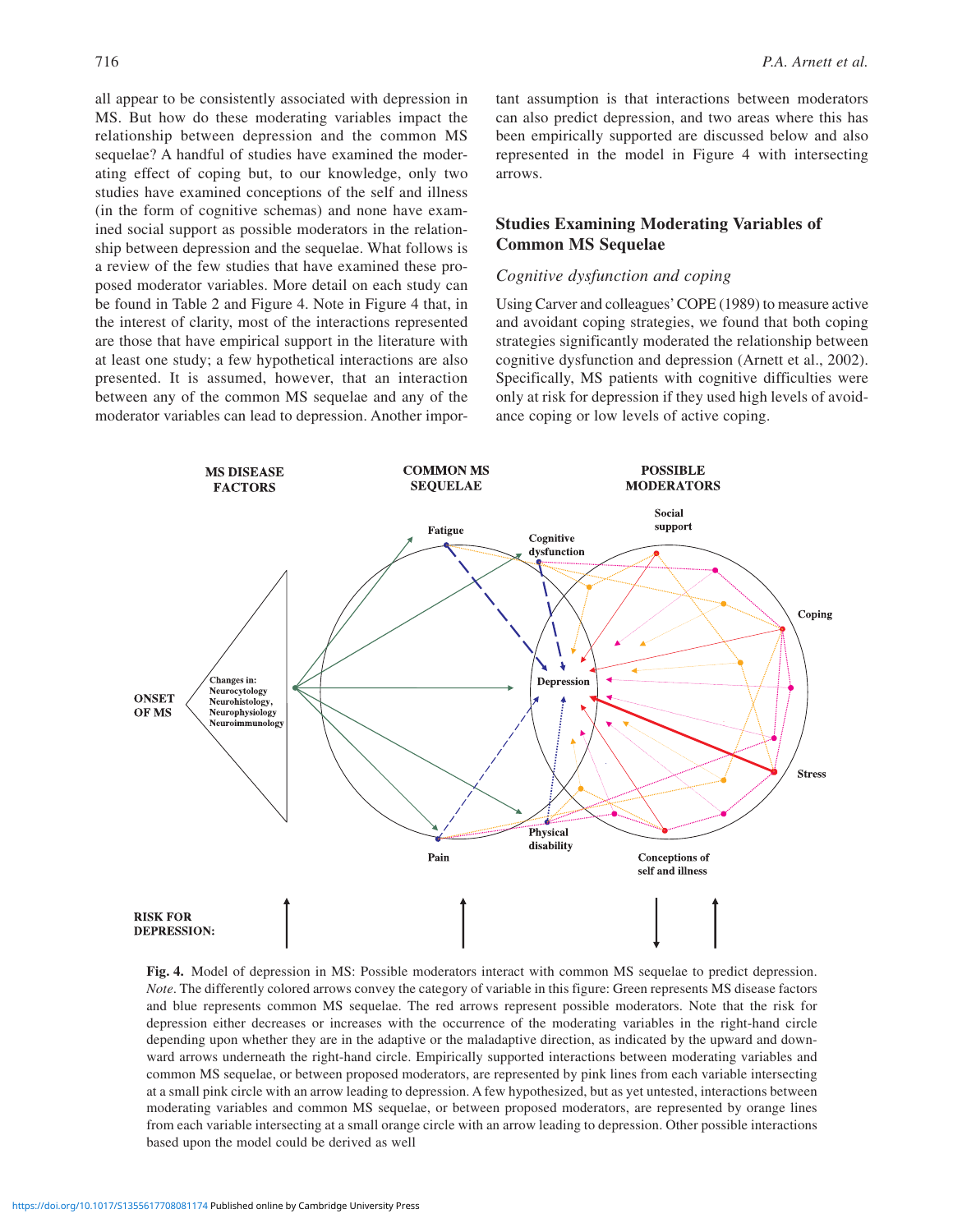all appear to be consistently associated with depression in MS. But how do these moderating variables impact the relationship between depression and the common MS sequelae? A handful of studies have examined the moderating effect of coping but, to our knowledge, only two studies have examined conceptions of the self and illness (in the form of cognitive schemas) and none have examined social support as possible moderators in the relationship between depression and the sequelae. What follows is a review of the few studies that have examined these proposed moderator variables. More detail on each study can be found in Table 2 and Figure 4. Note in Figure 4 that, in the interest of clarity, most of the interactions represented are those that have empirical support in the literature with at least one study; a few hypothetical interactions are also presented. It is assumed, however, that an interaction between any of the common MS sequelae and any of the moderator variables can lead to depression. Another important assumption is that interactions between moderators can also predict depression, and two areas where this has been empirically supported are discussed below and also represented in the model in Figure 4 with intersecting arrows.

## Studies Examining Moderating Variables of Common MS Sequelae

### *Cognitive dysfunction and coping*

Using Carver and colleagues' COPE (1989) to measure active and avoidant coping strategies, we found that both coping strategies significantly moderated the relationship between cognitive dysfunction and depression (Arnett et al., 2002). Specifically, MS patients with cognitive difficulties were only at risk for depression if they used high levels of avoidance coping or low levels of active coping.

**Fig. 4.** Model of depression in MS: Possible moderators interact with common MS sequelae to predict depression. *Note*. The differently colored arrows convey the category of variable in this figure: Green represents MS disease factors and blue represents common MS sequelae. The red arrows represent possible moderators. Note that the risk for depression either decreases or increases with the occurrence of the moderating variables in the right-hand circle depending upon whether they are in the adaptive or the maladaptive direction, as indicated by the upward and downward arrows underneath the right-hand circle. Empirically supported interactions between moderating variables and common MS sequelae, or between proposed moderators, are represented by pink lines from each variable intersecting at a small pink circle with an arrow leading to depression. A few hypothesized, but as yet untested, interactions between moderating variables and common MS sequelae, or between proposed moderators, are represented by orange lines from each variable intersecting at a small orange circle with an arrow leading to depression. Other possible interactions based upon the model could be derived as well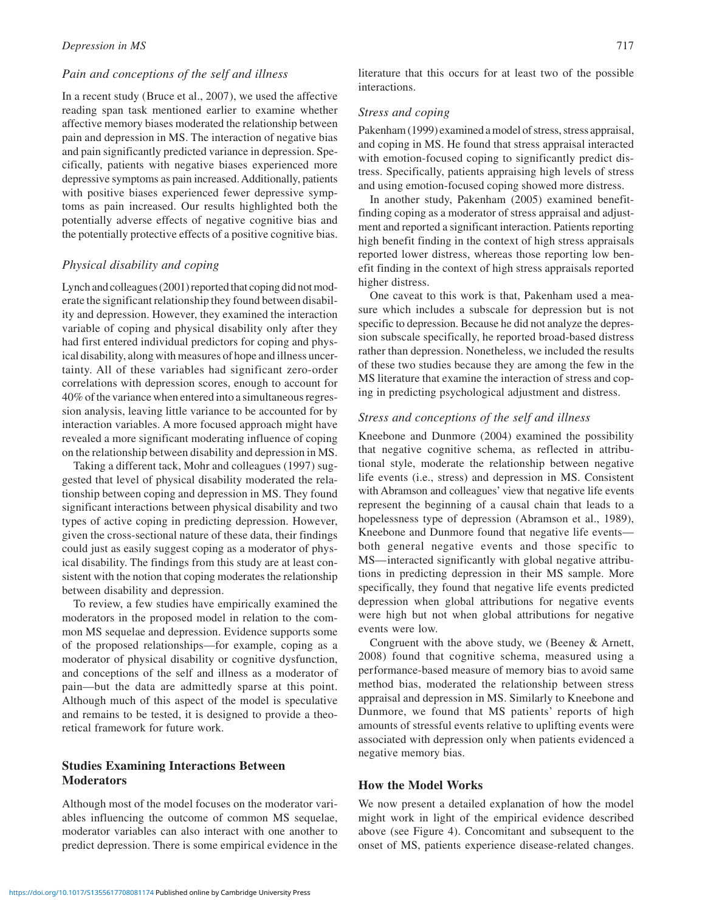### Pain and conceptions of the self and illness

In a recent study (Bruce et al., 2007), we used the affective reading span task mentioned earlier to examine whether affective memory biases moderated the relationship between pain and depression in MS. The interaction of negative bias and pain significantly predicted variance in depression. Specifically, patients with negative biases experienced more depressive symptoms as pain increased. Additionally, patients with positive biases experienced fewer depressive symptoms as pain increased. Our results highlighted both the potentially adverse effects of negative cognitive bias and the potentially protective effects of a positive cognitive bias.

### Physical disability and coping

Lynch and colleagues (2001) reported that coping did not moderate the significant relationship they found between disability and depression. However, they examined the interaction variable of coping and physical disability only after they had first entered individual predictors for coping and physical disability, along with measures of hope and illness uncertainty. All of these variables had significant zero-order correlations with depression scores, enough to account for 40% of the variance when entered into a simultaneous regression analysis, leaving little variance to be accounted for by interaction variables. A more focused approach might have revealed a more significant moderating influence of coping on the relationship between disability and depression in MS.

Taking a different tack, Mohr and colleagues (1997) suggested that level of physical disability moderated the relationship between coping and depression in MS. They found significant interactions between physical disability and two types of active coping in predicting depression. However, given the cross-sectional nature of these data, their findings could just as easily suggest coping as a moderator of physical disability. The findings from this study are at least consistent with the notion that coping moderates the relationship between disability and depression.

To review, a few studies have empirically examined the moderators in the proposed model in relation to the common MS sequelae and depression. Evidence supports some of the proposed relationships—for example, coping as a moderator of physical disability or cognitive dysfunction, and conceptions of the self and illness as a moderator of pain—but the data are admittedly sparse at this point. Although much of this aspect of the model is speculative and remains to be tested, it is designed to provide a theoretical framework for future work.

## Studies Examining Interactions Between Moderators

Although most of the model focuses on the moderator variables influencing the outcome of common MS sequelae, moderator variables can also interact with one another to predict depression. There is some empirical evidence in the literature that this occurs for at least two of the possible interactions.

### Stress and coping

Pakenham (1999) examined a model of stress, stress appraisal, and coping in MS. He found that stress appraisal interacted with emotion-focused coping to significantly predict distress. Specifically, patients appraising high levels of stress and using emotion-focused coping showed more distress.

In another study, Pakenham (2005) examined benefit-finding coping as a moderator of stress appraisal and adjustment and reported a significant interaction. Patients reporting high benefit finding in the context of high stress appraisals reported lower distress, whereas those reporting low benefit finding in the context of high stress appraisals reported higher distress.

One caveat to this work is that, Pakenham used a measure which includes a subscale for depression but is not specific to depression. Because he did not analyze the depression subscale specifically, he reported broad-based distress rather than depression. Nonetheless, we included the results of these two studies because they are among the few in the MS literature that examine the interaction of stress and coping in predicting psychological adjustment and distress.

### Stress and conceptions of the self and illness

Kneebone and Dunmore (2004) examined the possibility that negative cognitive schema, as reflected in attributional style, moderate the relationship between negative life events (i.e., stress) and depression in MS. Consistent with Abramson and colleagues' view that negative life events represent the beginning of a causal chain that leads to a hopelessness type of depression (Abramson et al., 1989), Kneebone and Dunmore found that negative life events—both general negative events and those specific to MS—interacted significantly with global negative attributions in predicting depression in their MS sample. More specifically, they found that negative life events predicted depression when global attributions for negative events were high but not when global attributions for negative events were low.

Congruent with the above study, we (Beeney & Arnett, 2008) found that cognitive schema, measured using a performance-based measure of memory bias to avoid same method bias, moderated the relationship between stress appraisal and depression in MS. Similarly to Kneebone and Dunmore, we found that MS patients' reports of high amounts of stressful events relative to uplifting events were associated with depression only when patients evidenced a negative memory bias.

## How the Model Works

We now present a detailed explanation of how the model might work in light of the empirical evidence described above (see Figure 4). Concomitant and subsequent to the onset of MS, patients experience disease-related changes.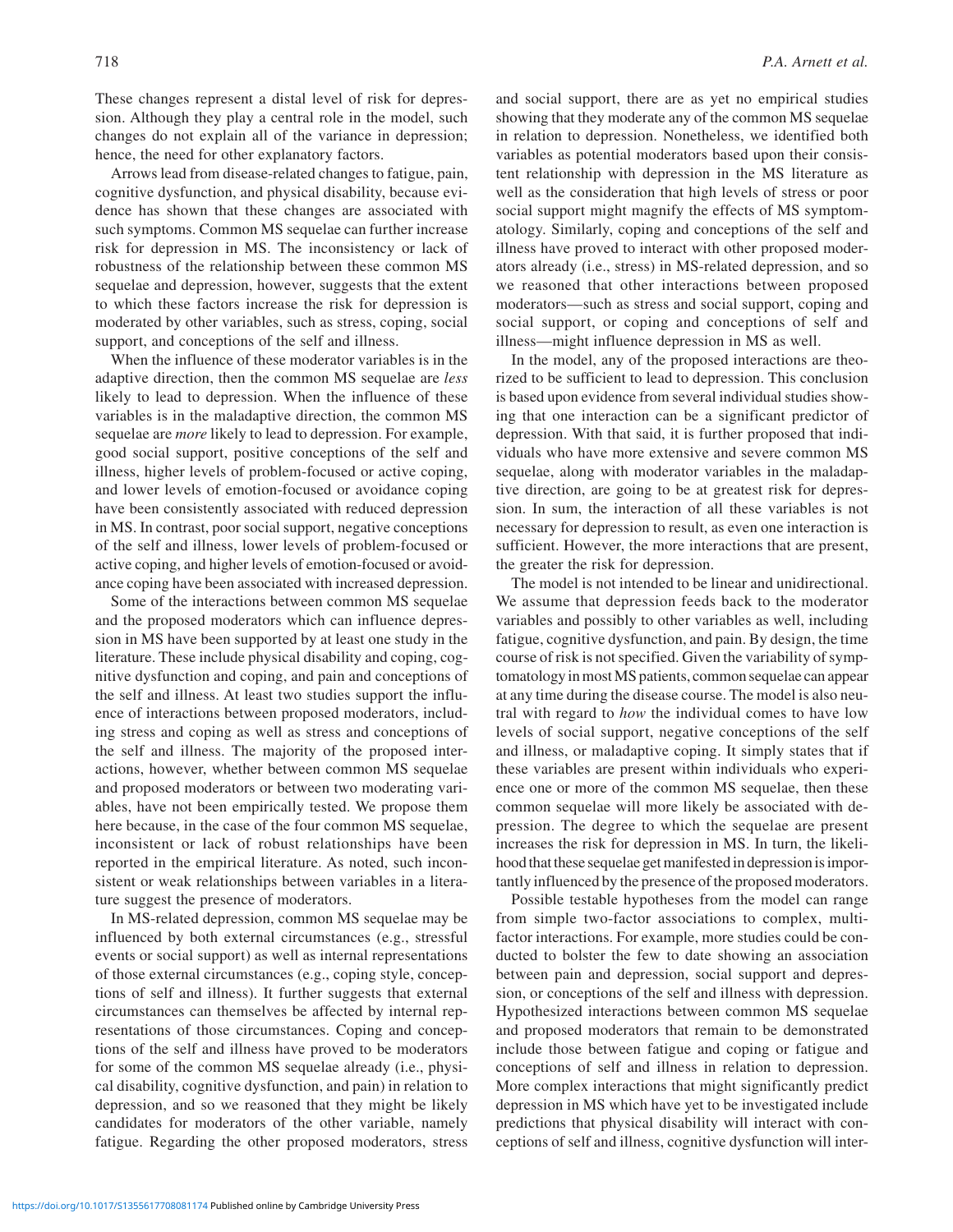These changes represent a distal level of risk for depression. Although they play a central role in the model, such changes do not explain all of the variance in depression; hence, the need for other explanatory factors.

Arrows lead from disease-related changes to fatigue, pain, cognitive dysfunction, and physical disability, because evidence has shown that these changes are associated with such symptoms. Common MS sequelae can further increase risk for depression in MS. The inconsistency or lack of robustness of the relationship between these common MS sequelae and depression, however, suggests that the extent to which these factors increase the risk for depression is moderated by other variables, such as stress, coping, social support, and conceptions of the self and illness.

When the influence of these moderator variables is in the adaptive direction, then the common MS sequelae are *less* likely to lead to depression. When the influence of these variables is in the maladaptive direction, the common MS sequelae are *more* likely to lead to depression. For example, good social support, positive conceptions of the self and illness, higher levels of problem-focused or active coping, and lower levels of emotion-focused or avoidance coping have been consistently associated with reduced depression in MS. In contrast, poor social support, negative conceptions of the self and illness, lower levels of problem-focused or active coping, and higher levels of emotion-focused or avoidance coping have been associated with increased depression.

Some of the interactions between common MS sequelae and the proposed moderators which can influence depression in MS have been supported by at least one study in the literature. These include physical disability and coping, cognitive dysfunction and coping, and pain and conceptions of the self and illness. At least two studies support the influence of interactions between proposed moderators, including stress and coping as well as stress and conceptions of the self and illness. The majority of the proposed interactions, however, whether between common MS sequelae and proposed moderators or between two moderating variables, have not been empirically tested. We propose them here because, in the case of the four common MS sequelae, inconsistent or lack of robust relationships have been reported in the empirical literature. As noted, such inconsistent or weak relationships between variables in a literature suggest the presence of moderators.

In MS-related depression, common MS sequelae may be influenced by both external circumstances (e.g., stressful events or social support) as well as internal representations of those external circumstances (e.g., coping style, conceptions of self and illness). It further suggests that external circumstances can themselves be affected by internal representations of those circumstances. Coping and conceptions of the self and illness have proved to be moderators for some of the common MS sequelae already (i.e., physical disability, cognitive dysfunction, and pain) in relation to depression, and so we reasoned that they might be likely candidates for moderators of the other variable, namely fatigue. Regarding the other proposed moderators, stress and social support, there are as yet no empirical studies showing that they moderate any of the common MS sequelae in relation to depression. Nonetheless, we identified both variables as potential moderators based upon their consistent relationship with depression in the MS literature as well as the consideration that high levels of stress or poor social support might magnify the effects of MS symptomatology. Similarly, coping and conceptions of the self and illness have proved to interact with other proposed moderators already (i.e., stress) in MS-related depression, and so we reasoned that other interactions between proposed moderators—such as stress and social support, coping and social support, or coping and conceptions of self and illness—might influence depression in MS as well.

In the model, any of the proposed interactions are theorized to be sufficient to lead to depression. This conclusion is based upon evidence from several individual studies showing that one interaction can be a significant predictor of depression. With that said, it is further proposed that individuals who have more extensive and severe common MS sequelae, along with moderator variables in the maladaptive direction, are going to be at greatest risk for depression. In sum, the interaction of all these variables is not necessary for depression to result, as even one interaction is sufficient. However, the more interactions that are present, the greater the risk for depression.

The model is not intended to be linear and unidirectional. We assume that depression feeds back to the moderator variables and possibly to other variables as well, including fatigue, cognitive dysfunction, and pain. By design, the time course of risk is not specified. Given the variability of symptomatology in most MS patients, common sequelae can appear at any time during the disease course. The model is also neutral with regard to *how* the individual comes to have low levels of social support, negative conceptions of the self and illness, or maladaptive coping. It simply states that if these variables are present within individuals who experience one or more of the common MS sequelae, then these common sequelae will more likely be associated with depression. The degree to which the sequelae are present increases the risk for depression in MS. In turn, the likelihood that these sequelae get manifested in depression is importantly influenced by the presence of the proposed moderators.

Possible testable hypotheses from the model can range from simple two-factor associations to complex, multifactor interactions. For example, more studies could be conducted to bolster the few to date showing an association between pain and depression, social support and depression, or conceptions of the self and illness with depression. Hypothesized interactions between common MS sequelae and proposed moderators that remain to be demonstrated include those between fatigue and coping or fatigue and conceptions of self and illness in relation to depression. More complex interactions that might significantly predict depression in MS which have yet to be investigated include predictions that physical disability will interact with conceptions of self and illness, cognitive dysfunction will inter-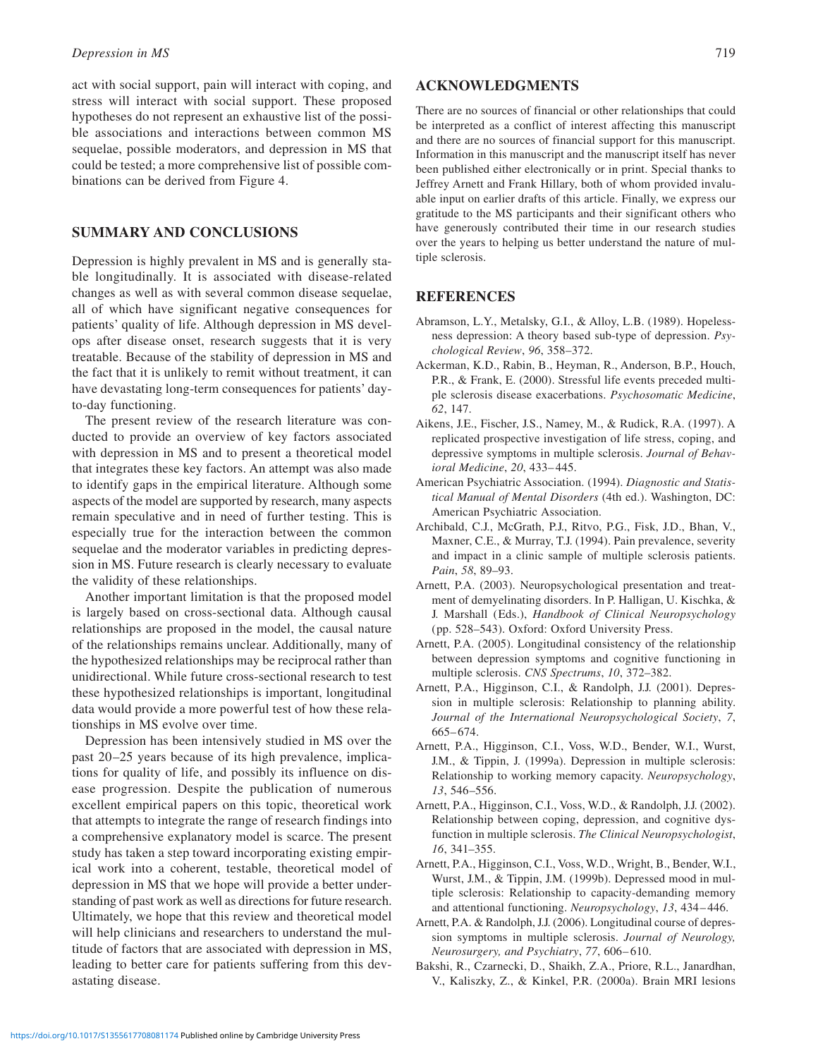act with social support, pain will interact with coping, and stress will interact with social support. These proposed hypotheses do not represent an exhaustive list of the possible associations and interactions between common MS sequelae, possible moderators, and depression in MS that could be tested; a more comprehensive list of possible combinations can be derived from Figure 4.

## SUMMARY AND CONCLUSIONS

Depression is highly prevalent in MS and is generally stable longitudinally. It is associated with disease-related changes as well as with several common disease sequelae, all of which have significant negative consequences for patients' quality of life. Although depression in MS develops after disease onset, research suggests that it is very treatable. Because of the stability of depression in MS and the fact that it is unlikely to remit without treatment, it can have devastating long-term consequences for patients' day-to-day functioning.

The present review of the research literature was conducted to provide an overview of key factors associated with depression in MS and to present a theoretical model that integrates these key factors. An attempt was also made to identify gaps in the empirical literature. Although some aspects of the model are supported by research, many aspects remain speculative and in need of further testing. This is especially true for the interaction between the common sequelae and the moderator variables in predicting depression in MS. Future research is clearly necessary to evaluate the validity of these relationships.

Another important limitation is that the proposed model is largely based on cross-sectional data. Although causal relationships are proposed in the model, the causal nature of the relationships remains unclear. Additionally, many of the hypothesized relationships may be reciprocal rather than unidirectional. While future cross-sectional research to test these hypothesized relationships is important, longitudinal data would provide a more powerful test of how these relationships in MS evolve over time.

Depression has been intensively studied in MS over the past 20–25 years because of its high prevalence, implications for quality of life, and possibly its influence on disease progression. Despite the publication of numerous excellent empirical papers on this topic, theoretical work that attempts to integrate the range of research findings into a comprehensive explanatory model is scarce. The present study has taken a step toward incorporating existing empirical work into a coherent, testable, theoretical model of depression in MS that we hope will provide a better understanding of past work as well as directions for future research. Ultimately, we hope that this review and theoretical model will help clinicians and researchers to understand the multitude of factors that are associated with depression in MS, leading to better care for patients suffering from this devastating disease.

## ACKNOWLEDGMENTS

There are no sources of financial or other relationships that could be interpreted as a conflict of interest affecting this manuscript and there are no sources of financial support for this manuscript. Information in this manuscript and the manuscript itself has never been published either electronically or in print. Special thanks to Jeffrey Arnett and Frank Hillary, both of whom provided invaluable input on earlier drafts of this article. Finally, we express our gratitude to the MS participants and their significant others who have generously contributed their time in our research studies over the years to helping us better understand the nature of multiple sclerosis.

## REFERENCES

Abramson, L.Y., Metalsky, G.I., & Alloy, L.B. (1989). Hopelessness depression: A theory based sub-type of depression. *Psychological Review*, *96*, 358–372.

Ackerman, K.D., Rabin, B., Heyman, R., Anderson, B.P., Houch, P.R., & Frank, E. (2000). Stressful life events preceded multiple sclerosis disease exacerbations. *Psychosomatic Medicine*, *62*, 147.

Aikens, J.E., Fischer, J.S., Namey, M., & Rudick, R.A. (1997). A replicated prospective investigation of life stress, coping, and depressive symptoms in multiple sclerosis. *Journal of Behavioral Medicine*, *20*, 433–445.

American Psychiatric Association. (1994). *Diagnostic and Statistical Manual of Mental Disorders* (4th ed.). Washington, DC: American Psychiatric Association.

Archibald, C.J., McGrath, P.J., Ritvo, P.G., Fisk, J.D., Bhan, V., Maxner, C.E., & Murray, T.J. (1994). Pain prevalence, severity and impact in a clinic sample of multiple sclerosis patients. *Pain*, *58*, 89–93.

Arnett, P.A. (2003). Neuropsychological presentation and treatment of demyelinating disorders. In P. Halligan, U. Kischka, & J. Marshall (Eds.), *Handbook of Clinical Neuropsychology* (pp. 528–543). Oxford: Oxford University Press.

Arnett, P.A. (2005). Longitudinal consistency of the relationship between depression symptoms and cognitive functioning in multiple sclerosis. *CNS Spectrums*, *10*, 372–382.

Arnett, P.A., Higginson, C.I., & Randolph, J.J. (2001). Depression in multiple sclerosis: Relationship to planning ability. *Journal of the International Neuropsychological Society*, *7*, 665–674.

Arnett, P.A., Higginson, C.I., Voss, W.D., Bender, W.I., Wurst, J.M., & Tippin, J. (1999a). Depression in multiple sclerosis: Relationship to working memory capacity. *Neuropsychology*, *13*, 546–556.

Arnett, P.A., Higginson, C.I., Voss, W.D., & Randolph, J.J. (2002). Relationship between coping, depression, and cognitive dysfunction in multiple sclerosis. *The Clinical Neuropsychologist*, *16*, 341–355.

Arnett, P.A., Higginson, C.I., Voss, W.D., Wright, B., Bender, W.I., Wurst, J.M., & Tippin, J.M. (1999b). Depressed mood in multiple sclerosis: Relationship to capacity-demanding memory and attentional functioning. *Neuropsychology*, *13*, 434–446.

Arnett, P.A. & Randolph, J.J. (2006). Longitudinal course of depression symptoms in multiple sclerosis. *Journal of Neurology, Neurosurgery, and Psychiatry*, *77*, 606–610.

Bakshi, R., Czarnecki, D., Shaikh, Z.A., Priore, R.L., Janardhan, V., Kaliszky, Z., & Kinkel, P.R. (2000a). Brain MRI lesions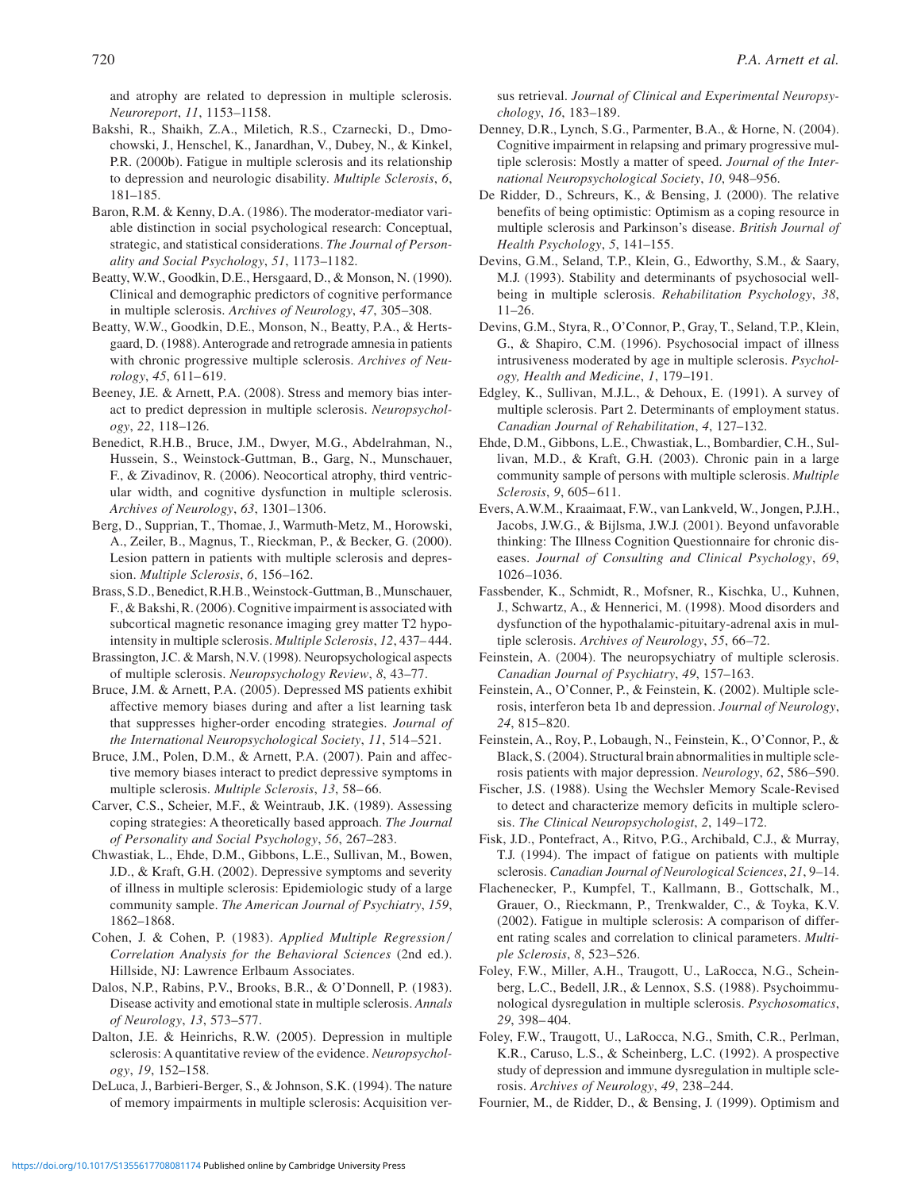and atrophy are related to depression in multiple sclerosis. *Neuroreport*, *11*, 1153–1158.

Bakshi, R., Shaikh, Z.A., Miletich, R.S., Czarnecki, D., Dmochowski, J., Henschel, K., Janardhan, V., Dubey, N., & Kinkel, P.R. (2000b). Fatigue in multiple sclerosis and its relationship to depression and neurologic disability. *Multiple Sclerosis*, *6*, 181–185.

Baron, R.M. & Kenny, D.A. (1986). The moderator-mediator variable distinction in social psychological research: Conceptual, strategic, and statistical considerations. *The Journal of Personality and Social Psychology*, *51*, 1173–1182.

Beatty, W.W., Goodkin, D.E., Hersgaard, D., & Monson, N. (1990). Clinical and demographic predictors of cognitive performance in multiple sclerosis. *Archives of Neurology*, *47*, 305–308.

Beatty, W.W., Goodkin, D.E., Monson, N., Beatty, P.A., & Hertsgaard, D. (1988). Anterograde and retrograde amnesia in patients with chronic progressive multiple sclerosis. *Archives of Neurology*, *45*, 611–619.

Beeney, J.E. & Arnett, P.A. (2008). Stress and memory bias interact to predict depression in multiple sclerosis. *Neuropsychology*, *22*, 118–126.

Benedict, R.H.B., Bruce, J.M., Dwyer, M.G., Abdelrahman, N., Hussein, S., Weinstock-Guttman, B., Garg, N., Munschauer, F., & Zivadinov, R. (2006). Neocortical atrophy, third ventricular width, and cognitive dysfunction in multiple sclerosis. *Archives of Neurology*, *63*, 1301–1306.

Berg, D., Supprian, T., Thomae, J., Warmuth-Metz, M., Horowski, A., Zeiler, B., Magnus, T., Rieckman, P., & Becker, G. (2000). Lesion pattern in patients with multiple sclerosis and depression. *Multiple Sclerosis*, *6*, 156–162.

Brass, S.D., Benedict, R.H.B., Weinstock-Guttman, B., Munschauer, F., & Bakshi, R. (2006). Cognitive impairment is associated with subcortical magnetic resonance imaging grey matter T2 hypointensity in multiple sclerosis. *Multiple Sclerosis*, *12*, 437–444.

Brassington, J.C. & Marsh, N.V. (1998). Neuropsychological aspects of multiple sclerosis. *Neuropsychology Review*, *8*, 43–77.

Bruce, J.M. & Arnett, P.A. (2005). Depressed MS patients exhibit affective memory biases during and after a list learning task that suppresses higher-order encoding strategies. *Journal of the International Neuropsychological Society*, *11*, 514–521.

Bruce, J.M., Polen, D.M., & Arnett, P.A. (2007). Pain and affective memory biases interact to predict depressive symptoms in multiple sclerosis. *Multiple Sclerosis*, *13*, 58–66.

Carver, C.S., Scheier, M.F., & Weintraub, J.K. (1989). Assessing coping strategies: A theoretically based approach. *The Journal of Personality and Social Psychology*, *56*, 267–283.

Chwastiak, L., Ehde, D.M., Gibbons, L.E., Sullivan, M., Bowen, J.D., & Kraft, G.H. (2002). Depressive symptoms and severity of illness in multiple sclerosis: Epidemiologic study of a large community sample. *The American Journal of Psychiatry*, *159*, 1862–1868.

Cohen, J. & Cohen, P. (1983). *Applied Multiple Regression/Correlation Analysis for the Behavioral Sciences* (2nd ed.). Hillside, NJ: Lawrence Erlbaum Associates.

Dalos, N.P., Rabins, P.V., Brooks, B.R., & O'Donnell, P. (1983). Disease activity and emotional state in multiple sclerosis. *Annals of Neurology*, *13*, 573–577.

Dalton, J.E. & Heinrichs, R.W. (2005). Depression in multiple sclerosis: A quantitative review of the evidence. *Neuropsychology*, *19*, 152–158.

DeLuca, J., Barbieri-Berger, S., & Johnson, S.K. (1994). The nature of memory impairments in multiple sclerosis: Acquisition versus retrieval. *Journal of Clinical and Experimental Neuropsychology*, *16*, 183–189.

Denney, D.R., Lynch, S.G., Parmenter, B.A., & Horne, N. (2004). Cognitive impairment in relapsing and primary progressive multiple sclerosis: Mostly a matter of speed. *Journal of the International Neuropsychological Society*, *10*, 948–956.

De Ridder, D., Schreurs, K., & Bensing, J. (2000). The relative benefits of being optimistic: Optimism as a coping resource in multiple sclerosis and Parkinson's disease. *British Journal of Health Psychology*, *5*, 141–155.

Devins, G.M., Seland, T.P., Klein, G., Edworthy, S.M., & Saary, M.J. (1993). Stability and determinants of psychosocial well-being in multiple sclerosis. *Rehabilitation Psychology*, *38*, 11–26.

Devins, G.M., Styra, R., O'Connor, P., Gray, T., Seland, T.P., Klein, G., & Shapiro, C.M. (1996). Psychosocial impact of illness intrusiveness moderated by age in multiple sclerosis. *Psychology, Health and Medicine*, *1*, 179–191.

Edgley, K., Sullivan, M.J.L., & Dehoux, E. (1991). A survey of multiple sclerosis. Part 2. Determinants of employment status. *Canadian Journal of Rehabilitation*, *4*, 127–132.

Ehde, D.M., Gibbons, L.E., Chwastiak, L., Bombardier, C.H., Sullivan, M.D., & Kraft, G.H. (2003). Chronic pain in a large community sample of persons with multiple sclerosis. *Multiple Sclerosis*, *9*, 605–611.

Evers, A.W.M., Kraaimaat, F.W., van Lankveld, W., Jongen, P.J.H., Jacobs, J.W.G., & Bijlsma, J.W.J. (2001). Beyond unfavorable thinking: The Illness Cognition Questionnaire for chronic diseases. *Journal of Consulting and Clinical Psychology*, *69*, 1026–1036.

Fassbender, K., Schmidt, R., Mofsner, R., Kischka, U., Kuhnen, J., Schwartz, A., & Hennerici, M. (1998). Mood disorders and dysfunction of the hypothalamic-pituitary-adrenal axis in multiple sclerosis. *Archives of Neurology*, *55*, 66–72.

Feinstein, A. (2004). The neuropsychiatry of multiple sclerosis. *Canadian Journal of Psychiatry*, *49*, 157–163.

Feinstein, A., O'Conner, P., & Feinstein, K. (2002). Multiple sclerosis, interferon beta 1b and depression. *Journal of Neurology*, *24*, 815–820.

Feinstein, A., Roy, P., Lobaugh, N., Feinstein, K., O'Connor, P., & Black, S. (2004). Structural brain abnormalities in multiple sclerosis patients with major depression. *Neurology*, *62*, 586–590.

Fischer, J.S. (1988). Using the Wechsler Memory Scale-Revised to detect and characterize memory deficits in multiple sclerosis. *The Clinical Neuropsychologist*, *2*, 149–172.

Fisk, J.D., Pontefract, A., Ritvo, P.G., Archibald, C.J., & Murray, T.J. (1994). The impact of fatigue on patients with multiple sclerosis. *Canadian Journal of Neurological Sciences*, *21*, 9–14.

Flachenecker, P., Kumpfel, T., Kallmann, B., Gottschalk, M., Grauer, O., Rieckmann, P., Trenkwalder, C., & Toyka, K.V. (2002). Fatigue in multiple sclerosis: A comparison of different rating scales and correlation to clinical parameters. *Multiple Sclerosis*, *8*, 523–526.

Foley, F.W., Miller, A.H., Traugott, U., LaRocca, N.G., Scheinberg, L.C., Bedell, J.R., & Lennox, S.S. (1988). Psychoimmunological dysregulation in multiple sclerosis. *Psychosomatics*, *29*, 398–404.

Foley, F.W., Traugott, U., LaRocca, N.G., Smith, C.R., Perlman, K.R., Caruso, L.S., & Scheinberg, L.C. (1992). A prospective study of depression and immune dysregulation in multiple sclerosis. *Archives of Neurology*, *49*, 238–244.

Fournier, M., de Ridder, D., & Bensing, J. (1999). Optimism and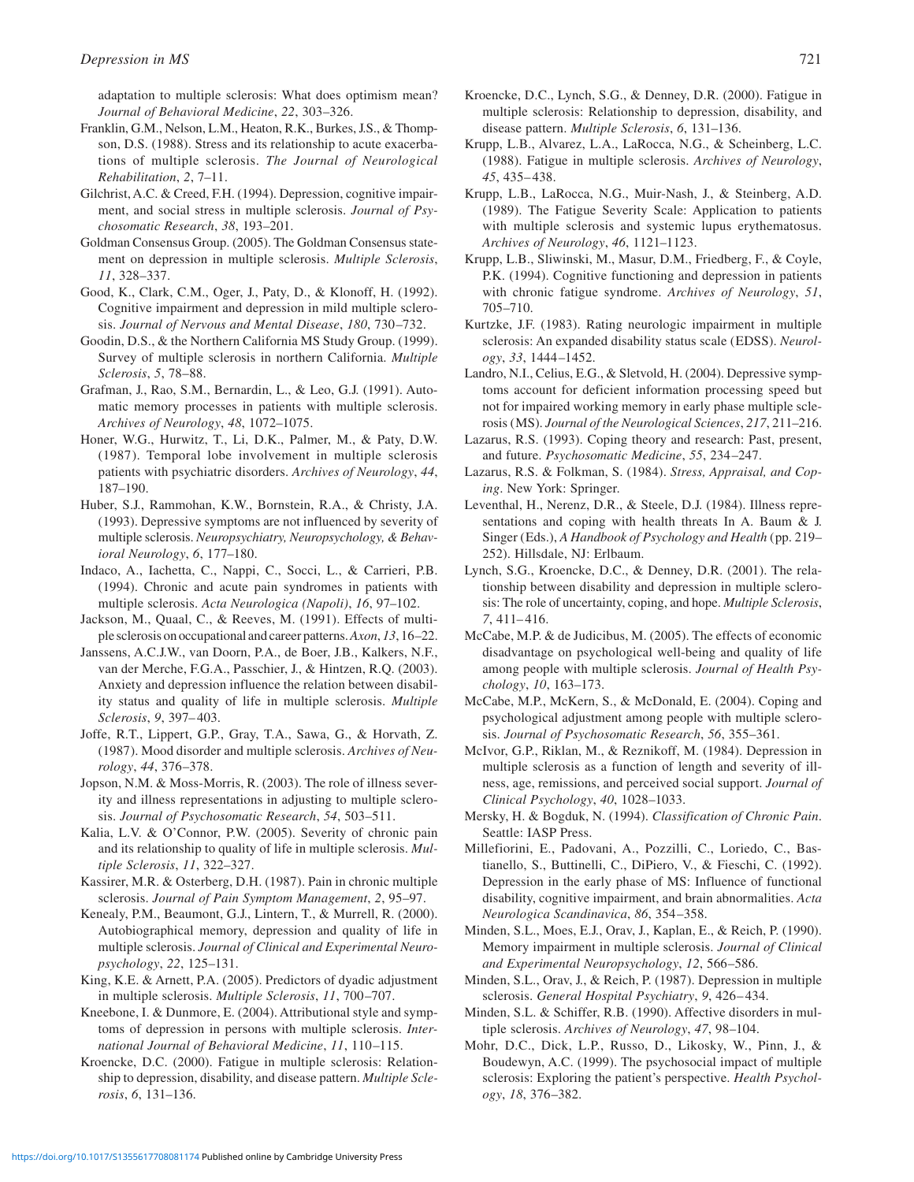adaptation to multiple sclerosis: What does optimism mean? *Journal of Behavioral Medicine*, *22*, 303–326.

Franklin, G.M., Nelson, L.M., Heaton, R.K., Burkes, J.S., & Thompson, D.S. (1988). Stress and its relationship to acute exacerbations of multiple sclerosis. *The Journal of Neurological Rehabilitation*, *2*, 7–11.

Gilchrist, A.C. & Creed, F.H. (1994). Depression, cognitive impairment, and social stress in multiple sclerosis. *Journal of Psychosomatic Research*, *38*, 193–201.

Goldman Consensus Group. (2005). The Goldman Consensus statement on depression in multiple sclerosis. *Multiple Sclerosis*, *11*, 328–337.

Good, K., Clark, C.M., Oger, J., Paty, D., & Klonoff, H. (1992). Cognitive impairment and depression in mild multiple sclerosis. *Journal of Nervous and Mental Disease*, *180*, 730–732.

Goodin, D.S., & the Northern California MS Study Group. (1999). Survey of multiple sclerosis in northern California. *Multiple Sclerosis*, *5*, 78–88.

Grafman, J., Rao, S.M., Bernardin, L., & Leo, G.J. (1991). Automatic memory processes in patients with multiple sclerosis. *Archives of Neurology*, *48*, 1072–1075.

Honer, W.G., Hurwitz, T., Li, D.K., Palmer, M., & Paty, D.W. (1987). Temporal lobe involvement in multiple sclerosis patients with psychiatric disorders. *Archives of Neurology*, *44*, 187–190.

Huber, S.J., Rammohan, K.W., Bornstein, R.A., & Christy, J.A. (1993). Depressive symptoms are not influenced by severity of multiple sclerosis. *Neuropsychiatry, Neuropsychology, & Behavioral Neurology*, *6*, 177–180.

Indaco, A., Iachetta, C., Nappi, C., Socci, L., & Carrieri, P.B. (1994). Chronic and acute pain syndromes in patients with multiple sclerosis. *Acta Neurologica (Napoli)*, *16*, 97–102.

Jackson, M., Quaal, C., & Reeves, M. (1991). Effects of multiple sclerosis on occupational and career patterns. *Axon*, *13*, 16–22.

Janssens, A.C.J.W., van Doorn, P.A., de Boer, J.B., Kalkers, N.F., van der Merche, F.G.A., Passchier, J., & Hintzen, R.Q. (2003). Anxiety and depression influence the relation between disability status and quality of life in multiple sclerosis. *Multiple Sclerosis*, *9*, 397–403.

Joffe, R.T., Lippert, G.P., Gray, T.A., Sawa, G., & Horvath, Z. (1987). Mood disorder and multiple sclerosis. *Archives of Neurology*, *44*, 376–378.

Jopson, N.M. & Moss-Morris, R. (2003). The role of illness severity and illness representations in adjusting to multiple sclerosis. *Journal of Psychosomatic Research*, *54*, 503–511.

Kalia, L.V. & O'Connor, P.W. (2005). Severity of chronic pain and its relationship to quality of life in multiple sclerosis. *Multiple Sclerosis*, *11*, 322–327.

Kassirer, M.R. & Osterberg, D.H. (1987). Pain in chronic multiple sclerosis. *Journal of Pain Symptom Management*, *2*, 95–97.

Kenealy, P.M., Beaumont, G.J., Lintern, T., & Murrell, R. (2000). Autobiographical memory, depression and quality of life in multiple sclerosis. *Journal of Clinical and Experimental Neuropsychology*, *22*, 125–131.

King, K.E. & Arnett, P.A. (2005). Predictors of dyadic adjustment in multiple sclerosis. *Multiple Sclerosis*, *11*, 700–707.

Kneebone, I. & Dunmore, E. (2004). Attributional style and symptoms of depression in persons with multiple sclerosis. *International Journal of Behavioral Medicine*, *11*, 110–115.

Kroencke, D.C. (2000). Fatigue in multiple sclerosis: Relationship to depression, disability, and disease pattern. *Multiple Sclerosis*, *6*, 131–136.

Kroencke, D.C., Lynch, S.G., & Denney, D.R. (2000). Fatigue in multiple sclerosis: Relationship to depression, disability, and disease pattern. *Multiple Sclerosis*, *6*, 131–136.

Krupp, L.B., Alvarez, L.A., LaRocca, N.G., & Scheinberg, L.C. (1988). Fatigue in multiple sclerosis. *Archives of Neurology*, *45*, 435–438.

Krupp, L.B., LaRocca, N.G., Muir-Nash, J., & Steinberg, A.D. (1989). The Fatigue Severity Scale: Application to patients with multiple sclerosis and systemic lupus erythematosus. *Archives of Neurology*, *46*, 1121–1123.

Krupp, L.B., Sliwinski, M., Masur, D.M., Friedberg, F., & Coyle, P.K. (1994). Cognitive functioning and depression in patients with chronic fatigue syndrome. *Archives of Neurology*, *51*, 705–710.

Kurtzke, J.F. (1983). Rating neurologic impairment in multiple sclerosis: An expanded disability status scale (EDSS). *Neurology*, *33*, 1444–1452.

Landro, N.I., Celius, E.G., & Sletvold, H. (2004). Depressive symptoms account for deficient information processing speed but not for impaired working memory in early phase multiple sclerosis (MS). *Journal of the Neurological Sciences*, *217*, 211–216.

Lazarus, R.S. (1993). Coping theory and research: Past, present, and future. *Psychosomatic Medicine*, *55*, 234–247.

Lazarus, R.S. & Folkman, S. (1984). *Stress, Appraisal, and Coping*. New York: Springer.

Leventhal, H., Nerenz, D.R., & Steele, D.J. (1984). Illness representations and coping with health threats In A. Baum & J. Singer (Eds.), *A Handbook of Psychology and Health* (pp. 219–252). Hillsdale, NJ: Erlbaum.

Lynch, S.G., Kroencke, D.C., & Denney, D.R. (2001). The relationship between disability and depression in multiple sclerosis: The role of uncertainty, coping, and hope. *Multiple Sclerosis*, *7*, 411–416.

McCabe, M.P. & de Judicibus, M. (2005). The effects of economic disadvantage on psychological well-being and quality of life among people with multiple sclerosis. *Journal of Health Psychology*, *10*, 163–173.

McCabe, M.P., McKern, S., & McDonald, E. (2004). Coping and psychological adjustment among people with multiple sclerosis. *Journal of Psychosomatic Research*, *56*, 355–361.

McIvor, G.P., Riklan, M., & Reznikoff, M. (1984). Depression in multiple sclerosis as a function of length and severity of illness, age, remissions, and perceived social support. *Journal of Clinical Psychology*, *40*, 1028–1033.

Mersky, H. & Bogduk, N. (1994). *Classification of Chronic Pain*. Seattle: IASP Press.

Millefiorini, E., Padovani, A., Pozzilli, C., Loriedo, C., Bastianello, S., Buttinelli, C., DiPiero, V., & Fieschi, C. (1992). Depression in the early phase of MS: Influence of functional disability, cognitive impairment, and brain abnormalities. *Acta Neurologica Scandinavica*, *86*, 354–358.

Minden, S.L., Moes, E.J., Orav, J., Kaplan, E., & Reich, P. (1990). Memory impairment in multiple sclerosis. *Journal of Clinical and Experimental Neuropsychology*, *12*, 566–586.

Minden, S.L., Orav, J., & Reich, P. (1987). Depression in multiple sclerosis. *General Hospital Psychiatry*, *9*, 426–434.

Minden, S.L. & Schiffer, R.B. (1990). Affective disorders in multiple sclerosis. *Archives of Neurology*, *47*, 98–104.

Mohr, D.C., Dick, L.P., Russo, D., Likosky, W., Pinn, J., & Boudewyn, A.C. (1999). The psychosocial impact of multiple sclerosis: Exploring the patient's perspective. *Health Psychology*, *18*, 376–382.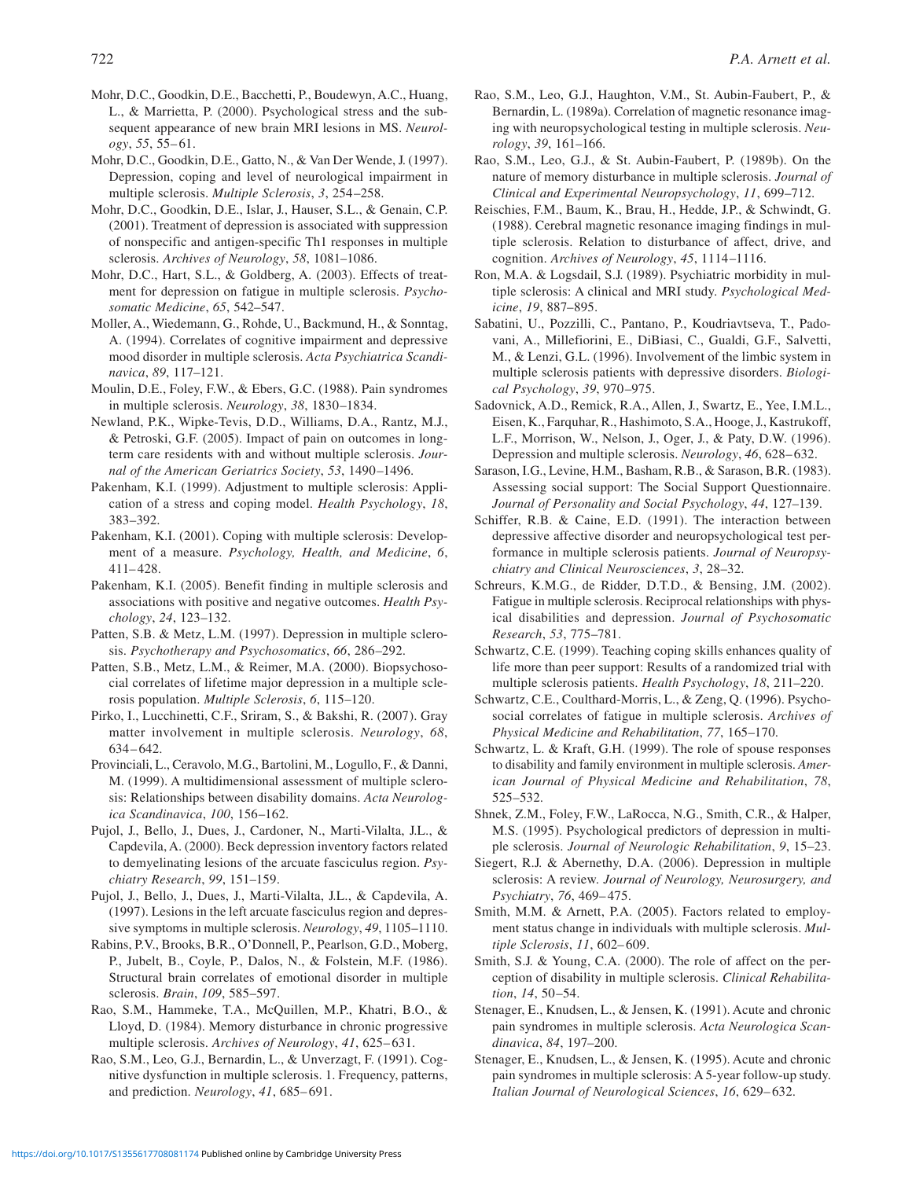Mohr, D.C., Goodkin, D.E., Bacchetti, P., Boudewyn, A.C., Huang, L., & Marrietta, P. (2000). Psychological stress and the subsequent appearance of new brain MRI lesions in MS. *Neurology*, *55*, 55–61.

Mohr, D.C., Goodkin, D.E., Gatto, N., & Van Der Wende, J. (1997). Depression, coping and level of neurological impairment in multiple sclerosis. *Multiple Sclerosis*, *3*, 254–258.

Mohr, D.C., Goodkin, D.E., Islar, J., Hauser, S.L., & Genain, C.P. (2001). Treatment of depression is associated with suppression of nonspecific and antigen-specific Th1 responses in multiple sclerosis. *Archives of Neurology*, *58*, 1081–1086.

Mohr, D.C., Hart, S.L., & Goldberg, A. (2003). Effects of treatment for depression on fatigue in multiple sclerosis. *Psychosomatic Medicine*, *65*, 542–547.

Moller, A., Wiedemann, G., Rohde, U., Backmund, H., & Sonntag, A. (1994). Correlates of cognitive impairment and depressive mood disorder in multiple sclerosis. *Acta Psychiatrica Scandinavica*, *89*, 117–121.

Moulin, D.E., Foley, F.W., & Ebers, G.C. (1988). Pain syndromes in multiple sclerosis. *Neurology*, *38*, 1830–1834.

Newland, P.K., Wipke-Tevis, D.D., Williams, D.A., Rantz, M.J., & Petroski, G.F. (2005). Impact of pain on outcomes in long-term care residents with and without multiple sclerosis. *Journal of the American Geriatrics Society*, *53*, 1490–1496.

Pakenham, K.I. (1999). Adjustment to multiple sclerosis: Application of a stress and coping model. *Health Psychology*, *18*, 383–392.

Pakenham, K.I. (2001). Coping with multiple sclerosis: Development of a measure. *Psychology, Health, and Medicine*, *6*, 411–428.

Pakenham, K.I. (2005). Benefit finding in multiple sclerosis and associations with positive and negative outcomes. *Health Psychology*, *24*, 123–132.

Patten, S.B. & Metz, L.M. (1997). Depression in multiple sclerosis. *Psychotherapy and Psychosomatics*, *66*, 286–292.

Patten, S.B., Metz, L.M., & Reimer, M.A. (2000). Biopsychosocial correlates of lifetime major depression in a multiple sclerosis population. *Multiple Sclerosis*, *6*, 115–120.

Pirko, I., Lucchinetti, C.F., Sriram, S., & Bakshi, R. (2007). Gray matter involvement in multiple sclerosis. *Neurology*, *68*, 634–642.

Provinciali, L., Ceravolo, M.G., Bartolini, M., Logullo, F., & Danni, M. (1999). A multidimensional assessment of multiple sclerosis: Relationships between disability domains. *Acta Neurologica Scandinavica*, *100*, 156–162.

Pujol, J., Bello, J., Dues, J., Cardoner, N., Marti-Vilalta, J.L., & Capdevila, A. (2000). Beck depression inventory factors related to demyelinating lesions of the arcuate fasciculus region. *Psychiatry Research*, *99*, 151–159.

Pujol, J., Bello, J., Dues, J., Marti-Vilalta, J.L., & Capdevila, A. (1997). Lesions in the left arcuate fasciculus region and depressive symptoms in multiple sclerosis. *Neurology*, *49*, 1105–1110.

Rabins, P.V., Brooks, B.R., O'Donnell, P., Pearlson, G.D., Moberg, P., Jubelt, B., Coyle, P., Dalos, N., & Folstein, M.F. (1986). Structural brain correlates of emotional disorder in multiple sclerosis. *Brain*, *109*, 585–597.

Rao, S.M., Hammeke, T.A., McQuillen, M.P., Khatri, B.O., & Lloyd, D. (1984). Memory disturbance in chronic progressive multiple sclerosis. *Archives of Neurology*, *41*, 625–631.

Rao, S.M., Leo, G.J., Bernardin, L., & Unverzagt, F. (1991). Cognitive dysfunction in multiple sclerosis. 1. Frequency, patterns, and prediction. *Neurology*, *41*, 685–691.

Rao, S.M., Leo, G.J., Haughton, V.M., St. Aubin-Faubert, P., & Bernardin, L. (1989a). Correlation of magnetic resonance imaging with neuropsychological testing in multiple sclerosis. *Neurology*, *39*, 161–166.

Rao, S.M., Leo, G.J., & St. Aubin-Faubert, P. (1989b). On the nature of memory disturbance in multiple sclerosis. *Journal of Clinical and Experimental Neuropsychology*, *11*, 699–712.

Reischies, F.M., Baum, K., Brau, H., Hedde, J.P., & Schwindt, G. (1988). Cerebral magnetic resonance imaging findings in multiple sclerosis. Relation to disturbance of affect, drive, and cognition. *Archives of Neurology*, *45*, 1114–1116.

Ron, M.A. & Logsdail, S.J. (1989). Psychiatric morbidity in multiple sclerosis: A clinical and MRI study. *Psychological Medicine*, *19*, 887–895.

Sabatini, U., Pozzilli, C., Pantano, P., Koudriavtseva, T., Padovani, A., Millefiorini, E., DiBiasi, C., Gualdi, G.F., Salvetti, M., & Lenzi, G.L. (1996). Involvement of the limbic system in multiple sclerosis patients with depressive disorders. *Biological Psychology*, *39*, 970–975.

Sadovnick, A.D., Remick, R.A., Allen, J., Swartz, E., Yee, I.M.L., Eisen, K., Farquhar, R., Hashimoto, S.A., Hooge, J., Kastrukoff, L.F., Morrison, W., Nelson, J., Oger, J., & Paty, D.W. (1996). Depression and multiple sclerosis. *Neurology*, *46*, 628–632.

Sarason, I.G., Levine, H.M., Basham, R.B., & Sarason, B.R. (1983). Assessing social support: The Social Support Questionnaire. *Journal of Personality and Social Psychology*, *44*, 127–139.

Schiffer, R.B. & Caine, E.D. (1991). The interaction between depressive affective disorder and neuropsychological test performance in multiple sclerosis patients. *Journal of Neuropsychiatry and Clinical Neurosciences*, *3*, 28–32.

Schreurs, K.M.G., de Ridder, D.T.D., & Bensing, J.M. (2002). Fatigue in multiple sclerosis. Reciprocal relationships with physical disabilities and depression. *Journal of Psychosomatic Research*, *53*, 775–781.

Schwartz, C.E. (1999). Teaching coping skills enhances quality of life more than peer support: Results of a randomized trial with multiple sclerosis patients. *Health Psychology*, *18*, 211–220.

Schwartz, C.E., Coulthard-Morris, L., & Zeng, Q. (1996). Psychosocial correlates of fatigue in multiple sclerosis. *Archives of Physical Medicine and Rehabilitation*, *77*, 165–170.

Schwartz, L. & Kraft, G.H. (1999). The role of spouse responses to disability and family environment in multiple sclerosis. *American Journal of Physical Medicine and Rehabilitation*, *78*, 525–532.

Shnek, Z.M., Foley, F.W., LaRocca, N.G., Smith, C.R., & Halper, M.S. (1995). Psychological predictors of depression in multiple sclerosis. *Journal of Neurologic Rehabilitation*, *9*, 15–23.

Siegert, R.J. & Abernethy, D.A. (2006). Depression in multiple sclerosis: A review. *Journal of Neurology, Neurosurgery, and Psychiatry*, *76*, 469–475.

Smith, M.M. & Arnett, P.A. (2005). Factors related to employment status change in individuals with multiple sclerosis. *Multiple Sclerosis*, *11*, 602–609.

Smith, S.J. & Young, C.A. (2000). The role of affect on the perception of disability in multiple sclerosis. *Clinical Rehabilitation*, *14*, 50–54.

Stenager, E., Knudsen, L., & Jensen, K. (1991). Acute and chronic pain syndromes in multiple sclerosis. *Acta Neurologica Scandinavica*, *84*, 197–200.

Stenager, E., Knudsen, L., & Jensen, K. (1995). Acute and chronic pain syndromes in multiple sclerosis: A 5-year follow-up study. *Italian Journal of Neurological Sciences*, *16*, 629–632.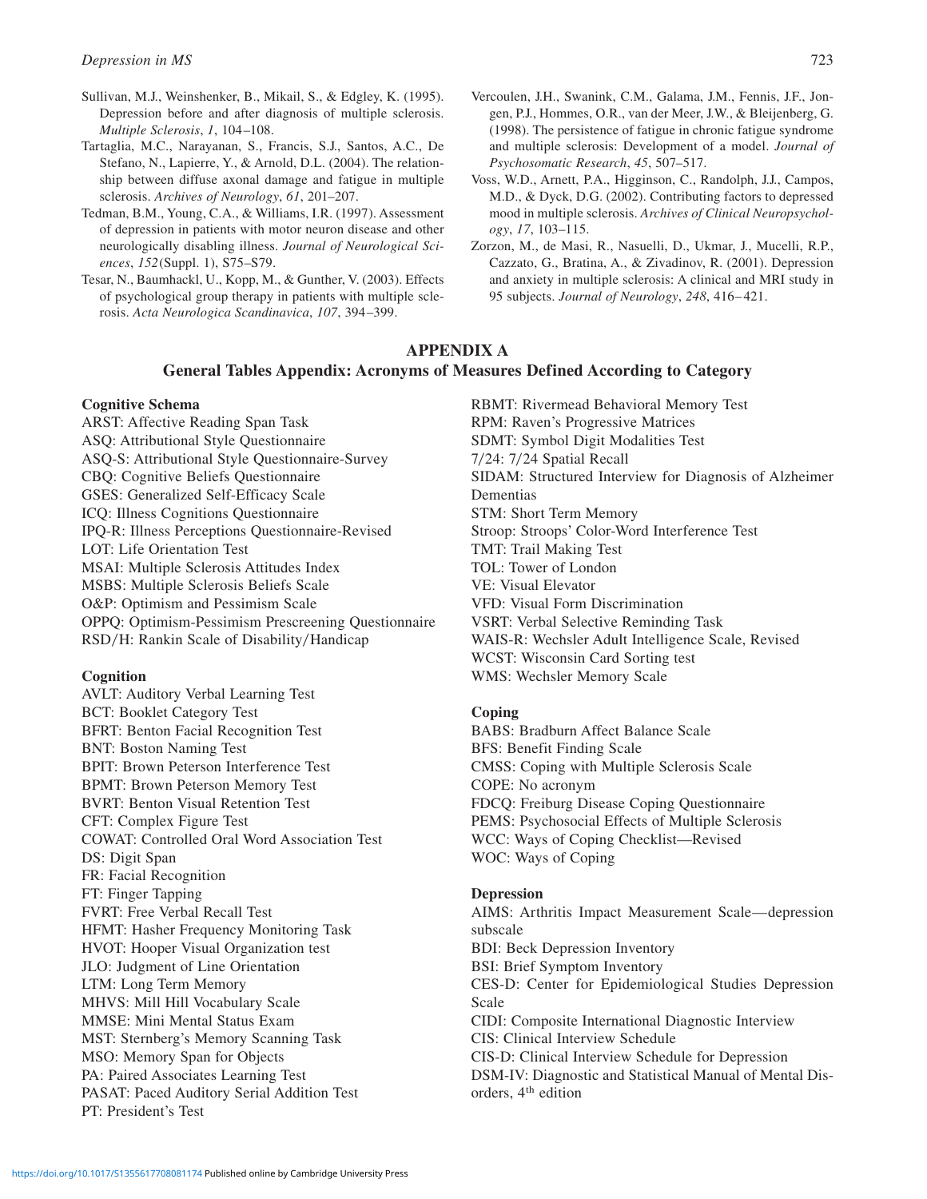Sullivan, M.J., Weinshenker, B., Mikail, S., & Edgley, K. (1995). Depression before and after diagnosis of multiple sclerosis. *Multiple Sclerosis*, *1*, 104–108.

Tartaglia, M.C., Narayanan, S., Francis, S.J., Santos, A.C., De Stefano, N., Lapierre, Y., & Arnold, D.L. (2004). The relationship between diffuse axonal damage and fatigue in multiple sclerosis. *Archives of Neurology*, *61*, 201–207.

Tedman, B.M., Young, C.A., & Williams, I.R. (1997). Assessment of depression in patients with motor neuron disease and other neurologically disabling illness. *Journal of Neurological Sciences*, *152*(Suppl. 1), S75–S79.

Tesar, N., Baumhackl, U., Kopp, M., & Gunther, V. (2003). Effects of psychological group therapy in patients with multiple sclerosis. *Acta Neurologica Scandinavica*, *107*, 394–399.

Vercoulen, J.H., Swanink, C.M., Galama, J.M., Fennis, J.F., Jongen, P.J., Hommes, O.R., van der Meer, J.W., & Bleijenberg, G. (1998). The persistence of fatigue in chronic fatigue syndrome and multiple sclerosis: Development of a model. *Journal of Psychosomatic Research*, *45*, 507–517.

Voss, W.D., Arnett, P.A., Higginson, C., Randolph, J.J., Campos, M.D., & Dyck, D.G. (2002). Contributing factors to depressed mood in multiple sclerosis. *Archives of Clinical Neuropsychology*, *17*, 103–115.

Zorzon, M., de Masi, R., Nasuelli, D., Ukmar, J., Mucelli, R.P., Cazzato, G., Bratina, A., & Zivadinov, R. (2001). Depression and anxiety in multiple sclerosis: A clinical and MRI study in 95 subjects. *Journal of Neurology*, *248*, 416–421.

## APPENDIX A

## General Tables Appendix: Acronyms of Measures Defined According to Category

**Cognitive Schema**

ARST: Affective Reading Span Task
ASQ: Attributional Style Questionnaire
ASQ-S: Attributional Style Questionnaire-Survey
CBQ: Cognitive Beliefs Questionnaire
GSES: Generalized Self-Efficacy Scale
ICQ: Illness Cognitions Questionnaire
IPQ-R: Illness Perceptions Questionnaire-Revised
LOT: Life Orientation Test
MSAI: Multiple Sclerosis Attitudes Index
MSBS: Multiple Sclerosis Beliefs Scale
O&P: Optimism and Pessimism Scale
OPPQ: Optimism-Pessimism Prescreening Questionnaire
RSD/H: Rankin Scale of Disability/Handicap

**Cognition**

AVLT: Auditory Verbal Learning Test
BCT: Booklet Category Test
BFRT: Benton Facial Recognition Test
BNT: Boston Naming Test
BPIT: Brown Peterson Interference Test
BPMT: Brown Peterson Memory Test
BVRT: Benton Visual Retention Test
CFT: Complex Figure Test
COWAT: Controlled Oral Word Association Test
DS: Digit Span
FR: Facial Recognition
FT: Finger Tapping
FVRT: Free Verbal Recall Test
HFMT: Hasher Frequency Monitoring Task
HVOT: Hooper Visual Organization test
JLO: Judgment of Line Orientation
LTM: Long Term Memory
MHVS: Mill Hill Vocabulary Scale
MMSE: Mini Mental Status Exam
MST: Sternberg's Memory Scanning Task
MSO: Memory Span for Objects
PA: Paired Associates Learning Test
PASAT: Paced Auditory Serial Addition Test
PT: President's Test
RBMT: Rivermead Behavioral Memory Test
RPM: Raven's Progressive Matrices
SDMT: Symbol Digit Modalities Test
7/24: 7/24 Spatial Recall
SIDAM: Structured Interview for Diagnosis of Alzheimer Dementias
STM: Short Term Memory
Stroop: Stroops' Color-Word Interference Test
TMT: Trail Making Test
TOL: Tower of London
VE: Visual Elevator
VFD: Visual Form Discrimination
VSRT: Verbal Selective Reminding Task
WAIS-R: Wechsler Adult Intelligence Scale, Revised
WCST: Wisconsin Card Sorting test
WMS: Wechsler Memory Scale

**Coping**

BABS: Bradburn Affect Balance Scale
BFS: Benefit Finding Scale
CMSS: Coping with Multiple Sclerosis Scale
COPE: No acronym
FDCQ: Freiburg Disease Coping Questionnaire
PEMS: Psychosocial Effects of Multiple Sclerosis
WCC: Ways of Coping Checklist—Revised
WOC: Ways of Coping

**Depression**

AIMS: Arthritis Impact Measurement Scale—depression subscale
BDI: Beck Depression Inventory
BSI: Brief Symptom Inventory
CES-D: Center for Epidemiological Studies Depression Scale
CIDI: Composite International Diagnostic Interview
CIS: Clinical Interview Schedule
CIS-D: Clinical Interview Schedule for Depression
DSM-IV: Diagnostic and Statistical Manual of Mental Disorders, 4th edition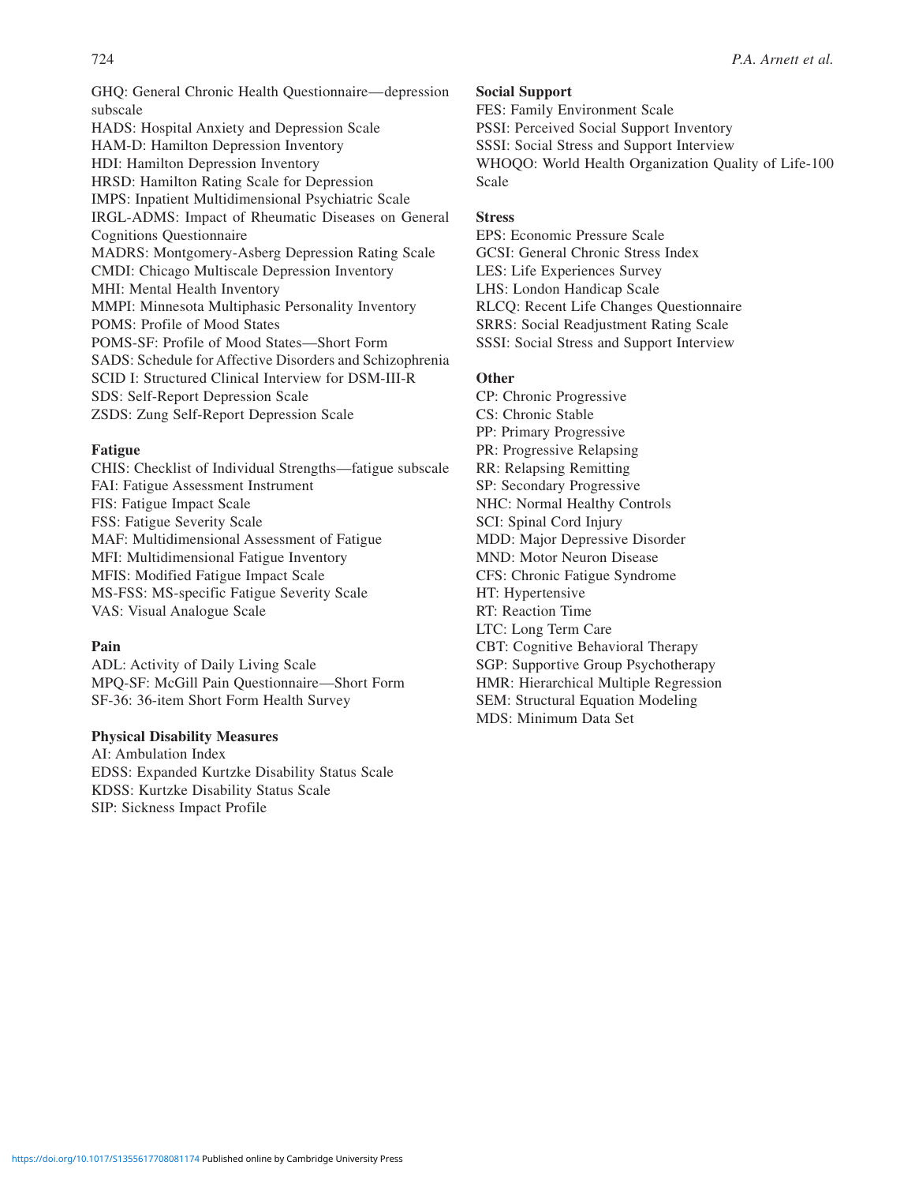GHQ: General Chronic Health Questionnaire—depression subscale
HADS: Hospital Anxiety and Depression Scale
HAM-D: Hamilton Depression Inventory
HDI: Hamilton Depression Inventory
HRSD: Hamilton Rating Scale for Depression
IMPS: Inpatient Multidimensional Psychiatric Scale
IRGL-ADMS: Impact of Rheumatic Diseases on General Cognitions Questionnaire
MADRS: Montgomery-Asberg Depression Rating Scale
CMDI: Chicago Multiscale Depression Inventory
MHI: Mental Health Inventory
MMPI: Minnesota Multiphasic Personality Inventory
POMS: Profile of Mood States
POMS-SF: Profile of Mood States—Short Form
SADS: Schedule for Affective Disorders and Schizophrenia
SCID I: Structured Clinical Interview for DSM-III-R
SDS: Self-Report Depression Scale
ZSDS: Zung Self-Report Depression Scale

**Fatigue**

CHIS: Checklist of Individual Strengths—fatigue subscale
FAI: Fatigue Assessment Instrument
FIS: Fatigue Impact Scale
FSS: Fatigue Severity Scale
MAF: Multidimensional Assessment of Fatigue
MFI: Multidimensional Fatigue Inventory
MFIS: Modified Fatigue Impact Scale
MS-FSS: MS-specific Fatigue Severity Scale
VAS: Visual Analogue Scale

**Pain**

ADL: Activity of Daily Living Scale
MPQ-SF: McGill Pain Questionnaire—Short Form
SF-36: 36-item Short Form Health Survey

**Physical Disability Measures**

AI: Ambulation Index
EDSS: Expanded Kurtzke Disability Status Scale
KDSS: Kurtzke Disability Status Scale
SIP: Sickness Impact Profile

**Social Support**

FES: Family Environment Scale
PSSI: Perceived Social Support Inventory
SSSI: Social Stress and Support Interview
WHOQO: World Health Organization Quality of Life-100 Scale

**Stress**

EPS: Economic Pressure Scale
GCSI: General Chronic Stress Index
LES: Life Experiences Survey
LHS: London Handicap Scale
RLCQ: Recent Life Changes Questionnaire
SRRS: Social Readjustment Rating Scale
SSSI: Social Stress and Support Interview

**Other**

CP: Chronic Progressive
CS: Chronic Stable
PP: Primary Progressive
PR: Progressive Relapsing
RR: Relapsing Remitting
SP: Secondary Progressive
NHC: Normal Healthy Controls
SCI: Spinal Cord Injury
MDD: Major Depressive Disorder
MND: Motor Neuron Disease
CFS: Chronic Fatigue Syndrome
HT: Hypertensive
RT: Reaction Time
LTC: Long Term Care
CBT: Cognitive Behavioral Therapy
SGP: Supportive Group Psychotherapy
HMR: Hierarchical Multiple Regression
SEM: Structural Equation Modeling
MDS: Minimum Data Set